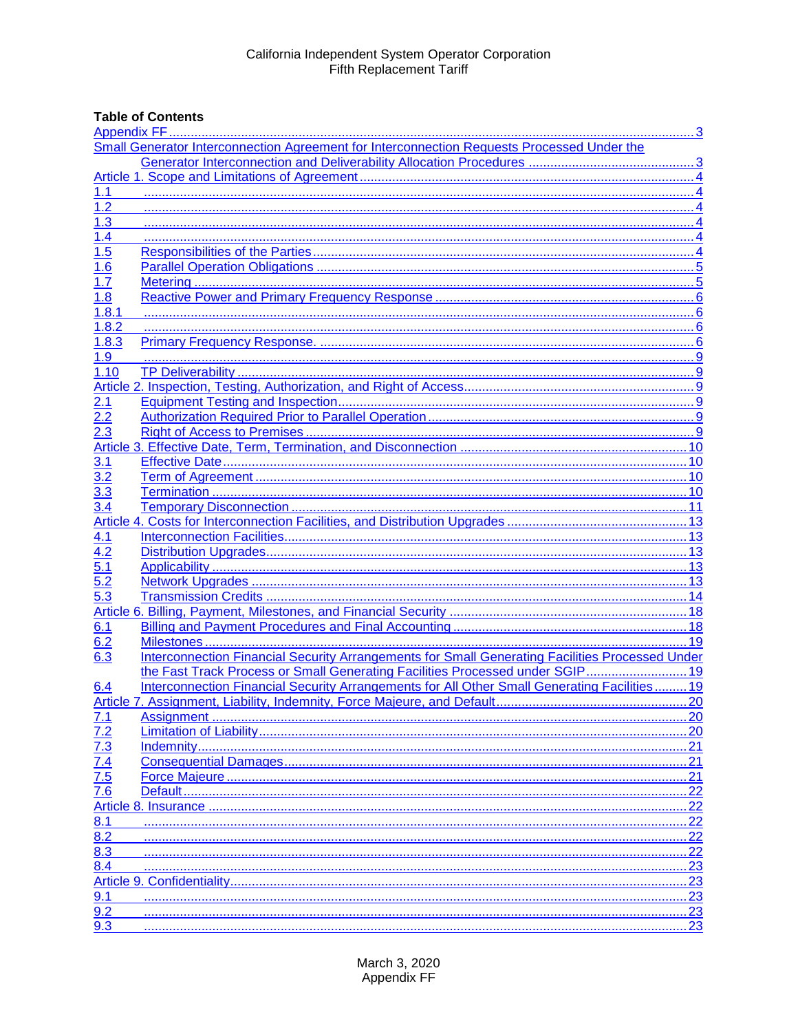California Independent System Operator Corporation
Fifth Replacement Tariff

**Table of Contents**

Appendix FF ..... 3
Small Generator Interconnection Agreement for Interconnection Requests Processed Under the Generator Interconnection and Deliverability Allocation Procedures ..... 3
Article 1. Scope and Limitations of Agreement ..... 4
1.1 ..... 4
1.2 ..... 4
1.3 ..... 4
1.4 ..... 4
1.5 Responsibilities of the Parties ..... 4
1.6 Parallel Operation Obligations ..... 5
1.7 Metering ..... 5
1.8 Reactive Power and Primary Frequency Response ..... 6
1.8.1 ..... 6
1.8.2 ..... 6
1.8.3 Primary Frequency Response. ..... 6
1.9 ..... 9
1.10 TP Deliverability ..... 9
Article 2. Inspection, Testing, Authorization, and Right of Access ..... 9
2.1 Equipment Testing and Inspection ..... 9
2.2 Authorization Required Prior to Parallel Operation ..... 9
2.3 Right of Access to Premises ..... 9
Article 3. Effective Date, Term, Termination, and Disconnection ..... 10
3.1 Effective Date ..... 10
3.2 Term of Agreement ..... 10
3.3 Termination ..... 10
3.4 Temporary Disconnection ..... 11
Article 4. Costs for Interconnection Facilities, and Distribution Upgrades ..... 13
4.1 Interconnection Facilities ..... 13
4.2 Distribution Upgrades ..... 13
5.1 Applicability ..... 13
5.2 Network Upgrades ..... 13
5.3 Transmission Credits ..... 14
Article 6. Billing, Payment, Milestones, and Financial Security ..... 18
6.1 Billing and Payment Procedures and Final Accounting ..... 18
6.2 Milestones ..... 19
6.3 Interconnection Financial Security Arrangements for Small Generating Facilities Processed Under the Fast Track Process or Small Generating Facilities Processed under SGIP ..... 19
6.4 Interconnection Financial Security Arrangements for All Other Small Generating Facilities ..... 19
Article 7. Assignment, Liability, Indemnity, Force Majeure, and Default ..... 20
7.1 Assignment ..... 20
7.2 Limitation of Liability ..... 20
7.3 Indemnity ..... 21
7.4 Consequential Damages ..... 21
7.5 Force Majeure ..... 21
7.6 Default ..... 22
Article 8. Insurance ..... 22
8.1 ..... 22
8.2 ..... 22
8.3 ..... 22
8.4 ..... 23
Article 9. Confidentiality ..... 23
9.1 ..... 23
9.2 ..... 23
9.3 ..... 23

March 3, 2020
Appendix FF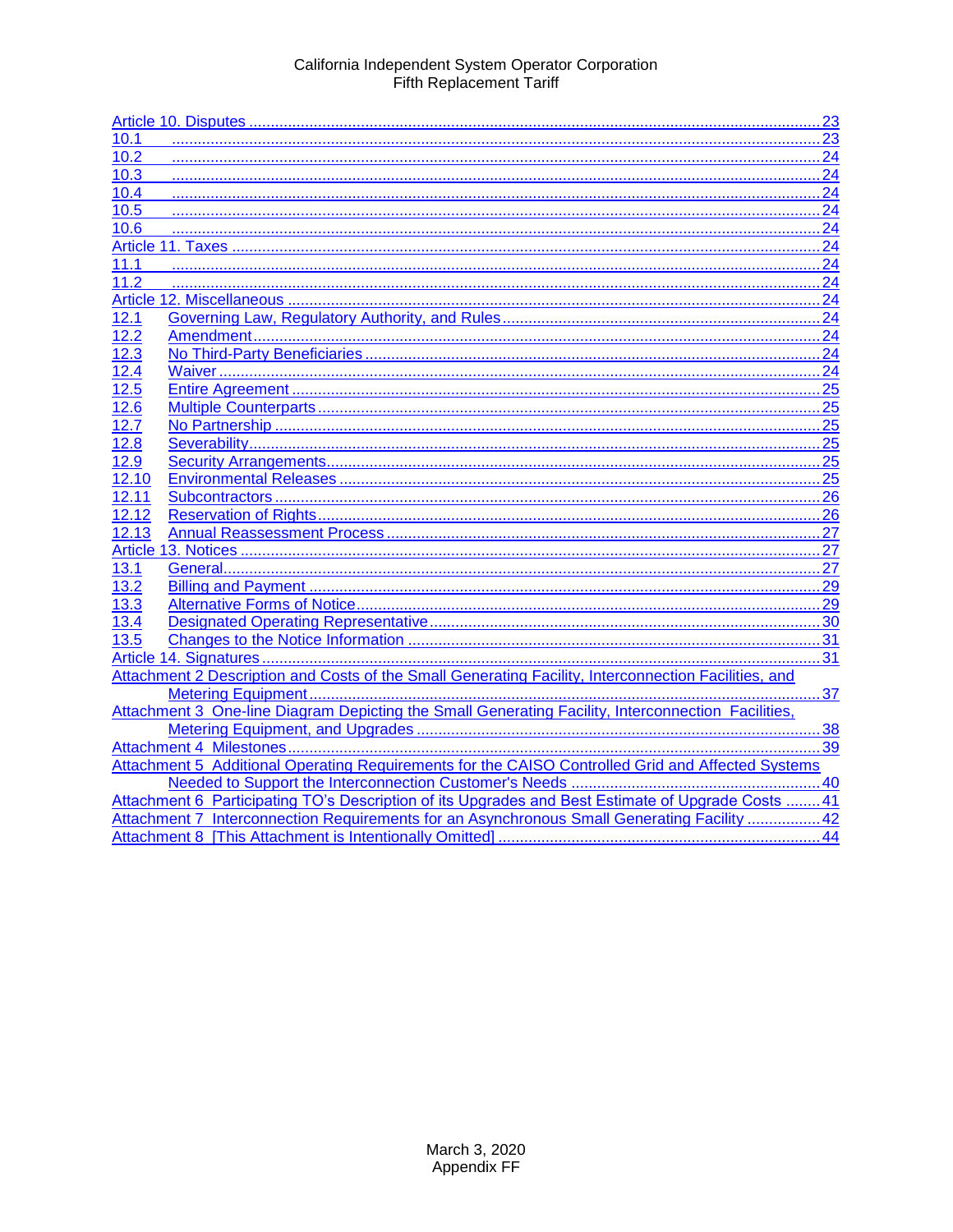[Article 10. Disputes ........ 23]
[10.1 ........ 23]
[10.2 ........ 24]
[10.3 ........ 24]
[10.4 ........ 24]
[10.5 ........ 24]
[10.6 ........ 24]
[Article 11. Taxes ........ 24]
[11.1 ........ 24]
[11.2 ........ 24]
[Article 12. Miscellaneous ........ 24]
[12.1 Governing Law, Regulatory Authority, and Rules ........ 24]
[12.2 Amendment ........ 24]
[12.3 No Third-Party Beneficiaries ........ 24]
[12.4 Waiver ........ 24]
[12.5 Entire Agreement ........ 25]
[12.6 Multiple Counterparts ........ 25]
[12.7 No Partnership ........ 25]
[12.8 Severability ........ 25]
[12.9 Security Arrangements ........ 25]
[12.10 Environmental Releases ........ 25]
[12.11 Subcontractors ........ 26]
[12.12 Reservation of Rights ........ 26]
[12.13 Annual Reassessment Process ........ 27]
[Article 13. Notices ........ 27]
[13.1 General ........ 27]
[13.2 Billing and Payment ........ 29]
[13.3 Alternative Forms of Notice ........ 29]
[13.4 Designated Operating Representative ........ 30]
[13.5 Changes to the Notice Information ........ 31]
[Article 14. Signatures ........ 31]
[Attachment 2 Description and Costs of the Small Generating Facility, Interconnection Facilities, and Metering Equipment ........ 37]
[Attachment 3 One-line Diagram Depicting the Small Generating Facility, Interconnection Facilities, Metering Equipment, and Upgrades ........ 38]
[Attachment 4 Milestones ........ 39]
[Attachment 5 Additional Operating Requirements for the CAISO Controlled Grid and Affected Systems Needed to Support the Interconnection Customer's Needs ........ 40]
[Attachment 6 Participating TO's Description of its Upgrades and Best Estimate of Upgrade Costs ........ 41]
[Attachment 7 Interconnection Requirements for an Asynchronous Small Generating Facility ........ 42]
[Attachment 8 [This Attachment is Intentionally Omitted] ........ 44]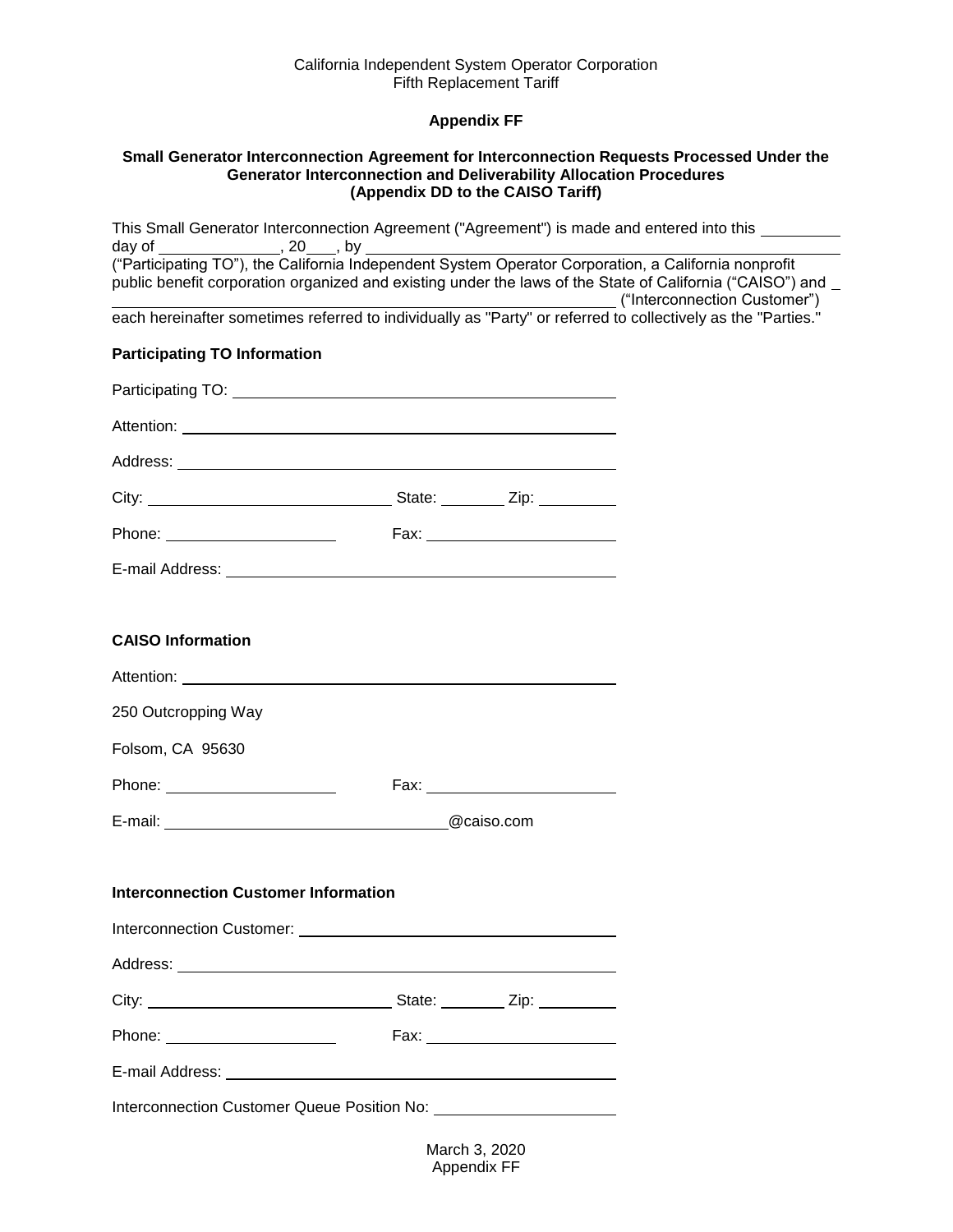California Independent System Operator Corporation
Fifth Replacement Tariff

**Appendix FF**

**Small Generator Interconnection Agreement for Interconnection Requests Processed Under the Generator Interconnection and Deliverability Allocation Procedures (Appendix DD to the CAISO Tariff)**

This Small Generator Interconnection Agreement ("Agreement") is made and entered into this _________ day of ______________, 20___, by ________________________________________________________ ("Participating TO"), the California Independent System Operator Corporation, a California nonprofit public benefit corporation organized and existing under the laws of the State of California ("CAISO") and _ ____________________________________________________________ ("Interconnection Customer") each hereinafter sometimes referred to individually as "Party" or referred to collectively as the "Parties."

**Participating TO Information**

Participating TO: ____________________________________________

Attention: ____________________________________________

Address: ____________________________________________

City: ____________________________ State: ________ Zip: _________

Phone: ____________________ Fax: ______________________

E-mail Address: ____________________________________________

**CAISO Information**

Attention: ____________________________________________

250 Outcropping Way

Folsom, CA 95630

Phone: ____________________ Fax: ______________________

E-mail: ________________________________@caiso.com

**Interconnection Customer Information**

Interconnection Customer: ____________________________________

Address: ____________________________________________

City: ____________________________ State: ________ Zip: _________

Phone: ____________________ Fax: ______________________

E-mail Address: ____________________________________________

Interconnection Customer Queue Position No: _____________________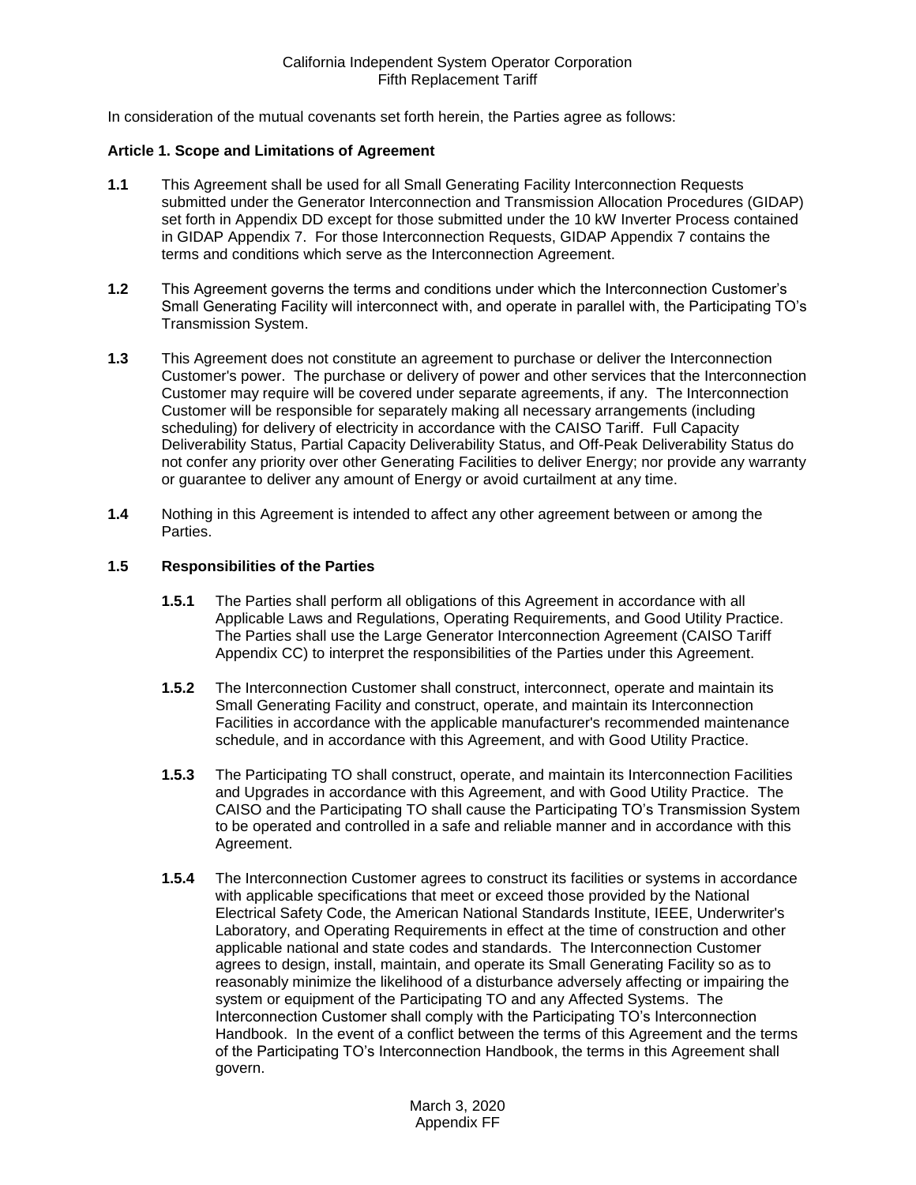In consideration of the mutual covenants set forth herein, the Parties agree as follows:

**Article 1. Scope and Limitations of Agreement**

**1.1** This Agreement shall be used for all Small Generating Facility Interconnection Requests submitted under the Generator Interconnection and Transmission Allocation Procedures (GIDAP) set forth in Appendix DD except for those submitted under the 10 kW Inverter Process contained in GIDAP Appendix 7. For those Interconnection Requests, GIDAP Appendix 7 contains the terms and conditions which serve as the Interconnection Agreement.

**1.2** This Agreement governs the terms and conditions under which the Interconnection Customer's Small Generating Facility will interconnect with, and operate in parallel with, the Participating TO's Transmission System.

**1.3** This Agreement does not constitute an agreement to purchase or deliver the Interconnection Customer's power. The purchase or delivery of power and other services that the Interconnection Customer may require will be covered under separate agreements, if any. The Interconnection Customer will be responsible for separately making all necessary arrangements (including scheduling) for delivery of electricity in accordance with the CAISO Tariff. Full Capacity Deliverability Status, Partial Capacity Deliverability Status, and Off-Peak Deliverability Status do not confer any priority over other Generating Facilities to deliver Energy; nor provide any warranty or guarantee to deliver any amount of Energy or avoid curtailment at any time.

**1.4** Nothing in this Agreement is intended to affect any other agreement between or among the Parties.

**1.5 Responsibilities of the Parties**

**1.5.1** The Parties shall perform all obligations of this Agreement in accordance with all Applicable Laws and Regulations, Operating Requirements, and Good Utility Practice. The Parties shall use the Large Generator Interconnection Agreement (CAISO Tariff Appendix CC) to interpret the responsibilities of the Parties under this Agreement.

**1.5.2** The Interconnection Customer shall construct, interconnect, operate and maintain its Small Generating Facility and construct, operate, and maintain its Interconnection Facilities in accordance with the applicable manufacturer's recommended maintenance schedule, and in accordance with this Agreement, and with Good Utility Practice.

**1.5.3** The Participating TO shall construct, operate, and maintain its Interconnection Facilities and Upgrades in accordance with this Agreement, and with Good Utility Practice. The CAISO and the Participating TO shall cause the Participating TO's Transmission System to be operated and controlled in a safe and reliable manner and in accordance with this Agreement.

**1.5.4** The Interconnection Customer agrees to construct its facilities or systems in accordance with applicable specifications that meet or exceed those provided by the National Electrical Safety Code, the American National Standards Institute, IEEE, Underwriter's Laboratory, and Operating Requirements in effect at the time of construction and other applicable national and state codes and standards. The Interconnection Customer agrees to design, install, maintain, and operate its Small Generating Facility so as to reasonably minimize the likelihood of a disturbance adversely affecting or impairing the system or equipment of the Participating TO and any Affected Systems. The Interconnection Customer shall comply with the Participating TO's Interconnection Handbook. In the event of a conflict between the terms of this Agreement and the terms of the Participating TO's Interconnection Handbook, the terms in this Agreement shall govern.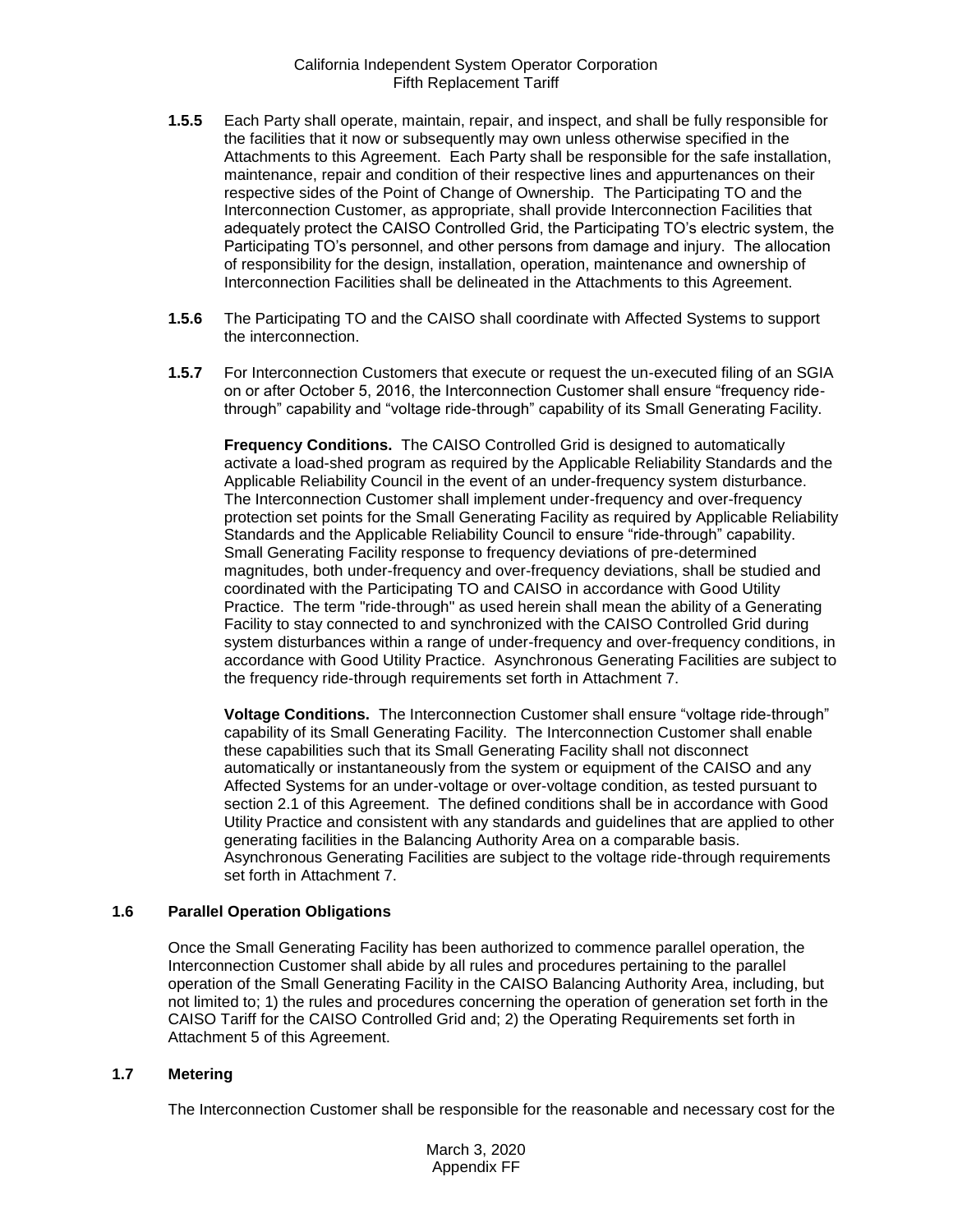**1.5.5** Each Party shall operate, maintain, repair, and inspect, and shall be fully responsible for the facilities that it now or subsequently may own unless otherwise specified in the Attachments to this Agreement. Each Party shall be responsible for the safe installation, maintenance, repair and condition of their respective lines and appurtenances on their respective sides of the Point of Change of Ownership. The Participating TO and the Interconnection Customer, as appropriate, shall provide Interconnection Facilities that adequately protect the CAISO Controlled Grid, the Participating TO's electric system, the Participating TO's personnel, and other persons from damage and injury. The allocation of responsibility for the design, installation, operation, maintenance and ownership of Interconnection Facilities shall be delineated in the Attachments to this Agreement.

**1.5.6** The Participating TO and the CAISO shall coordinate with Affected Systems to support the interconnection.

**1.5.7** For Interconnection Customers that execute or request the un-executed filing of an SGIA on or after October 5, 2016, the Interconnection Customer shall ensure "frequency ride-through" capability and "voltage ride-through" capability of its Small Generating Facility.

**Frequency Conditions.** The CAISO Controlled Grid is designed to automatically activate a load-shed program as required by the Applicable Reliability Standards and the Applicable Reliability Council in the event of an under-frequency system disturbance. The Interconnection Customer shall implement under-frequency and over-frequency protection set points for the Small Generating Facility as required by Applicable Reliability Standards and the Applicable Reliability Council to ensure "ride-through" capability. Small Generating Facility response to frequency deviations of pre-determined magnitudes, both under-frequency and over-frequency deviations, shall be studied and coordinated with the Participating TO and CAISO in accordance with Good Utility Practice. The term "ride-through" as used herein shall mean the ability of a Generating Facility to stay connected to and synchronized with the CAISO Controlled Grid during system disturbances within a range of under-frequency and over-frequency conditions, in accordance with Good Utility Practice. Asynchronous Generating Facilities are subject to the frequency ride-through requirements set forth in Attachment 7.

**Voltage Conditions.** The Interconnection Customer shall ensure "voltage ride-through" capability of its Small Generating Facility. The Interconnection Customer shall enable these capabilities such that its Small Generating Facility shall not disconnect automatically or instantaneously from the system or equipment of the CAISO and any Affected Systems for an under-voltage or over-voltage condition, as tested pursuant to section 2.1 of this Agreement. The defined conditions shall be in accordance with Good Utility Practice and consistent with any standards and guidelines that are applied to other generating facilities in the Balancing Authority Area on a comparable basis. Asynchronous Generating Facilities are subject to the voltage ride-through requirements set forth in Attachment 7.

### 1.6 Parallel Operation Obligations

Once the Small Generating Facility has been authorized to commence parallel operation, the Interconnection Customer shall abide by all rules and procedures pertaining to the parallel operation of the Small Generating Facility in the CAISO Balancing Authority Area, including, but not limited to; 1) the rules and procedures concerning the operation of generation set forth in the CAISO Tariff for the CAISO Controlled Grid and; 2) the Operating Requirements set forth in Attachment 5 of this Agreement.

### 1.7 Metering

The Interconnection Customer shall be responsible for the reasonable and necessary cost for the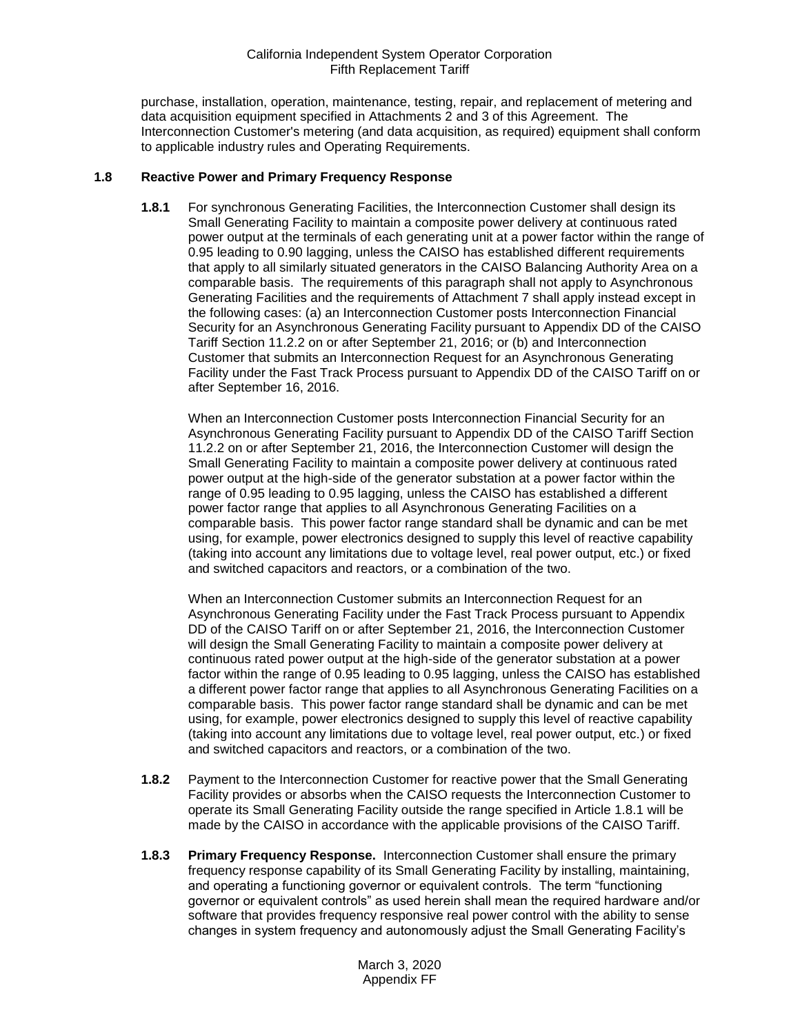purchase, installation, operation, maintenance, testing, repair, and replacement of metering and data acquisition equipment specified in Attachments 2 and 3 of this Agreement. The Interconnection Customer's metering (and data acquisition, as required) equipment shall conform to applicable industry rules and Operating Requirements.

### 1.8 Reactive Power and Primary Frequency Response

**1.8.1** For synchronous Generating Facilities, the Interconnection Customer shall design its Small Generating Facility to maintain a composite power delivery at continuous rated power output at the terminals of each generating unit at a power factor within the range of 0.95 leading to 0.90 lagging, unless the CAISO has established different requirements that apply to all similarly situated generators in the CAISO Balancing Authority Area on a comparable basis. The requirements of this paragraph shall not apply to Asynchronous Generating Facilities and the requirements of Attachment 7 shall apply instead except in the following cases: (a) an Interconnection Customer posts Interconnection Financial Security for an Asynchronous Generating Facility pursuant to Appendix DD of the CAISO Tariff Section 11.2.2 on or after September 21, 2016; or (b) and Interconnection Customer that submits an Interconnection Request for an Asynchronous Generating Facility under the Fast Track Process pursuant to Appendix DD of the CAISO Tariff on or after September 16, 2016.

When an Interconnection Customer posts Interconnection Financial Security for an Asynchronous Generating Facility pursuant to Appendix DD of the CAISO Tariff Section 11.2.2 on or after September 21, 2016, the Interconnection Customer will design the Small Generating Facility to maintain a composite power delivery at continuous rated power output at the high-side of the generator substation at a power factor within the range of 0.95 leading to 0.95 lagging, unless the CAISO has established a different power factor range that applies to all Asynchronous Generating Facilities on a comparable basis. This power factor range standard shall be dynamic and can be met using, for example, power electronics designed to supply this level of reactive capability (taking into account any limitations due to voltage level, real power output, etc.) or fixed and switched capacitors and reactors, or a combination of the two.

When an Interconnection Customer submits an Interconnection Request for an Asynchronous Generating Facility under the Fast Track Process pursuant to Appendix DD of the CAISO Tariff on or after September 21, 2016, the Interconnection Customer will design the Small Generating Facility to maintain a composite power delivery at continuous rated power output at the high-side of the generator substation at a power factor within the range of 0.95 leading to 0.95 lagging, unless the CAISO has established a different power factor range that applies to all Asynchronous Generating Facilities on a comparable basis. This power factor range standard shall be dynamic and can be met using, for example, power electronics designed to supply this level of reactive capability (taking into account any limitations due to voltage level, real power output, etc.) or fixed and switched capacitors and reactors, or a combination of the two.

**1.8.2** Payment to the Interconnection Customer for reactive power that the Small Generating Facility provides or absorbs when the CAISO requests the Interconnection Customer to operate its Small Generating Facility outside the range specified in Article 1.8.1 will be made by the CAISO in accordance with the applicable provisions of the CAISO Tariff.

**1.8.3** **Primary Frequency Response.** Interconnection Customer shall ensure the primary frequency response capability of its Small Generating Facility by installing, maintaining, and operating a functioning governor or equivalent controls. The term "functioning governor or equivalent controls" as used herein shall mean the required hardware and/or software that provides frequency responsive real power control with the ability to sense changes in system frequency and autonomously adjust the Small Generating Facility's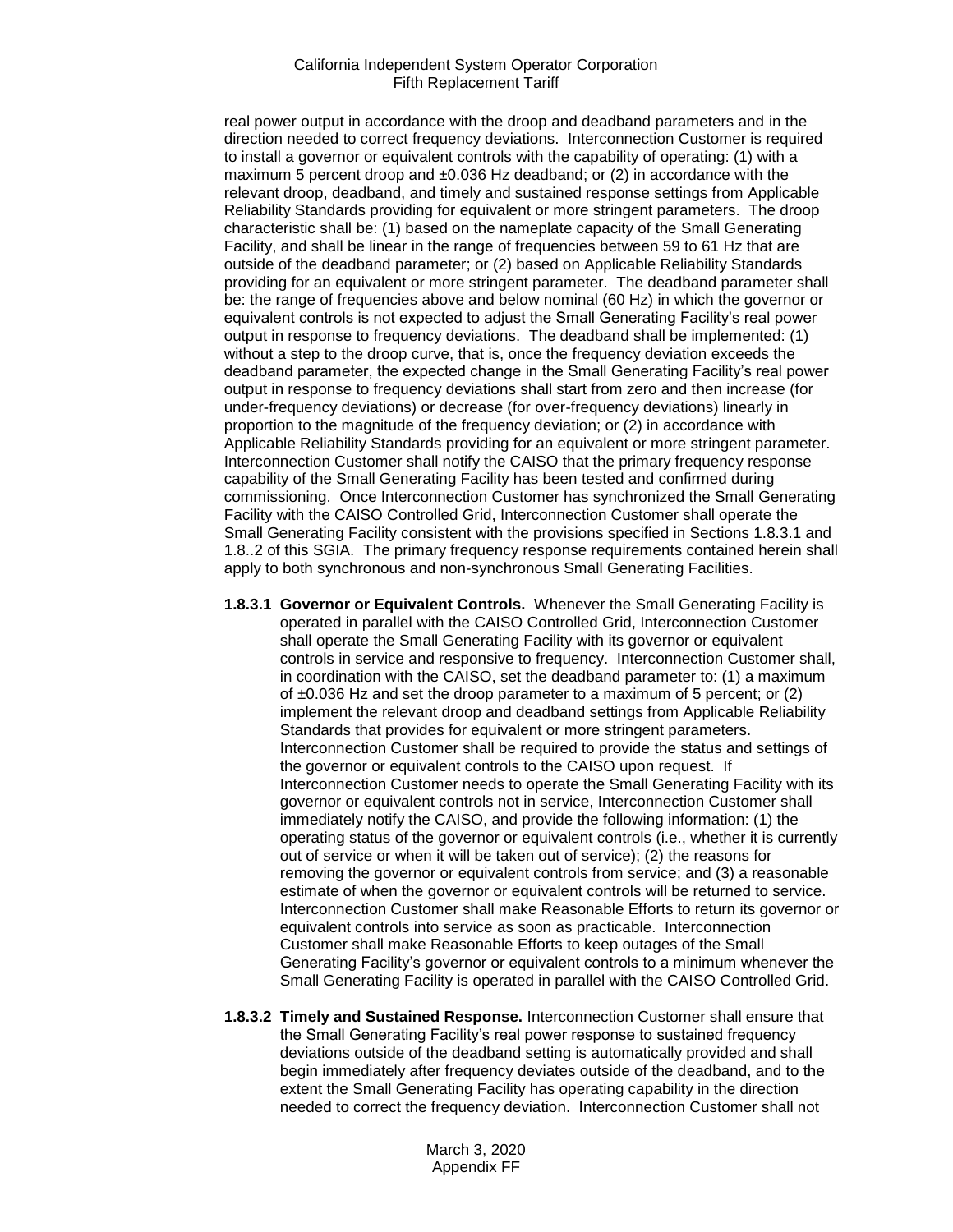real power output in accordance with the droop and deadband parameters and in the direction needed to correct frequency deviations. Interconnection Customer is required to install a governor or equivalent controls with the capability of operating: (1) with a maximum 5 percent droop and ±0.036 Hz deadband; or (2) in accordance with the relevant droop, deadband, and timely and sustained response settings from Applicable Reliability Standards providing for equivalent or more stringent parameters. The droop characteristic shall be: (1) based on the nameplate capacity of the Small Generating Facility, and shall be linear in the range of frequencies between 59 to 61 Hz that are outside of the deadband parameter; or (2) based on Applicable Reliability Standards providing for an equivalent or more stringent parameter. The deadband parameter shall be: the range of frequencies above and below nominal (60 Hz) in which the governor or equivalent controls is not expected to adjust the Small Generating Facility's real power output in response to frequency deviations. The deadband shall be implemented: (1) without a step to the droop curve, that is, once the frequency deviation exceeds the deadband parameter, the expected change in the Small Generating Facility's real power output in response to frequency deviations shall start from zero and then increase (for under-frequency deviations) or decrease (for over-frequency deviations) linearly in proportion to the magnitude of the frequency deviation; or (2) in accordance with Applicable Reliability Standards providing for an equivalent or more stringent parameter. Interconnection Customer shall notify the CAISO that the primary frequency response capability of the Small Generating Facility has been tested and confirmed during commissioning. Once Interconnection Customer has synchronized the Small Generating Facility with the CAISO Controlled Grid, Interconnection Customer shall operate the Small Generating Facility consistent with the provisions specified in Sections 1.8.3.1 and 1.8..2 of this SGIA. The primary frequency response requirements contained herein shall apply to both synchronous and non-synchronous Small Generating Facilities.

**1.8.3.1 Governor or Equivalent Controls.** Whenever the Small Generating Facility is operated in parallel with the CAISO Controlled Grid, Interconnection Customer shall operate the Small Generating Facility with its governor or equivalent controls in service and responsive to frequency. Interconnection Customer shall, in coordination with the CAISO, set the deadband parameter to: (1) a maximum of ±0.036 Hz and set the droop parameter to a maximum of 5 percent; or (2) implement the relevant droop and deadband settings from Applicable Reliability Standards that provides for equivalent or more stringent parameters. Interconnection Customer shall be required to provide the status and settings of the governor or equivalent controls to the CAISO upon request. If Interconnection Customer needs to operate the Small Generating Facility with its governor or equivalent controls not in service, Interconnection Customer shall immediately notify the CAISO, and provide the following information: (1) the operating status of the governor or equivalent controls (i.e., whether it is currently out of service or when it will be taken out of service); (2) the reasons for removing the governor or equivalent controls from service; and (3) a reasonable estimate of when the governor or equivalent controls will be returned to service. Interconnection Customer shall make Reasonable Efforts to return its governor or equivalent controls into service as soon as practicable. Interconnection Customer shall make Reasonable Efforts to keep outages of the Small Generating Facility's governor or equivalent controls to a minimum whenever the Small Generating Facility is operated in parallel with the CAISO Controlled Grid.

**1.8.3.2 Timely and Sustained Response.** Interconnection Customer shall ensure that the Small Generating Facility's real power response to sustained frequency deviations outside of the deadband setting is automatically provided and shall begin immediately after frequency deviates outside of the deadband, and to the extent the Small Generating Facility has operating capability in the direction needed to correct the frequency deviation. Interconnection Customer shall not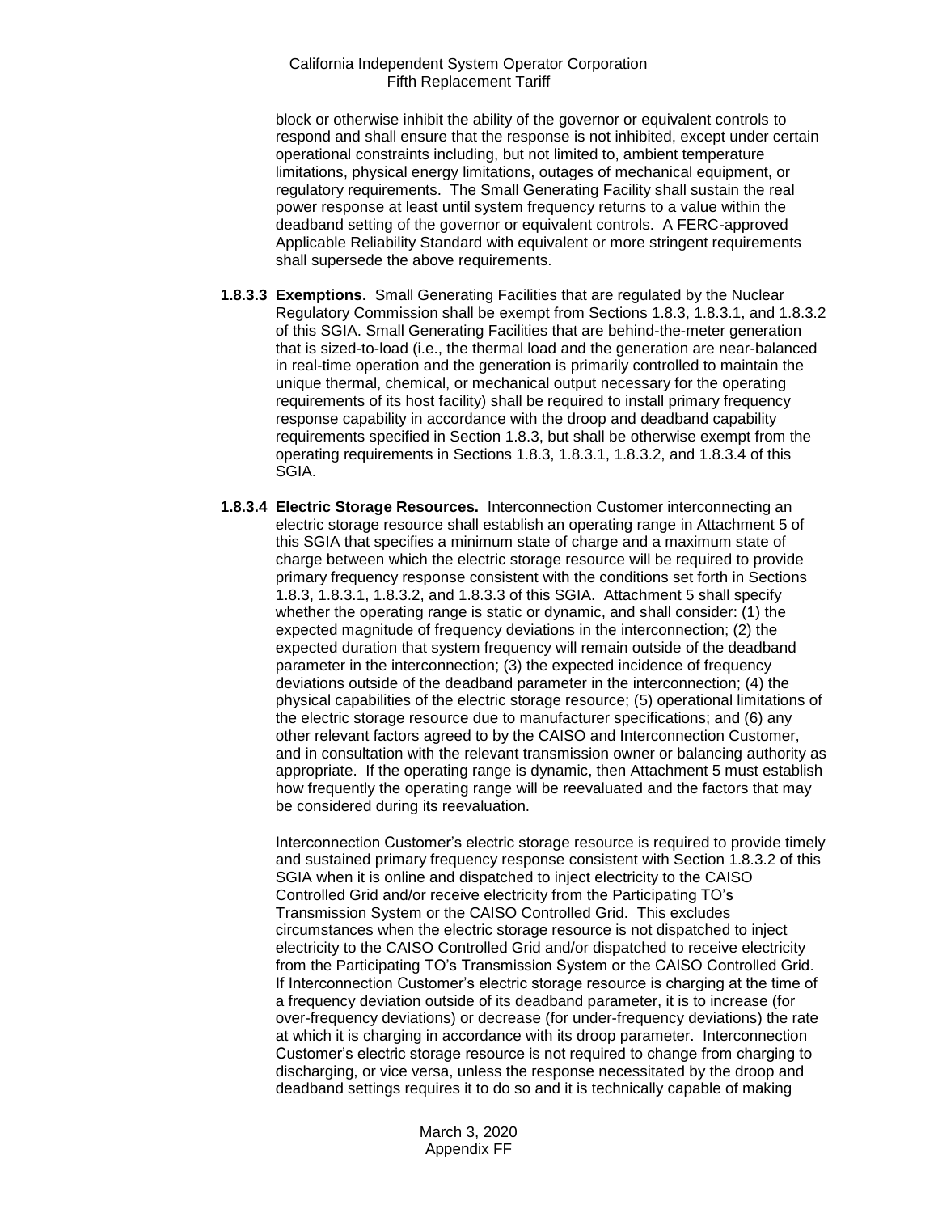block or otherwise inhibit the ability of the governor or equivalent controls to respond and shall ensure that the response is not inhibited, except under certain operational constraints including, but not limited to, ambient temperature limitations, physical energy limitations, outages of mechanical equipment, or regulatory requirements. The Small Generating Facility shall sustain the real power response at least until system frequency returns to a value within the deadband setting of the governor or equivalent controls. A FERC-approved Applicable Reliability Standard with equivalent or more stringent requirements shall supersede the above requirements.

**1.8.3.3 Exemptions.** Small Generating Facilities that are regulated by the Nuclear Regulatory Commission shall be exempt from Sections 1.8.3, 1.8.3.1, and 1.8.3.2 of this SGIA. Small Generating Facilities that are behind-the-meter generation that is sized-to-load (i.e., the thermal load and the generation are near-balanced in real-time operation and the generation is primarily controlled to maintain the unique thermal, chemical, or mechanical output necessary for the operating requirements of its host facility) shall be required to install primary frequency response capability in accordance with the droop and deadband capability requirements specified in Section 1.8.3, but shall be otherwise exempt from the operating requirements in Sections 1.8.3, 1.8.3.1, 1.8.3.2, and 1.8.3.4 of this SGIA.

**1.8.3.4 Electric Storage Resources.** Interconnection Customer interconnecting an electric storage resource shall establish an operating range in Attachment 5 of this SGIA that specifies a minimum state of charge and a maximum state of charge between which the electric storage resource will be required to provide primary frequency response consistent with the conditions set forth in Sections 1.8.3, 1.8.3.1, 1.8.3.2, and 1.8.3.3 of this SGIA. Attachment 5 shall specify whether the operating range is static or dynamic, and shall consider: (1) the expected magnitude of frequency deviations in the interconnection; (2) the expected duration that system frequency will remain outside of the deadband parameter in the interconnection; (3) the expected incidence of frequency deviations outside of the deadband parameter in the interconnection; (4) the physical capabilities of the electric storage resource; (5) operational limitations of the electric storage resource due to manufacturer specifications; and (6) any other relevant factors agreed to by the CAISO and Interconnection Customer, and in consultation with the relevant transmission owner or balancing authority as appropriate. If the operating range is dynamic, then Attachment 5 must establish how frequently the operating range will be reevaluated and the factors that may be considered during its reevaluation.

Interconnection Customer's electric storage resource is required to provide timely and sustained primary frequency response consistent with Section 1.8.3.2 of this SGIA when it is online and dispatched to inject electricity to the CAISO Controlled Grid and/or receive electricity from the Participating TO's Transmission System or the CAISO Controlled Grid. This excludes circumstances when the electric storage resource is not dispatched to inject electricity to the CAISO Controlled Grid and/or dispatched to receive electricity from the Participating TO's Transmission System or the CAISO Controlled Grid. If Interconnection Customer's electric storage resource is charging at the time of a frequency deviation outside of its deadband parameter, it is to increase (for over-frequency deviations) or decrease (for under-frequency deviations) the rate at which it is charging in accordance with its droop parameter. Interconnection Customer's electric storage resource is not required to change from charging to discharging, or vice versa, unless the response necessitated by the droop and deadband settings requires it to do so and it is technically capable of making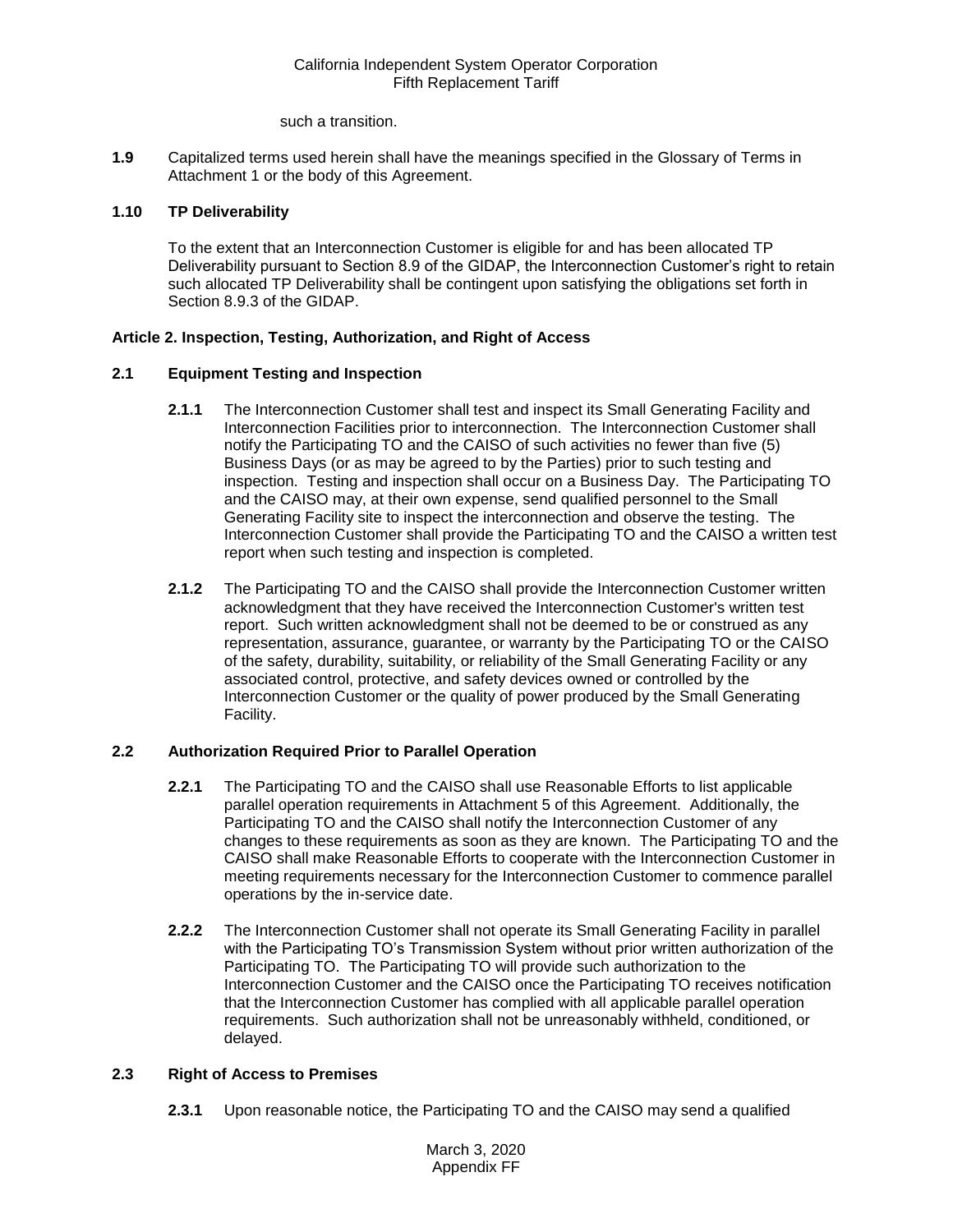such a transition.

**1.9** Capitalized terms used herein shall have the meanings specified in the Glossary of Terms in Attachment 1 or the body of this Agreement.

**1.10 TP Deliverability**

To the extent that an Interconnection Customer is eligible for and has been allocated TP Deliverability pursuant to Section 8.9 of the GIDAP, the Interconnection Customer's right to retain such allocated TP Deliverability shall be contingent upon satisfying the obligations set forth in Section 8.9.3 of the GIDAP.

**Article 2. Inspection, Testing, Authorization, and Right of Access**

**2.1 Equipment Testing and Inspection**

**2.1.1** The Interconnection Customer shall test and inspect its Small Generating Facility and Interconnection Facilities prior to interconnection. The Interconnection Customer shall notify the Participating TO and the CAISO of such activities no fewer than five (5) Business Days (or as may be agreed to by the Parties) prior to such testing and inspection. Testing and inspection shall occur on a Business Day. The Participating TO and the CAISO may, at their own expense, send qualified personnel to the Small Generating Facility site to inspect the interconnection and observe the testing. The Interconnection Customer shall provide the Participating TO and the CAISO a written test report when such testing and inspection is completed.

**2.1.2** The Participating TO and the CAISO shall provide the Interconnection Customer written acknowledgment that they have received the Interconnection Customer's written test report. Such written acknowledgment shall not be deemed to be or construed as any representation, assurance, guarantee, or warranty by the Participating TO or the CAISO of the safety, durability, suitability, or reliability of the Small Generating Facility or any associated control, protective, and safety devices owned or controlled by the Interconnection Customer or the quality of power produced by the Small Generating Facility.

**2.2 Authorization Required Prior to Parallel Operation**

**2.2.1** The Participating TO and the CAISO shall use Reasonable Efforts to list applicable parallel operation requirements in Attachment 5 of this Agreement. Additionally, the Participating TO and the CAISO shall notify the Interconnection Customer of any changes to these requirements as soon as they are known. The Participating TO and the CAISO shall make Reasonable Efforts to cooperate with the Interconnection Customer in meeting requirements necessary for the Interconnection Customer to commence parallel operations by the in-service date.

**2.2.2** The Interconnection Customer shall not operate its Small Generating Facility in parallel with the Participating TO's Transmission System without prior written authorization of the Participating TO. The Participating TO will provide such authorization to the Interconnection Customer and the CAISO once the Participating TO receives notification that the Interconnection Customer has complied with all applicable parallel operation requirements. Such authorization shall not be unreasonably withheld, conditioned, or delayed.

**2.3 Right of Access to Premises**

**2.3.1** Upon reasonable notice, the Participating TO and the CAISO may send a qualified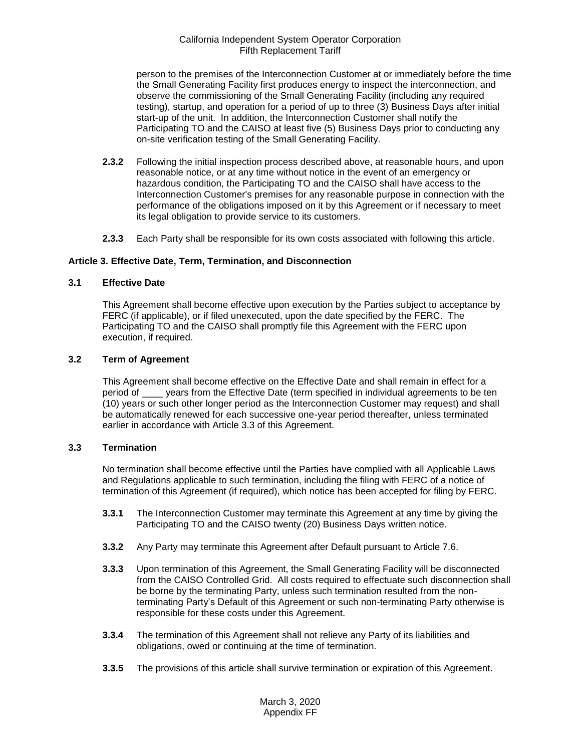person to the premises of the Interconnection Customer at or immediately before the time the Small Generating Facility first produces energy to inspect the interconnection, and observe the commissioning of the Small Generating Facility (including any required testing), startup, and operation for a period of up to three (3) Business Days after initial start-up of the unit. In addition, the Interconnection Customer shall notify the Participating TO and the CAISO at least five (5) Business Days prior to conducting any on-site verification testing of the Small Generating Facility.

**2.3.2** Following the initial inspection process described above, at reasonable hours, and upon reasonable notice, or at any time without notice in the event of an emergency or hazardous condition, the Participating TO and the CAISO shall have access to the Interconnection Customer's premises for any reasonable purpose in connection with the performance of the obligations imposed on it by this Agreement or if necessary to meet its legal obligation to provide service to its customers.

**2.3.3** Each Party shall be responsible for its own costs associated with following this article.

### Article 3. Effective Date, Term, Termination, and Disconnection

#### 3.1 Effective Date

This Agreement shall become effective upon execution by the Parties subject to acceptance by FERC (if applicable), or if filed unexecuted, upon the date specified by the FERC. The Participating TO and the CAISO shall promptly file this Agreement with the FERC upon execution, if required.

#### 3.2 Term of Agreement

This Agreement shall become effective on the Effective Date and shall remain in effect for a period of ____ years from the Effective Date (term specified in individual agreements to be ten (10) years or such other longer period as the Interconnection Customer may request) and shall be automatically renewed for each successive one-year period thereafter, unless terminated earlier in accordance with Article 3.3 of this Agreement.

#### 3.3 Termination

No termination shall become effective until the Parties have complied with all Applicable Laws and Regulations applicable to such termination, including the filing with FERC of a notice of termination of this Agreement (if required), which notice has been accepted for filing by FERC.

**3.3.1** The Interconnection Customer may terminate this Agreement at any time by giving the Participating TO and the CAISO twenty (20) Business Days written notice.

**3.3.2** Any Party may terminate this Agreement after Default pursuant to Article 7.6.

**3.3.3** Upon termination of this Agreement, the Small Generating Facility will be disconnected from the CAISO Controlled Grid. All costs required to effectuate such disconnection shall be borne by the terminating Party, unless such termination resulted from the non-terminating Party's Default of this Agreement or such non-terminating Party otherwise is responsible for these costs under this Agreement.

**3.3.4** The termination of this Agreement shall not relieve any Party of its liabilities and obligations, owed or continuing at the time of termination.

**3.3.5** The provisions of this article shall survive termination or expiration of this Agreement.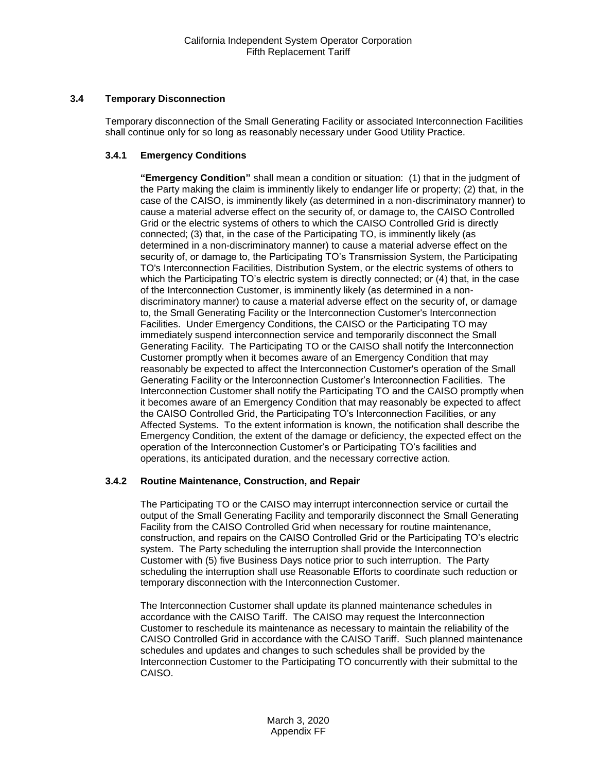### 3.4 Temporary Disconnection

Temporary disconnection of the Small Generating Facility or associated Interconnection Facilities shall continue only for so long as reasonably necessary under Good Utility Practice.

#### 3.4.1 Emergency Conditions

**"Emergency Condition"** shall mean a condition or situation: (1) that in the judgment of the Party making the claim is imminently likely to endanger life or property; (2) that, in the case of the CAISO, is imminently likely (as determined in a non-discriminatory manner) to cause a material adverse effect on the security of, or damage to, the CAISO Controlled Grid or the electric systems of others to which the CAISO Controlled Grid is directly connected; (3) that, in the case of the Participating TO, is imminently likely (as determined in a non-discriminatory manner) to cause a material adverse effect on the security of, or damage to, the Participating TO's Transmission System, the Participating TO's Interconnection Facilities, Distribution System, or the electric systems of others to which the Participating TO's electric system is directly connected; or (4) that, in the case of the Interconnection Customer, is imminently likely (as determined in a non-discriminatory manner) to cause a material adverse effect on the security of, or damage to, the Small Generating Facility or the Interconnection Customer's Interconnection Facilities. Under Emergency Conditions, the CAISO or the Participating TO may immediately suspend interconnection service and temporarily disconnect the Small Generating Facility. The Participating TO or the CAISO shall notify the Interconnection Customer promptly when it becomes aware of an Emergency Condition that may reasonably be expected to affect the Interconnection Customer's operation of the Small Generating Facility or the Interconnection Customer's Interconnection Facilities. The Interconnection Customer shall notify the Participating TO and the CAISO promptly when it becomes aware of an Emergency Condition that may reasonably be expected to affect the CAISO Controlled Grid, the Participating TO's Interconnection Facilities, or any Affected Systems. To the extent information is known, the notification shall describe the Emergency Condition, the extent of the damage or deficiency, the expected effect on the operation of the Interconnection Customer's or Participating TO's facilities and operations, its anticipated duration, and the necessary corrective action.

#### 3.4.2 Routine Maintenance, Construction, and Repair

The Participating TO or the CAISO may interrupt interconnection service or curtail the output of the Small Generating Facility and temporarily disconnect the Small Generating Facility from the CAISO Controlled Grid when necessary for routine maintenance, construction, and repairs on the CAISO Controlled Grid or the Participating TO's electric system. The Party scheduling the interruption shall provide the Interconnection Customer with (5) five Business Days notice prior to such interruption. The Party scheduling the interruption shall use Reasonable Efforts to coordinate such reduction or temporary disconnection with the Interconnection Customer.

The Interconnection Customer shall update its planned maintenance schedules in accordance with the CAISO Tariff. The CAISO may request the Interconnection Customer to reschedule its maintenance as necessary to maintain the reliability of the CAISO Controlled Grid in accordance with the CAISO Tariff. Such planned maintenance schedules and updates and changes to such schedules shall be provided by the Interconnection Customer to the Participating TO concurrently with their submittal to the CAISO.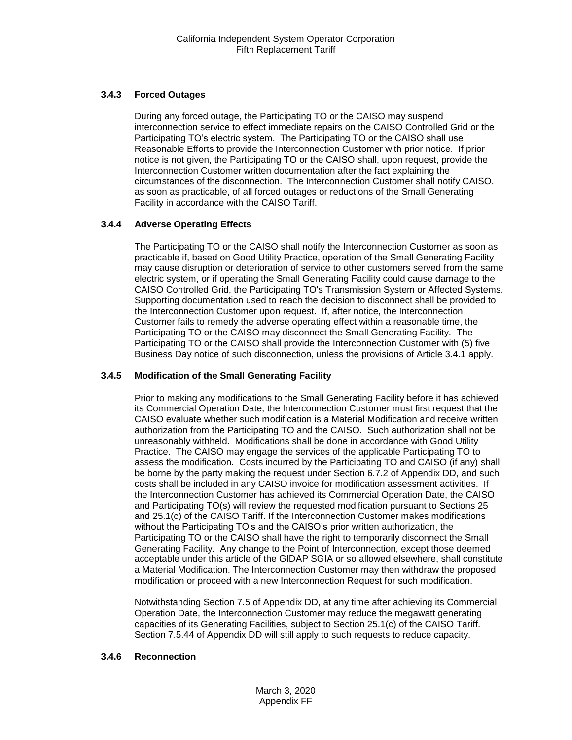### 3.4.3 Forced Outages

During any forced outage, the Participating TO or the CAISO may suspend interconnection service to effect immediate repairs on the CAISO Controlled Grid or the Participating TO's electric system. The Participating TO or the CAISO shall use Reasonable Efforts to provide the Interconnection Customer with prior notice. If prior notice is not given, the Participating TO or the CAISO shall, upon request, provide the Interconnection Customer written documentation after the fact explaining the circumstances of the disconnection. The Interconnection Customer shall notify CAISO, as soon as practicable, of all forced outages or reductions of the Small Generating Facility in accordance with the CAISO Tariff.

### 3.4.4 Adverse Operating Effects

The Participating TO or the CAISO shall notify the Interconnection Customer as soon as practicable if, based on Good Utility Practice, operation of the Small Generating Facility may cause disruption or deterioration of service to other customers served from the same electric system, or if operating the Small Generating Facility could cause damage to the CAISO Controlled Grid, the Participating TO's Transmission System or Affected Systems. Supporting documentation used to reach the decision to disconnect shall be provided to the Interconnection Customer upon request. If, after notice, the Interconnection Customer fails to remedy the adverse operating effect within a reasonable time, the Participating TO or the CAISO may disconnect the Small Generating Facility. The Participating TO or the CAISO shall provide the Interconnection Customer with (5) five Business Day notice of such disconnection, unless the provisions of Article 3.4.1 apply.

### 3.4.5 Modification of the Small Generating Facility

Prior to making any modifications to the Small Generating Facility before it has achieved its Commercial Operation Date, the Interconnection Customer must first request that the CAISO evaluate whether such modification is a Material Modification and receive written authorization from the Participating TO and the CAISO. Such authorization shall not be unreasonably withheld. Modifications shall be done in accordance with Good Utility Practice. The CAISO may engage the services of the applicable Participating TO to assess the modification. Costs incurred by the Participating TO and CAISO (if any) shall be borne by the party making the request under Section 6.7.2 of Appendix DD, and such costs shall be included in any CAISO invoice for modification assessment activities. If the Interconnection Customer has achieved its Commercial Operation Date, the CAISO and Participating TO(s) will review the requested modification pursuant to Sections 25 and 25.1(c) of the CAISO Tariff. If the Interconnection Customer makes modifications without the Participating TO's and the CAISO's prior written authorization, the Participating TO or the CAISO shall have the right to temporarily disconnect the Small Generating Facility. Any change to the Point of Interconnection, except those deemed acceptable under this article of the GIDAP SGIA or so allowed elsewhere, shall constitute a Material Modification. The Interconnection Customer may then withdraw the proposed modification or proceed with a new Interconnection Request for such modification.

Notwithstanding Section 7.5 of Appendix DD, at any time after achieving its Commercial Operation Date, the Interconnection Customer may reduce the megawatt generating capacities of its Generating Facilities, subject to Section 25.1(c) of the CAISO Tariff. Section 7.5.44 of Appendix DD will still apply to such requests to reduce capacity.

### 3.4.6 Reconnection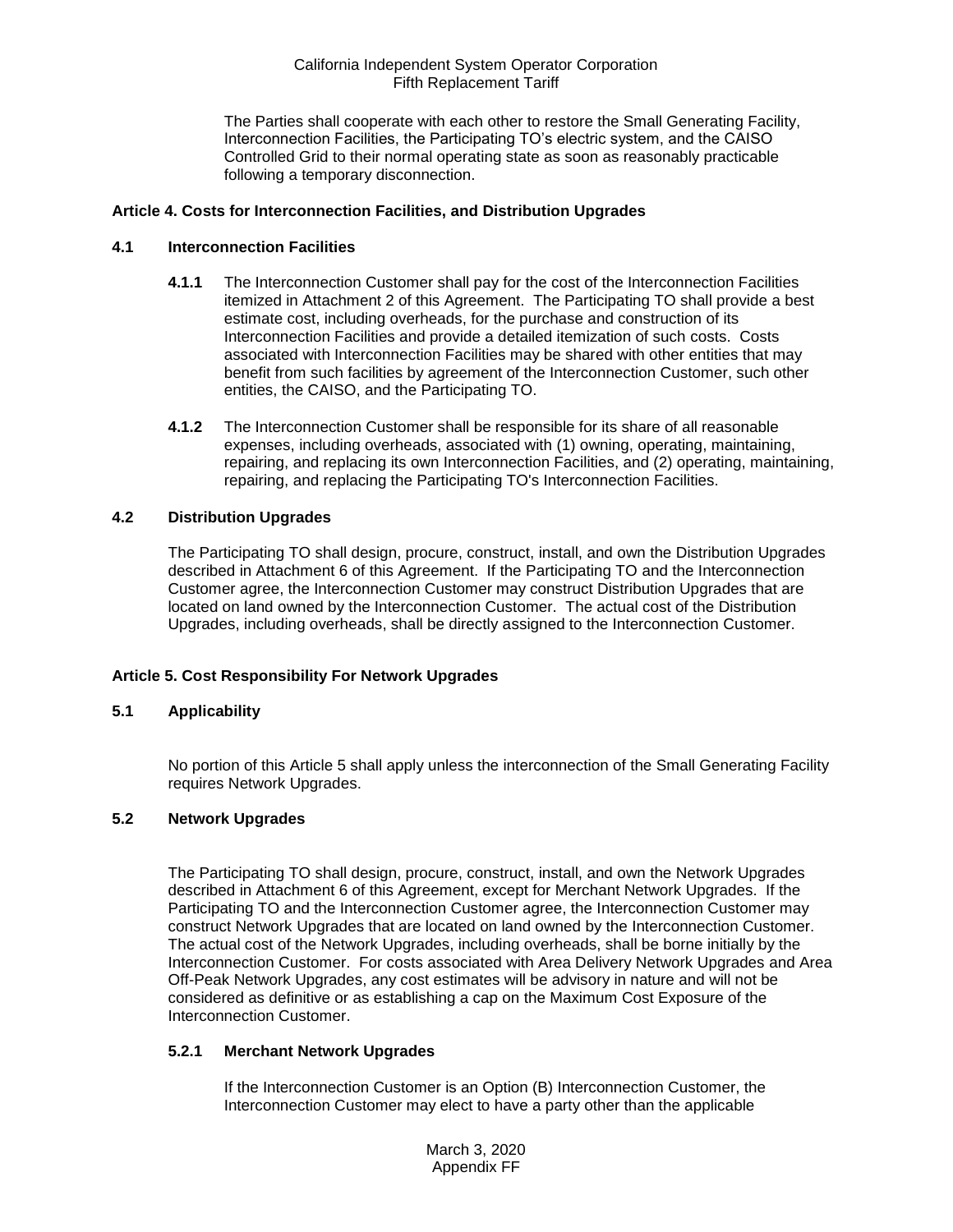The Parties shall cooperate with each other to restore the Small Generating Facility, Interconnection Facilities, the Participating TO's electric system, and the CAISO Controlled Grid to their normal operating state as soon as reasonably practicable following a temporary disconnection.

## Article 4. Costs for Interconnection Facilities, and Distribution Upgrades

### 4.1 Interconnection Facilities

**4.1.1** The Interconnection Customer shall pay for the cost of the Interconnection Facilities itemized in Attachment 2 of this Agreement. The Participating TO shall provide a best estimate cost, including overheads, for the purchase and construction of its Interconnection Facilities and provide a detailed itemization of such costs. Costs associated with Interconnection Facilities may be shared with other entities that may benefit from such facilities by agreement of the Interconnection Customer, such other entities, the CAISO, and the Participating TO.

**4.1.2** The Interconnection Customer shall be responsible for its share of all reasonable expenses, including overheads, associated with (1) owning, operating, maintaining, repairing, and replacing its own Interconnection Facilities, and (2) operating, maintaining, repairing, and replacing the Participating TO's Interconnection Facilities.

### 4.2 Distribution Upgrades

The Participating TO shall design, procure, construct, install, and own the Distribution Upgrades described in Attachment 6 of this Agreement. If the Participating TO and the Interconnection Customer agree, the Interconnection Customer may construct Distribution Upgrades that are located on land owned by the Interconnection Customer. The actual cost of the Distribution Upgrades, including overheads, shall be directly assigned to the Interconnection Customer.

## Article 5. Cost Responsibility For Network Upgrades

### 5.1 Applicability

No portion of this Article 5 shall apply unless the interconnection of the Small Generating Facility requires Network Upgrades.

### 5.2 Network Upgrades

The Participating TO shall design, procure, construct, install, and own the Network Upgrades described in Attachment 6 of this Agreement, except for Merchant Network Upgrades. If the Participating TO and the Interconnection Customer agree, the Interconnection Customer may construct Network Upgrades that are located on land owned by the Interconnection Customer. The actual cost of the Network Upgrades, including overheads, shall be borne initially by the Interconnection Customer. For costs associated with Area Delivery Network Upgrades and Area Off-Peak Network Upgrades, any cost estimates will be advisory in nature and will not be considered as definitive or as establishing a cap on the Maximum Cost Exposure of the Interconnection Customer.

#### 5.2.1 Merchant Network Upgrades

If the Interconnection Customer is an Option (B) Interconnection Customer, the Interconnection Customer may elect to have a party other than the applicable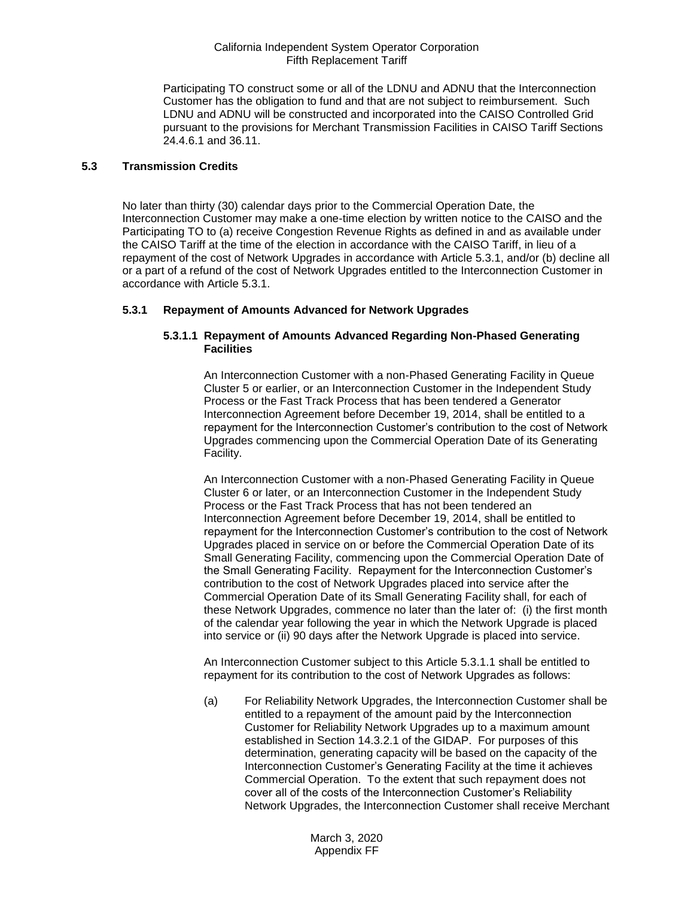Participating TO construct some or all of the LDNU and ADNU that the Interconnection Customer has the obligation to fund and that are not subject to reimbursement. Such LDNU and ADNU will be constructed and incorporated into the CAISO Controlled Grid pursuant to the provisions for Merchant Transmission Facilities in CAISO Tariff Sections 24.4.6.1 and 36.11.

## 5.3 Transmission Credits

No later than thirty (30) calendar days prior to the Commercial Operation Date, the Interconnection Customer may make a one-time election by written notice to the CAISO and the Participating TO to (a) receive Congestion Revenue Rights as defined in and as available under the CAISO Tariff at the time of the election in accordance with the CAISO Tariff, in lieu of a repayment of the cost of Network Upgrades in accordance with Article 5.3.1, and/or (b) decline all or a part of a refund of the cost of Network Upgrades entitled to the Interconnection Customer in accordance with Article 5.3.1.

### 5.3.1 Repayment of Amounts Advanced for Network Upgrades

#### 5.3.1.1 Repayment of Amounts Advanced Regarding Non-Phased Generating Facilities

An Interconnection Customer with a non-Phased Generating Facility in Queue Cluster 5 or earlier, or an Interconnection Customer in the Independent Study Process or the Fast Track Process that has been tendered a Generator Interconnection Agreement before December 19, 2014, shall be entitled to a repayment for the Interconnection Customer's contribution to the cost of Network Upgrades commencing upon the Commercial Operation Date of its Generating Facility.

An Interconnection Customer with a non-Phased Generating Facility in Queue Cluster 6 or later, or an Interconnection Customer in the Independent Study Process or the Fast Track Process that has not been tendered an Interconnection Agreement before December 19, 2014, shall be entitled to repayment for the Interconnection Customer's contribution to the cost of Network Upgrades placed in service on or before the Commercial Operation Date of its Small Generating Facility, commencing upon the Commercial Operation Date of the Small Generating Facility. Repayment for the Interconnection Customer's contribution to the cost of Network Upgrades placed into service after the Commercial Operation Date of its Small Generating Facility shall, for each of these Network Upgrades, commence no later than the later of: (i) the first month of the calendar year following the year in which the Network Upgrade is placed into service or (ii) 90 days after the Network Upgrade is placed into service.

An Interconnection Customer subject to this Article 5.3.1.1 shall be entitled to repayment for its contribution to the cost of Network Upgrades as follows:

(a) For Reliability Network Upgrades, the Interconnection Customer shall be entitled to a repayment of the amount paid by the Interconnection Customer for Reliability Network Upgrades up to a maximum amount established in Section 14.3.2.1 of the GIDAP. For purposes of this determination, generating capacity will be based on the capacity of the Interconnection Customer's Generating Facility at the time it achieves Commercial Operation. To the extent that such repayment does not cover all of the costs of the Interconnection Customer's Reliability Network Upgrades, the Interconnection Customer shall receive Merchant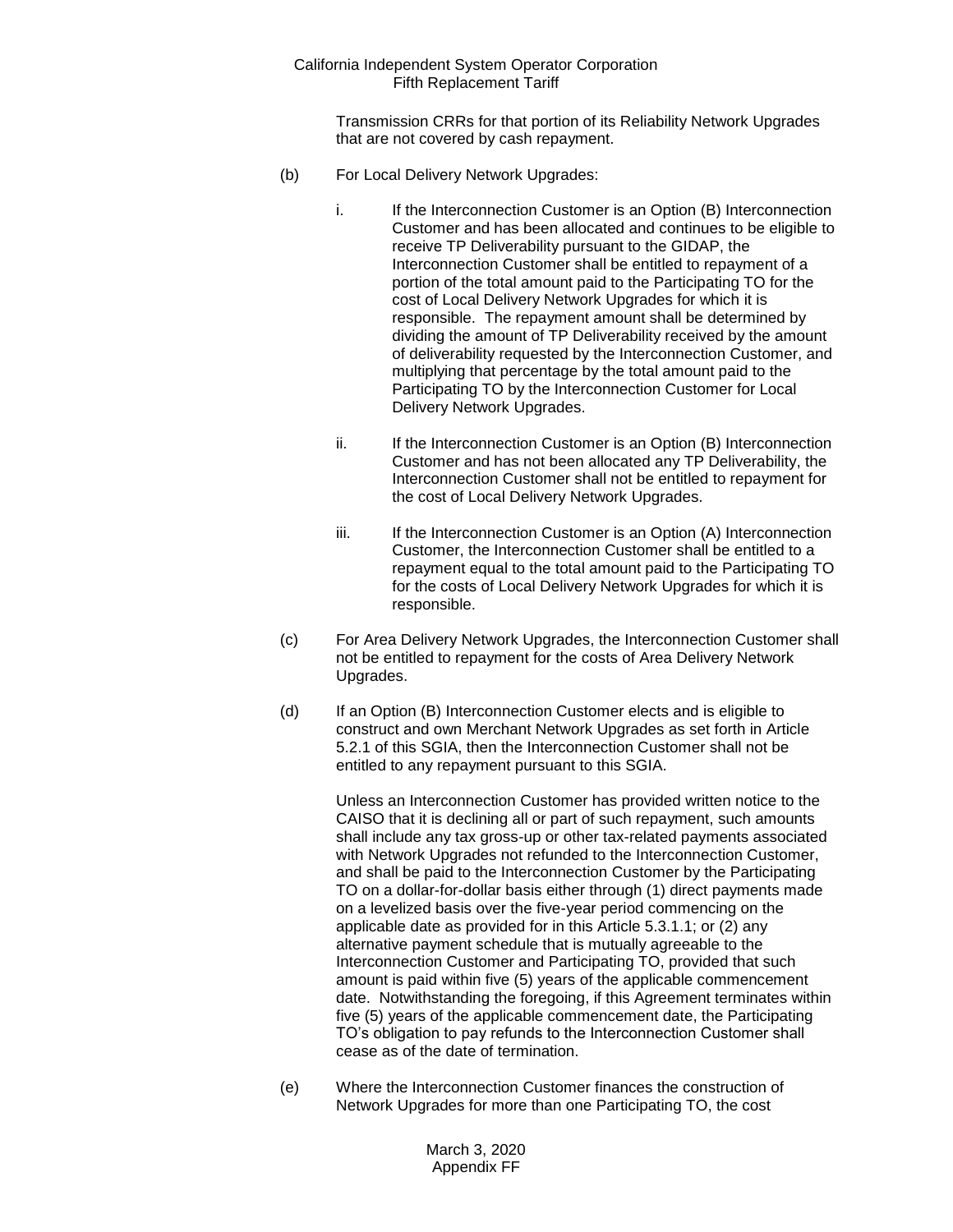Transmission CRRs for that portion of its Reliability Network Upgrades that are not covered by cash repayment.

(b) For Local Delivery Network Upgrades:

i. If the Interconnection Customer is an Option (B) Interconnection Customer and has been allocated and continues to be eligible to receive TP Deliverability pursuant to the GIDAP, the Interconnection Customer shall be entitled to repayment of a portion of the total amount paid to the Participating TO for the cost of Local Delivery Network Upgrades for which it is responsible. The repayment amount shall be determined by dividing the amount of TP Deliverability received by the amount of deliverability requested by the Interconnection Customer, and multiplying that percentage by the total amount paid to the Participating TO by the Interconnection Customer for Local Delivery Network Upgrades.

ii. If the Interconnection Customer is an Option (B) Interconnection Customer and has not been allocated any TP Deliverability, the Interconnection Customer shall not be entitled to repayment for the cost of Local Delivery Network Upgrades.

iii. If the Interconnection Customer is an Option (A) Interconnection Customer, the Interconnection Customer shall be entitled to a repayment equal to the total amount paid to the Participating TO for the costs of Local Delivery Network Upgrades for which it is responsible.

(c) For Area Delivery Network Upgrades, the Interconnection Customer shall not be entitled to repayment for the costs of Area Delivery Network Upgrades.

(d) If an Option (B) Interconnection Customer elects and is eligible to construct and own Merchant Network Upgrades as set forth in Article 5.2.1 of this SGIA, then the Interconnection Customer shall not be entitled to any repayment pursuant to this SGIA.

Unless an Interconnection Customer has provided written notice to the CAISO that it is declining all or part of such repayment, such amounts shall include any tax gross-up or other tax-related payments associated with Network Upgrades not refunded to the Interconnection Customer, and shall be paid to the Interconnection Customer by the Participating TO on a dollar-for-dollar basis either through (1) direct payments made on a levelized basis over the five-year period commencing on the applicable date as provided for in this Article 5.3.1.1; or (2) any alternative payment schedule that is mutually agreeable to the Interconnection Customer and Participating TO, provided that such amount is paid within five (5) years of the applicable commencement date. Notwithstanding the foregoing, if this Agreement terminates within five (5) years of the applicable commencement date, the Participating TO's obligation to pay refunds to the Interconnection Customer shall cease as of the date of termination.

(e) Where the Interconnection Customer finances the construction of Network Upgrades for more than one Participating TO, the cost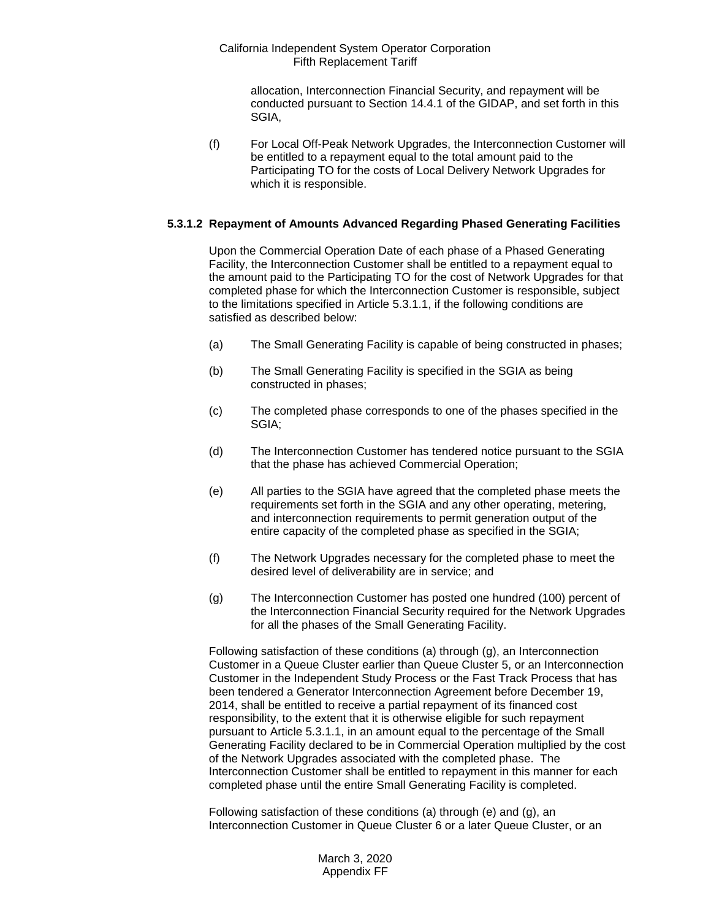allocation, Interconnection Financial Security, and repayment will be conducted pursuant to Section 14.4.1 of the GIDAP, and set forth in this SGIA,

(f) For Local Off-Peak Network Upgrades, the Interconnection Customer will be entitled to a repayment equal to the total amount paid to the Participating TO for the costs of Local Delivery Network Upgrades for which it is responsible.

**5.3.1.2 Repayment of Amounts Advanced Regarding Phased Generating Facilities**

Upon the Commercial Operation Date of each phase of a Phased Generating Facility, the Interconnection Customer shall be entitled to a repayment equal to the amount paid to the Participating TO for the cost of Network Upgrades for that completed phase for which the Interconnection Customer is responsible, subject to the limitations specified in Article 5.3.1.1, if the following conditions are satisfied as described below:

(a) The Small Generating Facility is capable of being constructed in phases;

(b) The Small Generating Facility is specified in the SGIA as being constructed in phases;

(c) The completed phase corresponds to one of the phases specified in the SGIA;

(d) The Interconnection Customer has tendered notice pursuant to the SGIA that the phase has achieved Commercial Operation;

(e) All parties to the SGIA have agreed that the completed phase meets the requirements set forth in the SGIA and any other operating, metering, and interconnection requirements to permit generation output of the entire capacity of the completed phase as specified in the SGIA;

(f) The Network Upgrades necessary for the completed phase to meet the desired level of deliverability are in service; and

(g) The Interconnection Customer has posted one hundred (100) percent of the Interconnection Financial Security required for the Network Upgrades for all the phases of the Small Generating Facility.

Following satisfaction of these conditions (a) through (g), an Interconnection Customer in a Queue Cluster earlier than Queue Cluster 5, or an Interconnection Customer in the Independent Study Process or the Fast Track Process that has been tendered a Generator Interconnection Agreement before December 19, 2014, shall be entitled to receive a partial repayment of its financed cost responsibility, to the extent that it is otherwise eligible for such repayment pursuant to Article 5.3.1.1, in an amount equal to the percentage of the Small Generating Facility declared to be in Commercial Operation multiplied by the cost of the Network Upgrades associated with the completed phase. The Interconnection Customer shall be entitled to repayment in this manner for each completed phase until the entire Small Generating Facility is completed.

Following satisfaction of these conditions (a) through (e) and (g), an Interconnection Customer in Queue Cluster 6 or a later Queue Cluster, or an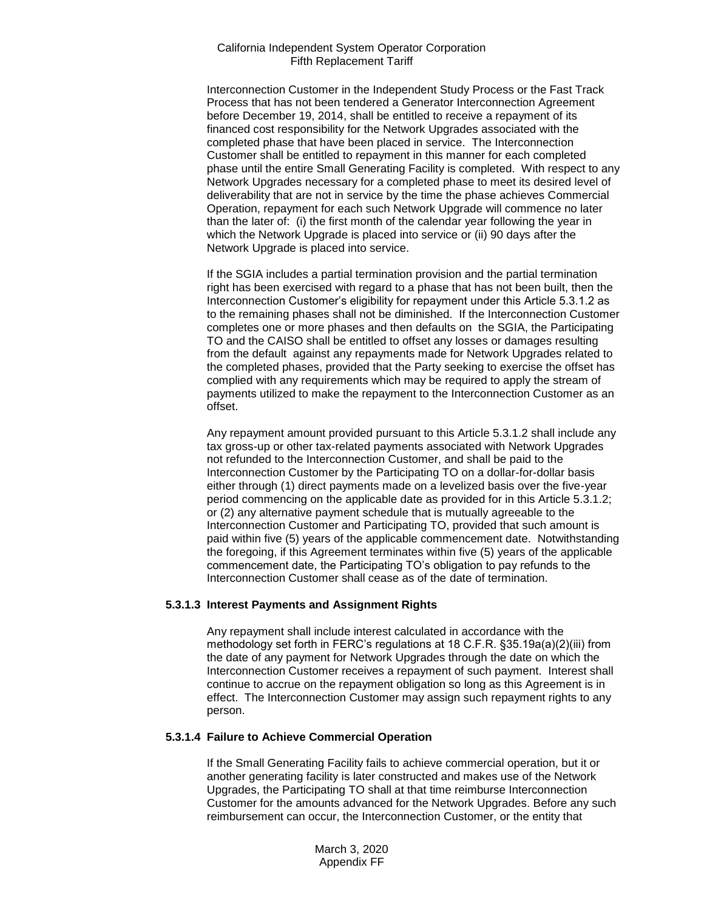Interconnection Customer in the Independent Study Process or the Fast Track Process that has not been tendered a Generator Interconnection Agreement before December 19, 2014, shall be entitled to receive a repayment of its financed cost responsibility for the Network Upgrades associated with the completed phase that have been placed in service. The Interconnection Customer shall be entitled to repayment in this manner for each completed phase until the entire Small Generating Facility is completed. With respect to any Network Upgrades necessary for a completed phase to meet its desired level of deliverability that are not in service by the time the phase achieves Commercial Operation, repayment for each such Network Upgrade will commence no later than the later of: (i) the first month of the calendar year following the year in which the Network Upgrade is placed into service or (ii) 90 days after the Network Upgrade is placed into service.

If the SGIA includes a partial termination provision and the partial termination right has been exercised with regard to a phase that has not been built, then the Interconnection Customer's eligibility for repayment under this Article 5.3.1.2 as to the remaining phases shall not be diminished. If the Interconnection Customer completes one or more phases and then defaults on the SGIA, the Participating TO and the CAISO shall be entitled to offset any losses or damages resulting from the default against any repayments made for Network Upgrades related to the completed phases, provided that the Party seeking to exercise the offset has complied with any requirements which may be required to apply the stream of payments utilized to make the repayment to the Interconnection Customer as an offset.

Any repayment amount provided pursuant to this Article 5.3.1.2 shall include any tax gross-up or other tax-related payments associated with Network Upgrades not refunded to the Interconnection Customer, and shall be paid to the Interconnection Customer by the Participating TO on a dollar-for-dollar basis either through (1) direct payments made on a levelized basis over the five-year period commencing on the applicable date as provided for in this Article 5.3.1.2; or (2) any alternative payment schedule that is mutually agreeable to the Interconnection Customer and Participating TO, provided that such amount is paid within five (5) years of the applicable commencement date. Notwithstanding the foregoing, if this Agreement terminates within five (5) years of the applicable commencement date, the Participating TO's obligation to pay refunds to the Interconnection Customer shall cease as of the date of termination.

#### 5.3.1.3 Interest Payments and Assignment Rights

Any repayment shall include interest calculated in accordance with the methodology set forth in FERC's regulations at 18 C.F.R. §35.19a(a)(2)(iii) from the date of any payment for Network Upgrades through the date on which the Interconnection Customer receives a repayment of such payment. Interest shall continue to accrue on the repayment obligation so long as this Agreement is in effect. The Interconnection Customer may assign such repayment rights to any person.

#### 5.3.1.4 Failure to Achieve Commercial Operation

If the Small Generating Facility fails to achieve commercial operation, but it or another generating facility is later constructed and makes use of the Network Upgrades, the Participating TO shall at that time reimburse Interconnection Customer for the amounts advanced for the Network Upgrades. Before any such reimbursement can occur, the Interconnection Customer, or the entity that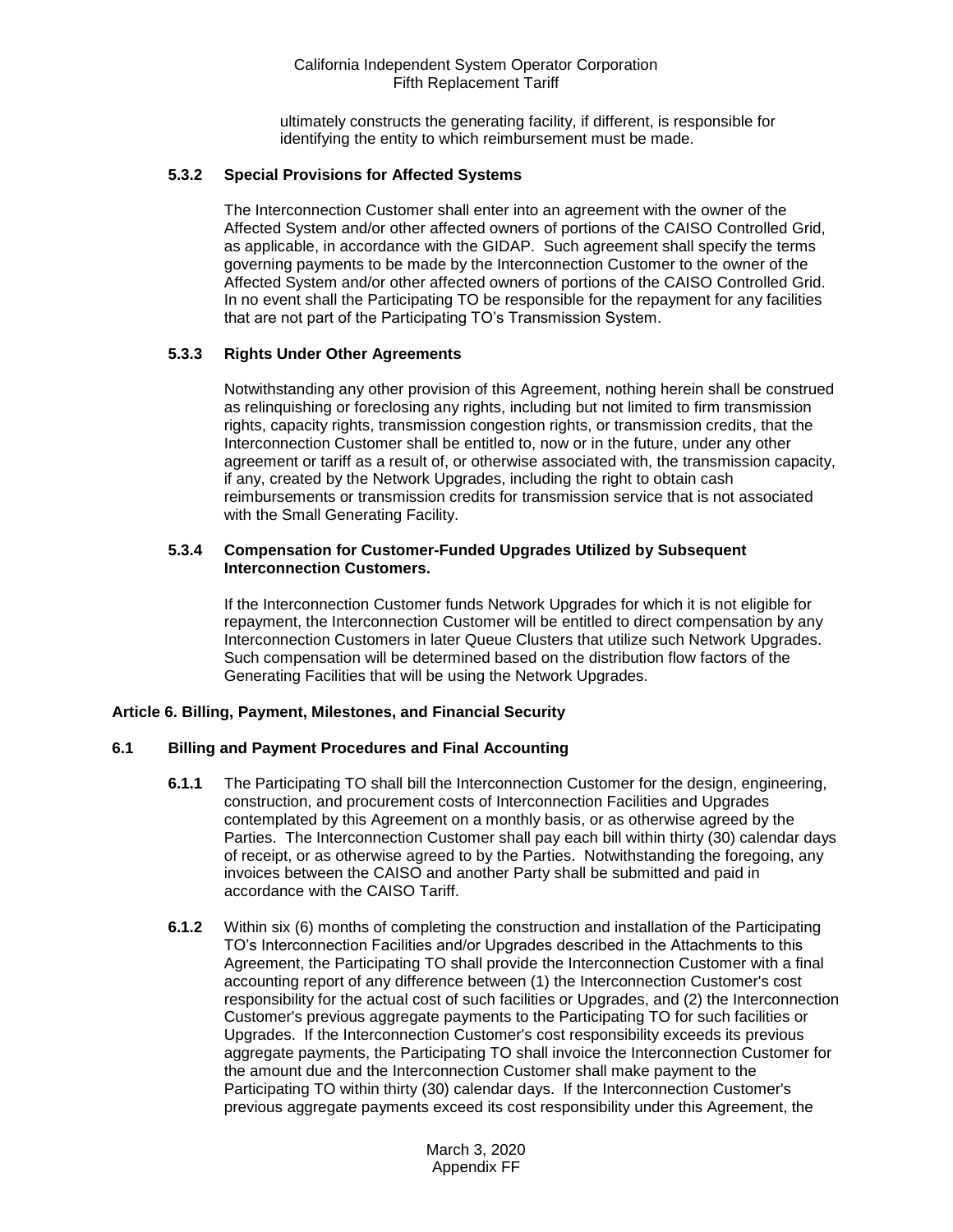ultimately constructs the generating facility, if different, is responsible for identifying the entity to which reimbursement must be made.

#### 5.3.2 Special Provisions for Affected Systems

The Interconnection Customer shall enter into an agreement with the owner of the Affected System and/or other affected owners of portions of the CAISO Controlled Grid, as applicable, in accordance with the GIDAP. Such agreement shall specify the terms governing payments to be made by the Interconnection Customer to the owner of the Affected System and/or other affected owners of portions of the CAISO Controlled Grid. In no event shall the Participating TO be responsible for the repayment for any facilities that are not part of the Participating TO's Transmission System.

#### 5.3.3 Rights Under Other Agreements

Notwithstanding any other provision of this Agreement, nothing herein shall be construed as relinquishing or foreclosing any rights, including but not limited to firm transmission rights, capacity rights, transmission congestion rights, or transmission credits, that the Interconnection Customer shall be entitled to, now or in the future, under any other agreement or tariff as a result of, or otherwise associated with, the transmission capacity, if any, created by the Network Upgrades, including the right to obtain cash reimbursements or transmission credits for transmission service that is not associated with the Small Generating Facility.

#### 5.3.4 Compensation for Customer-Funded Upgrades Utilized by Subsequent Interconnection Customers.

If the Interconnection Customer funds Network Upgrades for which it is not eligible for repayment, the Interconnection Customer will be entitled to direct compensation by any Interconnection Customers in later Queue Clusters that utilize such Network Upgrades. Such compensation will be determined based on the distribution flow factors of the Generating Facilities that will be using the Network Upgrades.

## Article 6. Billing, Payment, Milestones, and Financial Security

### 6.1 Billing and Payment Procedures and Final Accounting

**6.1.1** The Participating TO shall bill the Interconnection Customer for the design, engineering, construction, and procurement costs of Interconnection Facilities and Upgrades contemplated by this Agreement on a monthly basis, or as otherwise agreed by the Parties. The Interconnection Customer shall pay each bill within thirty (30) calendar days of receipt, or as otherwise agreed to by the Parties. Notwithstanding the foregoing, any invoices between the CAISO and another Party shall be submitted and paid in accordance with the CAISO Tariff.

**6.1.2** Within six (6) months of completing the construction and installation of the Participating TO's Interconnection Facilities and/or Upgrades described in the Attachments to this Agreement, the Participating TO shall provide the Interconnection Customer with a final accounting report of any difference between (1) the Interconnection Customer's cost responsibility for the actual cost of such facilities or Upgrades, and (2) the Interconnection Customer's previous aggregate payments to the Participating TO for such facilities or Upgrades. If the Interconnection Customer's cost responsibility exceeds its previous aggregate payments, the Participating TO shall invoice the Interconnection Customer for the amount due and the Interconnection Customer shall make payment to the Participating TO within thirty (30) calendar days. If the Interconnection Customer's previous aggregate payments exceed its cost responsibility under this Agreement, the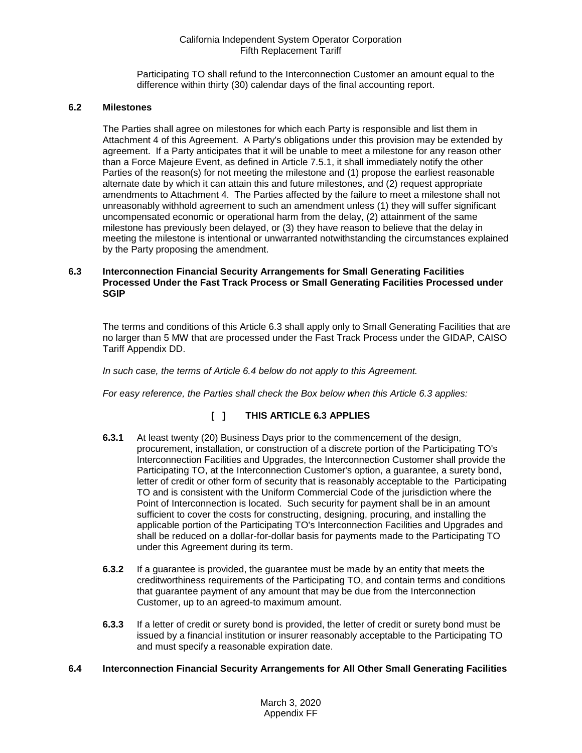Participating TO shall refund to the Interconnection Customer an amount equal to the difference within thirty (30) calendar days of the final accounting report.

### 6.2 Milestones

The Parties shall agree on milestones for which each Party is responsible and list them in Attachment 4 of this Agreement. A Party's obligations under this provision may be extended by agreement. If a Party anticipates that it will be unable to meet a milestone for any reason other than a Force Majeure Event, as defined in Article 7.5.1, it shall immediately notify the other Parties of the reason(s) for not meeting the milestone and (1) propose the earliest reasonable alternate date by which it can attain this and future milestones, and (2) request appropriate amendments to Attachment 4. The Parties affected by the failure to meet a milestone shall not unreasonably withhold agreement to such an amendment unless (1) they will suffer significant uncompensated economic or operational harm from the delay, (2) attainment of the same milestone has previously been delayed, or (3) they have reason to believe that the delay in meeting the milestone is intentional or unwarranted notwithstanding the circumstances explained by the Party proposing the amendment.

### 6.3 Interconnection Financial Security Arrangements for Small Generating Facilities Processed Under the Fast Track Process or Small Generating Facilities Processed under SGIP

The terms and conditions of this Article 6.3 shall apply only to Small Generating Facilities that are no larger than 5 MW that are processed under the Fast Track Process under the GIDAP, CAISO Tariff Appendix DD.

*In such case, the terms of Article 6.4 below do not apply to this Agreement.*

*For easy reference, the Parties shall check the Box below when this Article 6.3 applies:*

**[ ] THIS ARTICLE 6.3 APPLIES**

**6.3.1** At least twenty (20) Business Days prior to the commencement of the design, procurement, installation, or construction of a discrete portion of the Participating TO's Interconnection Facilities and Upgrades, the Interconnection Customer shall provide the Participating TO, at the Interconnection Customer's option, a guarantee, a surety bond, letter of credit or other form of security that is reasonably acceptable to the Participating TO and is consistent with the Uniform Commercial Code of the jurisdiction where the Point of Interconnection is located. Such security for payment shall be in an amount sufficient to cover the costs for constructing, designing, procuring, and installing the applicable portion of the Participating TO's Interconnection Facilities and Upgrades and shall be reduced on a dollar-for-dollar basis for payments made to the Participating TO under this Agreement during its term.

**6.3.2** If a guarantee is provided, the guarantee must be made by an entity that meets the creditworthiness requirements of the Participating TO, and contain terms and conditions that guarantee payment of any amount that may be due from the Interconnection Customer, up to an agreed-to maximum amount.

**6.3.3** If a letter of credit or surety bond is provided, the letter of credit or surety bond must be issued by a financial institution or insurer reasonably acceptable to the Participating TO and must specify a reasonable expiration date.

### 6.4 Interconnection Financial Security Arrangements for All Other Small Generating Facilities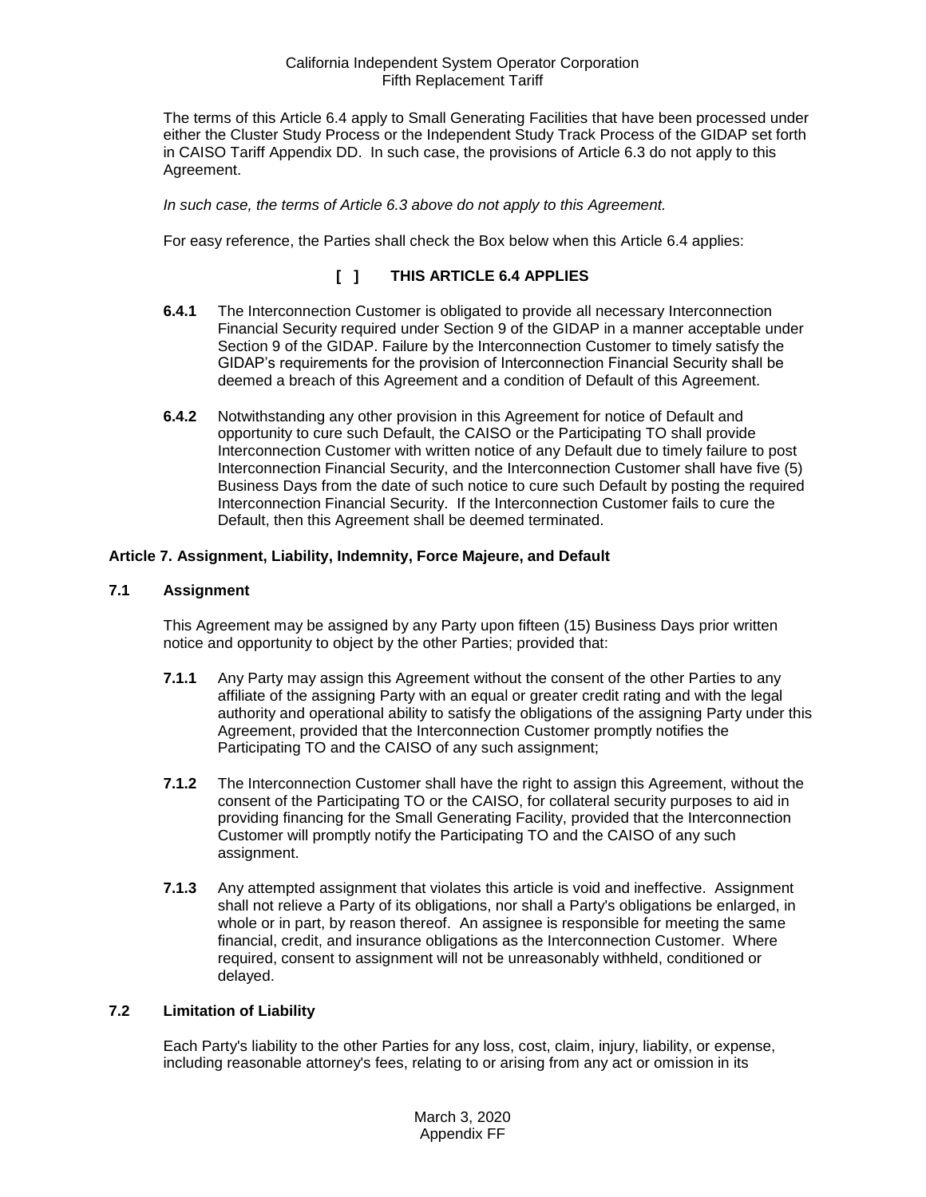The terms of this Article 6.4 apply to Small Generating Facilities that have been processed under either the Cluster Study Process or the Independent Study Track Process of the GIDAP set forth in CAISO Tariff Appendix DD. In such case, the provisions of Article 6.3 do not apply to this Agreement.

*In such case, the terms of Article 6.3 above do not apply to this Agreement.*

For easy reference, the Parties shall check the Box below when this Article 6.4 applies:

**[ ] THIS ARTICLE 6.4 APPLIES**

**6.4.1** The Interconnection Customer is obligated to provide all necessary Interconnection Financial Security required under Section 9 of the GIDAP in a manner acceptable under Section 9 of the GIDAP. Failure by the Interconnection Customer to timely satisfy the GIDAP's requirements for the provision of Interconnection Financial Security shall be deemed a breach of this Agreement and a condition of Default of this Agreement.

**6.4.2** Notwithstanding any other provision in this Agreement for notice of Default and opportunity to cure such Default, the CAISO or the Participating TO shall provide Interconnection Customer with written notice of any Default due to timely failure to post Interconnection Financial Security, and the Interconnection Customer shall have five (5) Business Days from the date of such notice to cure such Default by posting the required Interconnection Financial Security. If the Interconnection Customer fails to cure the Default, then this Agreement shall be deemed terminated.

## Article 7. Assignment, Liability, Indemnity, Force Majeure, and Default

### 7.1 Assignment

This Agreement may be assigned by any Party upon fifteen (15) Business Days prior written notice and opportunity to object by the other Parties; provided that:

**7.1.1** Any Party may assign this Agreement without the consent of the other Parties to any affiliate of the assigning Party with an equal or greater credit rating and with the legal authority and operational ability to satisfy the obligations of the assigning Party under this Agreement, provided that the Interconnection Customer promptly notifies the Participating TO and the CAISO of any such assignment;

**7.1.2** The Interconnection Customer shall have the right to assign this Agreement, without the consent of the Participating TO or the CAISO, for collateral security purposes to aid in providing financing for the Small Generating Facility, provided that the Interconnection Customer will promptly notify the Participating TO and the CAISO of any such assignment.

**7.1.3** Any attempted assignment that violates this article is void and ineffective. Assignment shall not relieve a Party of its obligations, nor shall a Party's obligations be enlarged, in whole or in part, by reason thereof. An assignee is responsible for meeting the same financial, credit, and insurance obligations as the Interconnection Customer. Where required, consent to assignment will not be unreasonably withheld, conditioned or delayed.

### 7.2 Limitation of Liability

Each Party's liability to the other Parties for any loss, cost, claim, injury, liability, or expense, including reasonable attorney's fees, relating to or arising from any act or omission in its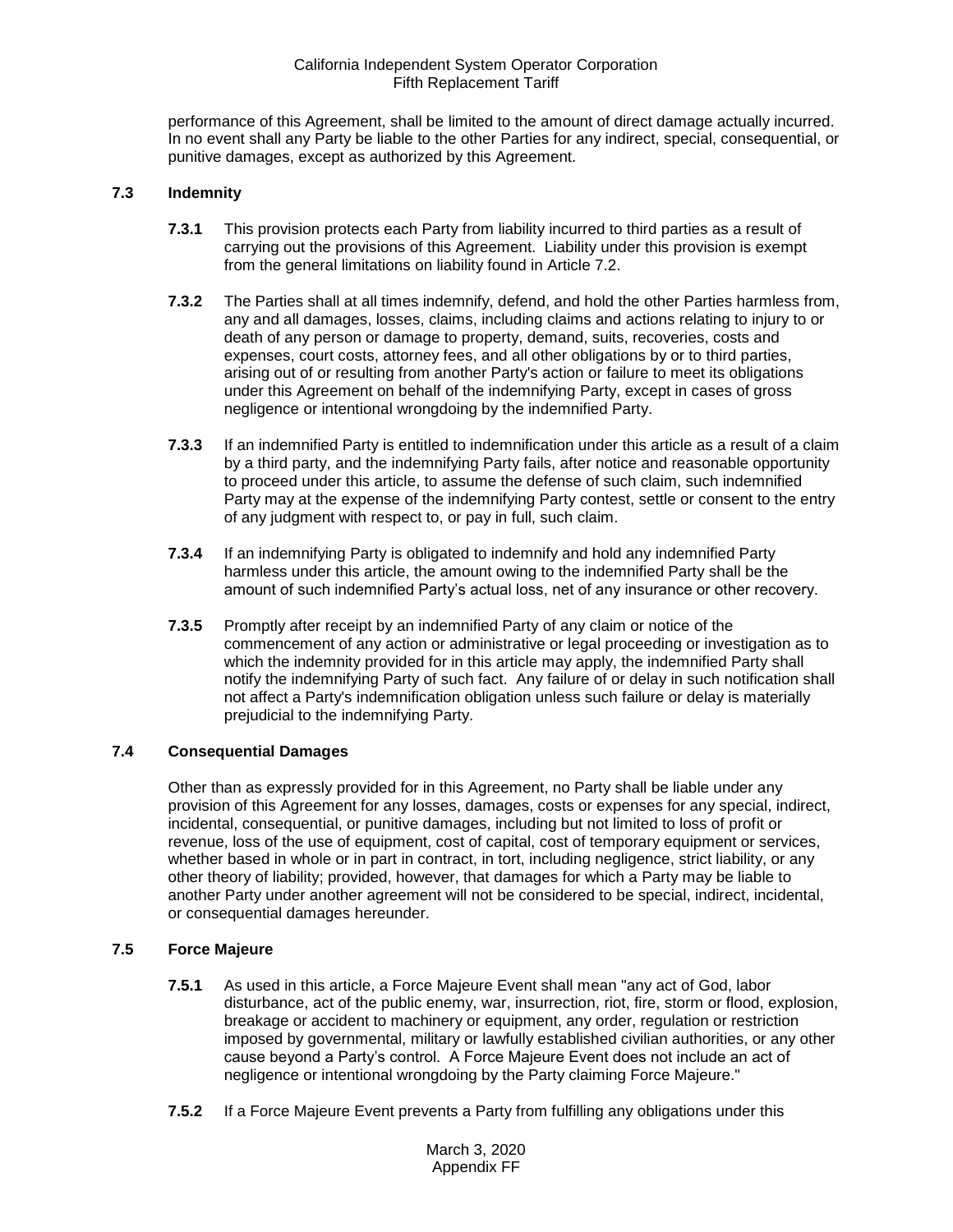performance of this Agreement, shall be limited to the amount of direct damage actually incurred. In no event shall any Party be liable to the other Parties for any indirect, special, consequential, or punitive damages, except as authorized by this Agreement.

### 7.3 Indemnity

**7.3.1** This provision protects each Party from liability incurred to third parties as a result of carrying out the provisions of this Agreement. Liability under this provision is exempt from the general limitations on liability found in Article 7.2.

**7.3.2** The Parties shall at all times indemnify, defend, and hold the other Parties harmless from, any and all damages, losses, claims, including claims and actions relating to injury to or death of any person or damage to property, demand, suits, recoveries, costs and expenses, court costs, attorney fees, and all other obligations by or to third parties, arising out of or resulting from another Party's action or failure to meet its obligations under this Agreement on behalf of the indemnifying Party, except in cases of gross negligence or intentional wrongdoing by the indemnified Party.

**7.3.3** If an indemnified Party is entitled to indemnification under this article as a result of a claim by a third party, and the indemnifying Party fails, after notice and reasonable opportunity to proceed under this article, to assume the defense of such claim, such indemnified Party may at the expense of the indemnifying Party contest, settle or consent to the entry of any judgment with respect to, or pay in full, such claim.

**7.3.4** If an indemnifying Party is obligated to indemnify and hold any indemnified Party harmless under this article, the amount owing to the indemnified Party shall be the amount of such indemnified Party's actual loss, net of any insurance or other recovery.

**7.3.5** Promptly after receipt by an indemnified Party of any claim or notice of the commencement of any action or administrative or legal proceeding or investigation as to which the indemnity provided for in this article may apply, the indemnified Party shall notify the indemnifying Party of such fact. Any failure of or delay in such notification shall not affect a Party's indemnification obligation unless such failure or delay is materially prejudicial to the indemnifying Party.

### 7.4 Consequential Damages

Other than as expressly provided for in this Agreement, no Party shall be liable under any provision of this Agreement for any losses, damages, costs or expenses for any special, indirect, incidental, consequential, or punitive damages, including but not limited to loss of profit or revenue, loss of the use of equipment, cost of capital, cost of temporary equipment or services, whether based in whole or in part in contract, in tort, including negligence, strict liability, or any other theory of liability; provided, however, that damages for which a Party may be liable to another Party under another agreement will not be considered to be special, indirect, incidental, or consequential damages hereunder.

### 7.5 Force Majeure

**7.5.1** As used in this article, a Force Majeure Event shall mean "any act of God, labor disturbance, act of the public enemy, war, insurrection, riot, fire, storm or flood, explosion, breakage or accident to machinery or equipment, any order, regulation or restriction imposed by governmental, military or lawfully established civilian authorities, or any other cause beyond a Party's control. A Force Majeure Event does not include an act of negligence or intentional wrongdoing by the Party claiming Force Majeure."

**7.5.2** If a Force Majeure Event prevents a Party from fulfilling any obligations under this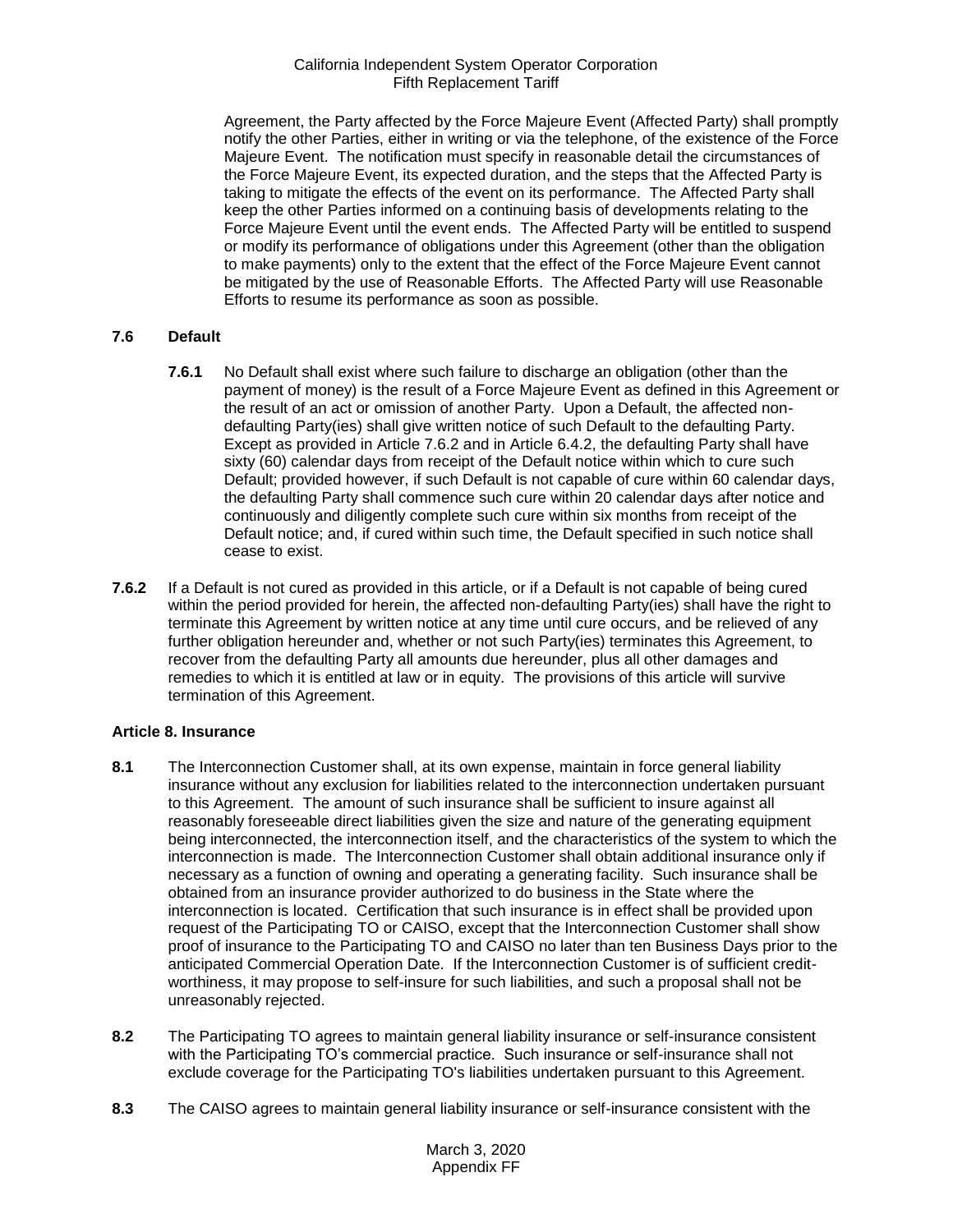Agreement, the Party affected by the Force Majeure Event (Affected Party) shall promptly notify the other Parties, either in writing or via the telephone, of the existence of the Force Majeure Event. The notification must specify in reasonable detail the circumstances of the Force Majeure Event, its expected duration, and the steps that the Affected Party is taking to mitigate the effects of the event on its performance. The Affected Party shall keep the other Parties informed on a continuing basis of developments relating to the Force Majeure Event until the event ends. The Affected Party will be entitled to suspend or modify its performance of obligations under this Agreement (other than the obligation to make payments) only to the extent that the effect of the Force Majeure Event cannot be mitigated by the use of Reasonable Efforts. The Affected Party will use Reasonable Efforts to resume its performance as soon as possible.

**7.6 Default**

**7.6.1** No Default shall exist where such failure to discharge an obligation (other than the payment of money) is the result of a Force Majeure Event as defined in this Agreement or the result of an act or omission of another Party. Upon a Default, the affected non-defaulting Party(ies) shall give written notice of such Default to the defaulting Party. Except as provided in Article 7.6.2 and in Article 6.4.2, the defaulting Party shall have sixty (60) calendar days from receipt of the Default notice within which to cure such Default; provided however, if such Default is not capable of cure within 60 calendar days, the defaulting Party shall commence such cure within 20 calendar days after notice and continuously and diligently complete such cure within six months from receipt of the Default notice; and, if cured within such time, the Default specified in such notice shall cease to exist.

**7.6.2** If a Default is not cured as provided in this article, or if a Default is not capable of being cured within the period provided for herein, the affected non-defaulting Party(ies) shall have the right to terminate this Agreement by written notice at any time until cure occurs, and be relieved of any further obligation hereunder and, whether or not such Party(ies) terminates this Agreement, to recover from the defaulting Party all amounts due hereunder, plus all other damages and remedies to which it is entitled at law or in equity. The provisions of this article will survive termination of this Agreement.

**Article 8. Insurance**

**8.1** The Interconnection Customer shall, at its own expense, maintain in force general liability insurance without any exclusion for liabilities related to the interconnection undertaken pursuant to this Agreement. The amount of such insurance shall be sufficient to insure against all reasonably foreseeable direct liabilities given the size and nature of the generating equipment being interconnected, the interconnection itself, and the characteristics of the system to which the interconnection is made. The Interconnection Customer shall obtain additional insurance only if necessary as a function of owning and operating a generating facility. Such insurance shall be obtained from an insurance provider authorized to do business in the State where the interconnection is located. Certification that such insurance is in effect shall be provided upon request of the Participating TO or CAISO, except that the Interconnection Customer shall show proof of insurance to the Participating TO and CAISO no later than ten Business Days prior to the anticipated Commercial Operation Date. If the Interconnection Customer is of sufficient credit-worthiness, it may propose to self-insure for such liabilities, and such a proposal shall not be unreasonably rejected.

**8.2** The Participating TO agrees to maintain general liability insurance or self-insurance consistent with the Participating TO's commercial practice. Such insurance or self-insurance shall not exclude coverage for the Participating TO's liabilities undertaken pursuant to this Agreement.

**8.3** The CAISO agrees to maintain general liability insurance or self-insurance consistent with the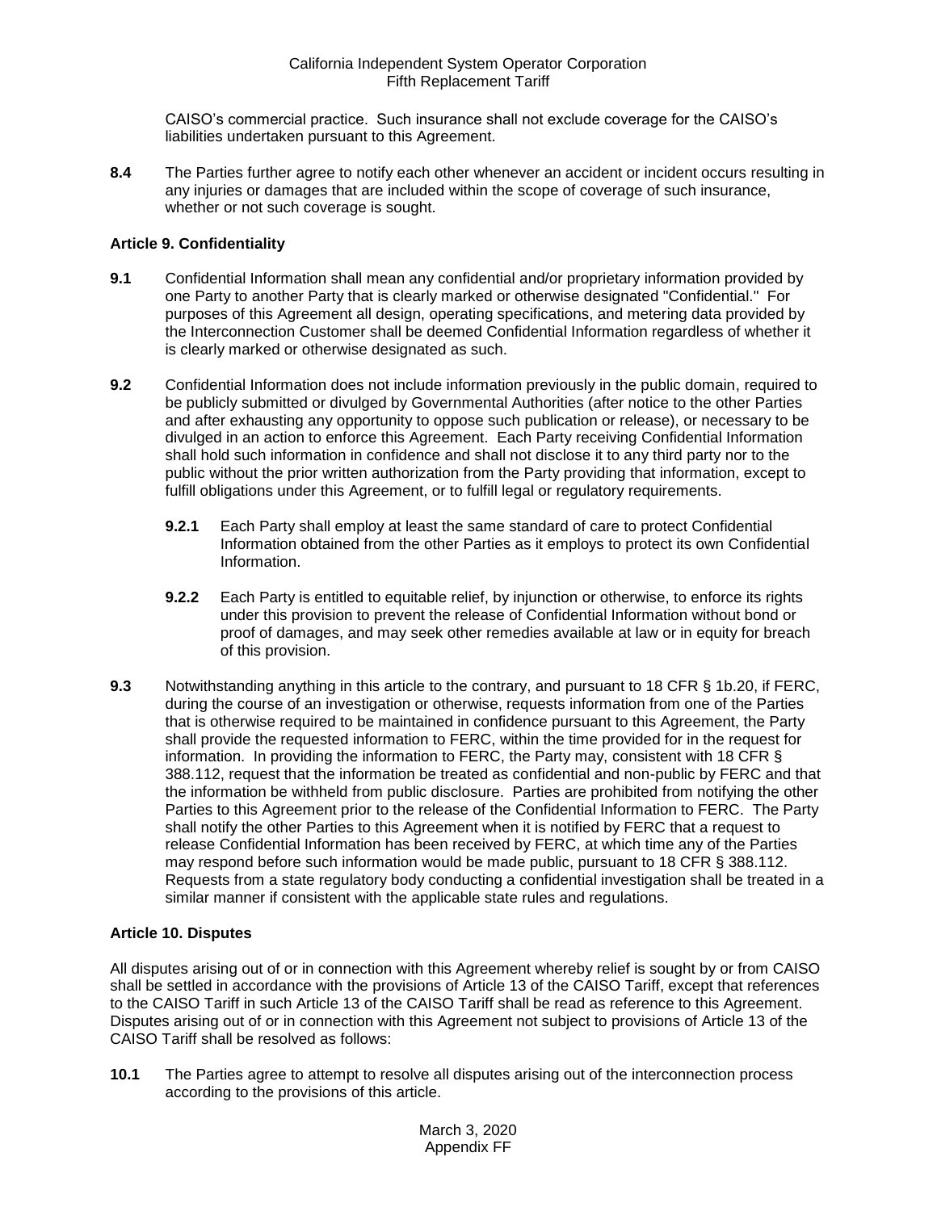CAISO's commercial practice. Such insurance shall not exclude coverage for the CAISO's liabilities undertaken pursuant to this Agreement.

**8.4** The Parties further agree to notify each other whenever an accident or incident occurs resulting in any injuries or damages that are included within the scope of coverage of such insurance, whether or not such coverage is sought.

### Article 9. Confidentiality

**9.1** Confidential Information shall mean any confidential and/or proprietary information provided by one Party to another Party that is clearly marked or otherwise designated "Confidential." For purposes of this Agreement all design, operating specifications, and metering data provided by the Interconnection Customer shall be deemed Confidential Information regardless of whether it is clearly marked or otherwise designated as such.

**9.2** Confidential Information does not include information previously in the public domain, required to be publicly submitted or divulged by Governmental Authorities (after notice to the other Parties and after exhausting any opportunity to oppose such publication or release), or necessary to be divulged in an action to enforce this Agreement. Each Party receiving Confidential Information shall hold such information in confidence and shall not disclose it to any third party nor to the public without the prior written authorization from the Party providing that information, except to fulfill obligations under this Agreement, or to fulfill legal or regulatory requirements.

**9.2.1** Each Party shall employ at least the same standard of care to protect Confidential Information obtained from the other Parties as it employs to protect its own Confidential Information.

**9.2.2** Each Party is entitled to equitable relief, by injunction or otherwise, to enforce its rights under this provision to prevent the release of Confidential Information without bond or proof of damages, and may seek other remedies available at law or in equity for breach of this provision.

**9.3** Notwithstanding anything in this article to the contrary, and pursuant to 18 CFR § 1b.20, if FERC, during the course of an investigation or otherwise, requests information from one of the Parties that is otherwise required to be maintained in confidence pursuant to this Agreement, the Party shall provide the requested information to FERC, within the time provided for in the request for information. In providing the information to FERC, the Party may, consistent with 18 CFR § 388.112, request that the information be treated as confidential and non-public by FERC and that the information be withheld from public disclosure. Parties are prohibited from notifying the other Parties to this Agreement prior to the release of the Confidential Information to FERC. The Party shall notify the other Parties to this Agreement when it is notified by FERC that a request to release Confidential Information has been received by FERC, at which time any of the Parties may respond before such information would be made public, pursuant to 18 CFR § 388.112. Requests from a state regulatory body conducting a confidential investigation shall be treated in a similar manner if consistent with the applicable state rules and regulations.

### Article 10. Disputes

All disputes arising out of or in connection with this Agreement whereby relief is sought by or from CAISO shall be settled in accordance with the provisions of Article 13 of the CAISO Tariff, except that references to the CAISO Tariff in such Article 13 of the CAISO Tariff shall be read as reference to this Agreement. Disputes arising out of or in connection with this Agreement not subject to provisions of Article 13 of the CAISO Tariff shall be resolved as follows:

**10.1** The Parties agree to attempt to resolve all disputes arising out of the interconnection process according to the provisions of this article.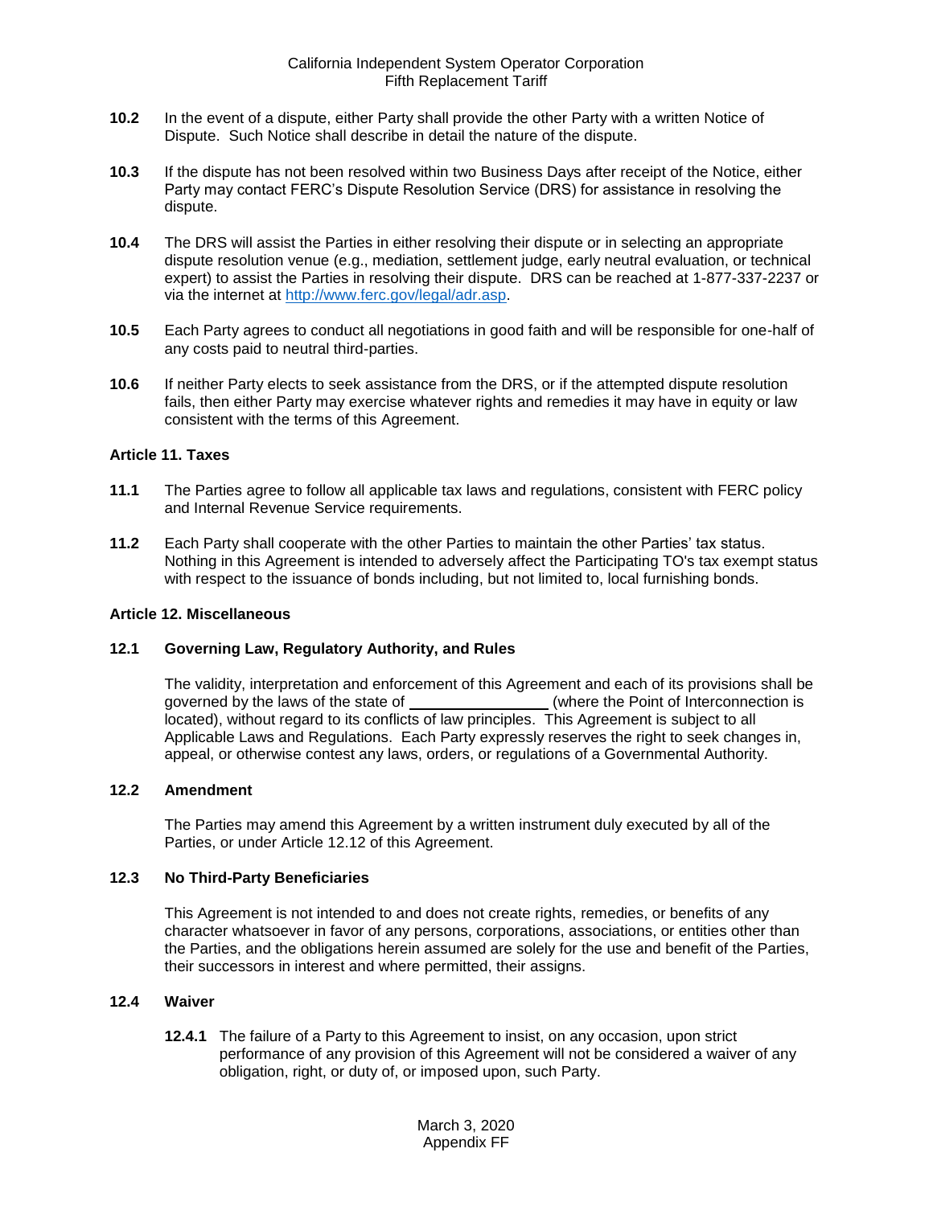**10.2** In the event of a dispute, either Party shall provide the other Party with a written Notice of Dispute. Such Notice shall describe in detail the nature of the dispute.

**10.3** If the dispute has not been resolved within two Business Days after receipt of the Notice, either Party may contact FERC's Dispute Resolution Service (DRS) for assistance in resolving the dispute.

**10.4** The DRS will assist the Parties in either resolving their dispute or in selecting an appropriate dispute resolution venue (e.g., mediation, settlement judge, early neutral evaluation, or technical expert) to assist the Parties in resolving their dispute. DRS can be reached at 1-877-337-2237 or via the internet at http://www.ferc.gov/legal/adr.asp.

**10.5** Each Party agrees to conduct all negotiations in good faith and will be responsible for one-half of any costs paid to neutral third-parties.

**10.6** If neither Party elects to seek assistance from the DRS, or if the attempted dispute resolution fails, then either Party may exercise whatever rights and remedies it may have in equity or law consistent with the terms of this Agreement.

**Article 11. Taxes**

**11.1** The Parties agree to follow all applicable tax laws and regulations, consistent with FERC policy and Internal Revenue Service requirements.

**11.2** Each Party shall cooperate with the other Parties to maintain the other Parties' tax status. Nothing in this Agreement is intended to adversely affect the Participating TO's tax exempt status with respect to the issuance of bonds including, but not limited to, local furnishing bonds.

**Article 12. Miscellaneous**

**12.1 Governing Law, Regulatory Authority, and Rules**

The validity, interpretation and enforcement of this Agreement and each of its provisions shall be governed by the laws of the state of ________________ (where the Point of Interconnection is located), without regard to its conflicts of law principles. This Agreement is subject to all Applicable Laws and Regulations. Each Party expressly reserves the right to seek changes in, appeal, or otherwise contest any laws, orders, or regulations of a Governmental Authority.

**12.2 Amendment**

The Parties may amend this Agreement by a written instrument duly executed by all of the Parties, or under Article 12.12 of this Agreement.

**12.3 No Third-Party Beneficiaries**

This Agreement is not intended to and does not create rights, remedies, or benefits of any character whatsoever in favor of any persons, corporations, associations, or entities other than the Parties, and the obligations herein assumed are solely for the use and benefit of the Parties, their successors in interest and where permitted, their assigns.

**12.4 Waiver**

**12.4.1** The failure of a Party to this Agreement to insist, on any occasion, upon strict performance of any provision of this Agreement will not be considered a waiver of any obligation, right, or duty of, or imposed upon, such Party.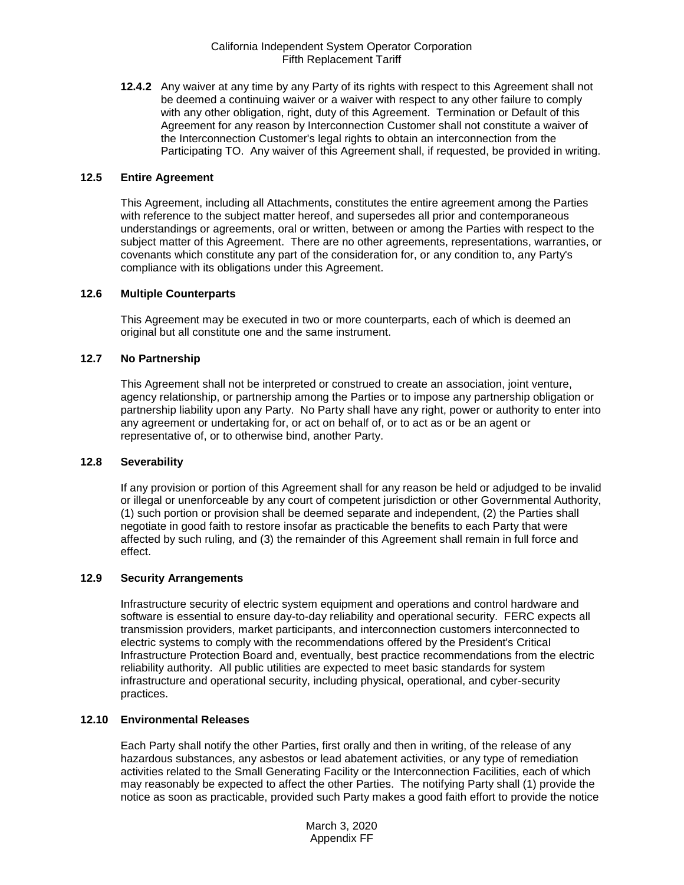**12.4.2** Any waiver at any time by any Party of its rights with respect to this Agreement shall not be deemed a continuing waiver or a waiver with respect to any other failure to comply with any other obligation, right, duty of this Agreement. Termination or Default of this Agreement for any reason by Interconnection Customer shall not constitute a waiver of the Interconnection Customer's legal rights to obtain an interconnection from the Participating TO. Any waiver of this Agreement shall, if requested, be provided in writing.

### 12.5 Entire Agreement

This Agreement, including all Attachments, constitutes the entire agreement among the Parties with reference to the subject matter hereof, and supersedes all prior and contemporaneous understandings or agreements, oral or written, between or among the Parties with respect to the subject matter of this Agreement. There are no other agreements, representations, warranties, or covenants which constitute any part of the consideration for, or any condition to, any Party's compliance with its obligations under this Agreement.

### 12.6 Multiple Counterparts

This Agreement may be executed in two or more counterparts, each of which is deemed an original but all constitute one and the same instrument.

### 12.7 No Partnership

This Agreement shall not be interpreted or construed to create an association, joint venture, agency relationship, or partnership among the Parties or to impose any partnership obligation or partnership liability upon any Party. No Party shall have any right, power or authority to enter into any agreement or undertaking for, or act on behalf of, or to act as or be an agent or representative of, or to otherwise bind, another Party.

### 12.8 Severability

If any provision or portion of this Agreement shall for any reason be held or adjudged to be invalid or illegal or unenforceable by any court of competent jurisdiction or other Governmental Authority, (1) such portion or provision shall be deemed separate and independent, (2) the Parties shall negotiate in good faith to restore insofar as practicable the benefits to each Party that were affected by such ruling, and (3) the remainder of this Agreement shall remain in full force and effect.

### 12.9 Security Arrangements

Infrastructure security of electric system equipment and operations and control hardware and software is essential to ensure day-to-day reliability and operational security. FERC expects all transmission providers, market participants, and interconnection customers interconnected to electric systems to comply with the recommendations offered by the President's Critical Infrastructure Protection Board and, eventually, best practice recommendations from the electric reliability authority. All public utilities are expected to meet basic standards for system infrastructure and operational security, including physical, operational, and cyber-security practices.

### 12.10 Environmental Releases

Each Party shall notify the other Parties, first orally and then in writing, of the release of any hazardous substances, any asbestos or lead abatement activities, or any type of remediation activities related to the Small Generating Facility or the Interconnection Facilities, each of which may reasonably be expected to affect the other Parties. The notifying Party shall (1) provide the notice as soon as practicable, provided such Party makes a good faith effort to provide the notice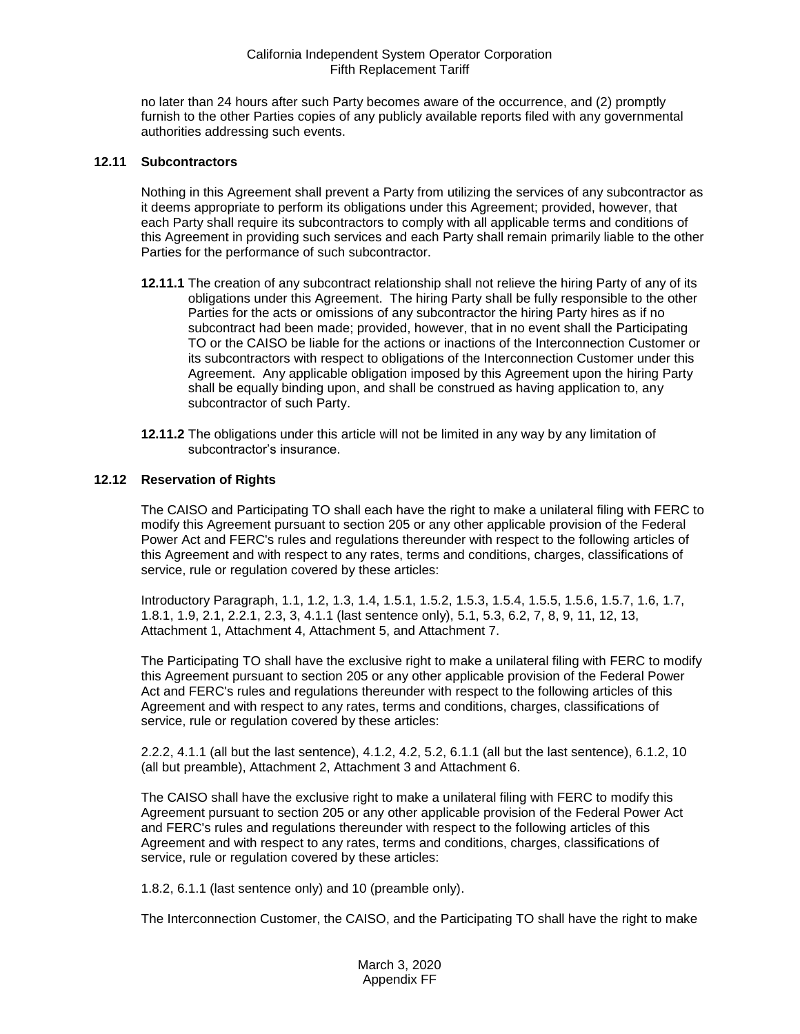no later than 24 hours after such Party becomes aware of the occurrence, and (2) promptly furnish to the other Parties copies of any publicly available reports filed with any governmental authorities addressing such events.

### 12.11 Subcontractors

Nothing in this Agreement shall prevent a Party from utilizing the services of any subcontractor as it deems appropriate to perform its obligations under this Agreement; provided, however, that each Party shall require its subcontractors to comply with all applicable terms and conditions of this Agreement in providing such services and each Party shall remain primarily liable to the other Parties for the performance of such subcontractor.

**12.11.1** The creation of any subcontract relationship shall not relieve the hiring Party of any of its obligations under this Agreement. The hiring Party shall be fully responsible to the other Parties for the acts or omissions of any subcontractor the hiring Party hires as if no subcontract had been made; provided, however, that in no event shall the Participating TO or the CAISO be liable for the actions or inactions of the Interconnection Customer or its subcontractors with respect to obligations of the Interconnection Customer under this Agreement. Any applicable obligation imposed by this Agreement upon the hiring Party shall be equally binding upon, and shall be construed as having application to, any subcontractor of such Party.

**12.11.2** The obligations under this article will not be limited in any way by any limitation of subcontractor's insurance.

### 12.12 Reservation of Rights

The CAISO and Participating TO shall each have the right to make a unilateral filing with FERC to modify this Agreement pursuant to section 205 or any other applicable provision of the Federal Power Act and FERC's rules and regulations thereunder with respect to the following articles of this Agreement and with respect to any rates, terms and conditions, charges, classifications of service, rule or regulation covered by these articles:

Introductory Paragraph, 1.1, 1.2, 1.3, 1.4, 1.5.1, 1.5.2, 1.5.3, 1.5.4, 1.5.5, 1.5.6, 1.5.7, 1.6, 1.7, 1.8.1, 1.9, 2.1, 2.2.1, 2.3, 3, 4.1.1 (last sentence only), 5.1, 5.3, 6.2, 7, 8, 9, 11, 12, 13, Attachment 1, Attachment 4, Attachment 5, and Attachment 7.

The Participating TO shall have the exclusive right to make a unilateral filing with FERC to modify this Agreement pursuant to section 205 or any other applicable provision of the Federal Power Act and FERC's rules and regulations thereunder with respect to the following articles of this Agreement and with respect to any rates, terms and conditions, charges, classifications of service, rule or regulation covered by these articles:

2.2.2, 4.1.1 (all but the last sentence), 4.1.2, 4.2, 5.2, 6.1.1 (all but the last sentence), 6.1.2, 10 (all but preamble), Attachment 2, Attachment 3 and Attachment 6.

The CAISO shall have the exclusive right to make a unilateral filing with FERC to modify this Agreement pursuant to section 205 or any other applicable provision of the Federal Power Act and FERC's rules and regulations thereunder with respect to the following articles of this Agreement and with respect to any rates, terms and conditions, charges, classifications of service, rule or regulation covered by these articles:

1.8.2, 6.1.1 (last sentence only) and 10 (preamble only).

The Interconnection Customer, the CAISO, and the Participating TO shall have the right to make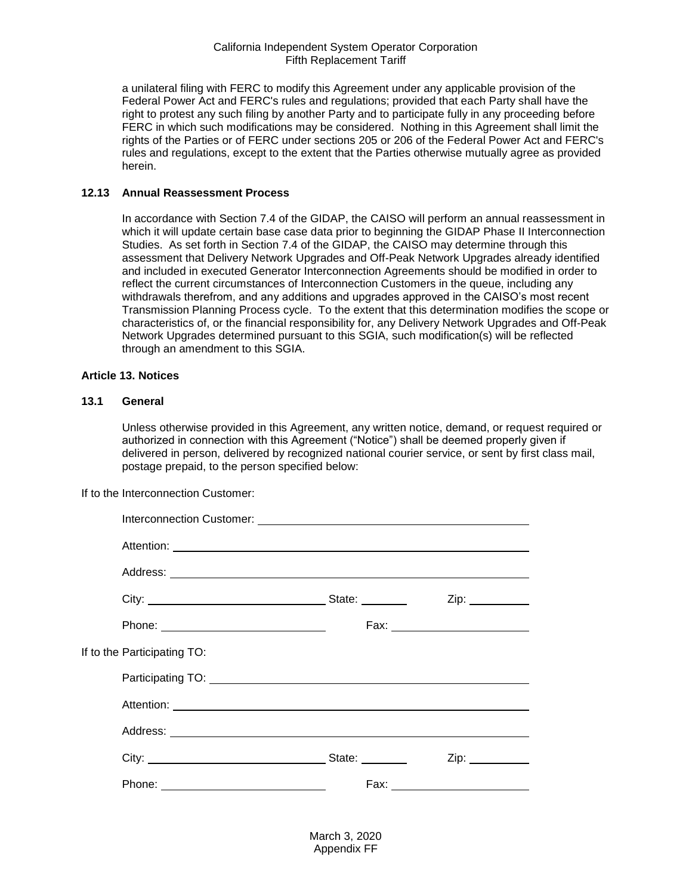a unilateral filing with FERC to modify this Agreement under any applicable provision of the Federal Power Act and FERC's rules and regulations; provided that each Party shall have the right to protest any such filing by another Party and to participate fully in any proceeding before FERC in which such modifications may be considered. Nothing in this Agreement shall limit the rights of the Parties or of FERC under sections 205 or 206 of the Federal Power Act and FERC's rules and regulations, except to the extent that the Parties otherwise mutually agree as provided herein.

**12.13 Annual Reassessment Process**

In accordance with Section 7.4 of the GIDAP, the CAISO will perform an annual reassessment in which it will update certain base case data prior to beginning the GIDAP Phase II Interconnection Studies. As set forth in Section 7.4 of the GIDAP, the CAISO may determine through this assessment that Delivery Network Upgrades and Off-Peak Network Upgrades already identified and included in executed Generator Interconnection Agreements should be modified in order to reflect the current circumstances of Interconnection Customers in the queue, including any withdrawals therefrom, and any additions and upgrades approved in the CAISO's most recent Transmission Planning Process cycle. To the extent that this determination modifies the scope or characteristics of, or the financial responsibility for, any Delivery Network Upgrades and Off-Peak Network Upgrades determined pursuant to this SGIA, such modification(s) will be reflected through an amendment to this SGIA.

**Article 13. Notices**

**13.1 General**

Unless otherwise provided in this Agreement, any written notice, demand, or request required or authorized in connection with this Agreement ("Notice") shall be deemed properly given if delivered in person, delivered by recognized national courier service, or sent by first class mail, postage prepaid, to the person specified below:

If to the Interconnection Customer:

Interconnection Customer: \_\_\_\_\_\_\_\_\_\_\_\_\_\_\_\_\_\_\_\_\_\_\_\_\_\_\_\_\_\_\_\_\_\_\_\_\_\_\_\_

Attention: \_\_\_\_\_\_\_\_\_\_\_\_\_\_\_\_\_\_\_\_\_\_\_\_\_\_\_\_\_\_\_\_\_\_\_\_\_\_\_\_\_\_\_\_\_\_\_\_\_\_\_\_

Address: \_\_\_\_\_\_\_\_\_\_\_\_\_\_\_\_\_\_\_\_\_\_\_\_\_\_\_\_\_\_\_\_\_\_\_\_\_\_\_\_\_\_\_\_\_\_\_\_\_\_\_\_\_

City: \_\_\_\_\_\_\_\_\_\_\_\_\_\_\_\_\_\_\_\_\_\_\_\_\_\_\_\_ State: \_\_\_\_\_\_\_ Zip: \_\_\_\_\_\_\_\_\_\_

Phone: \_\_\_\_\_\_\_\_\_\_\_\_\_\_\_\_\_\_\_\_\_\_\_\_\_\_ Fax: \_\_\_\_\_\_\_\_\_\_\_\_\_\_\_\_\_\_\_\_\_\_\_

If to the Participating TO:

Participating TO: \_\_\_\_\_\_\_\_\_\_\_\_\_\_\_\_\_\_\_\_\_\_\_\_\_\_\_\_\_\_\_\_\_\_\_\_\_\_\_\_\_\_\_\_\_\_

Attention: \_\_\_\_\_\_\_\_\_\_\_\_\_\_\_\_\_\_\_\_\_\_\_\_\_\_\_\_\_\_\_\_\_\_\_\_\_\_\_\_\_\_\_\_\_\_\_\_\_\_\_\_

Address: \_\_\_\_\_\_\_\_\_\_\_\_\_\_\_\_\_\_\_\_\_\_\_\_\_\_\_\_\_\_\_\_\_\_\_\_\_\_\_\_\_\_\_\_\_\_\_\_\_\_\_\_\_

City: \_\_\_\_\_\_\_\_\_\_\_\_\_\_\_\_\_\_\_\_\_\_\_\_\_\_\_\_ State: \_\_\_\_\_\_\_ Zip: \_\_\_\_\_\_\_\_\_\_

Phone: \_\_\_\_\_\_\_\_\_\_\_\_\_\_\_\_\_\_\_\_\_\_\_\_\_\_ Fax: \_\_\_\_\_\_\_\_\_\_\_\_\_\_\_\_\_\_\_\_\_\_\_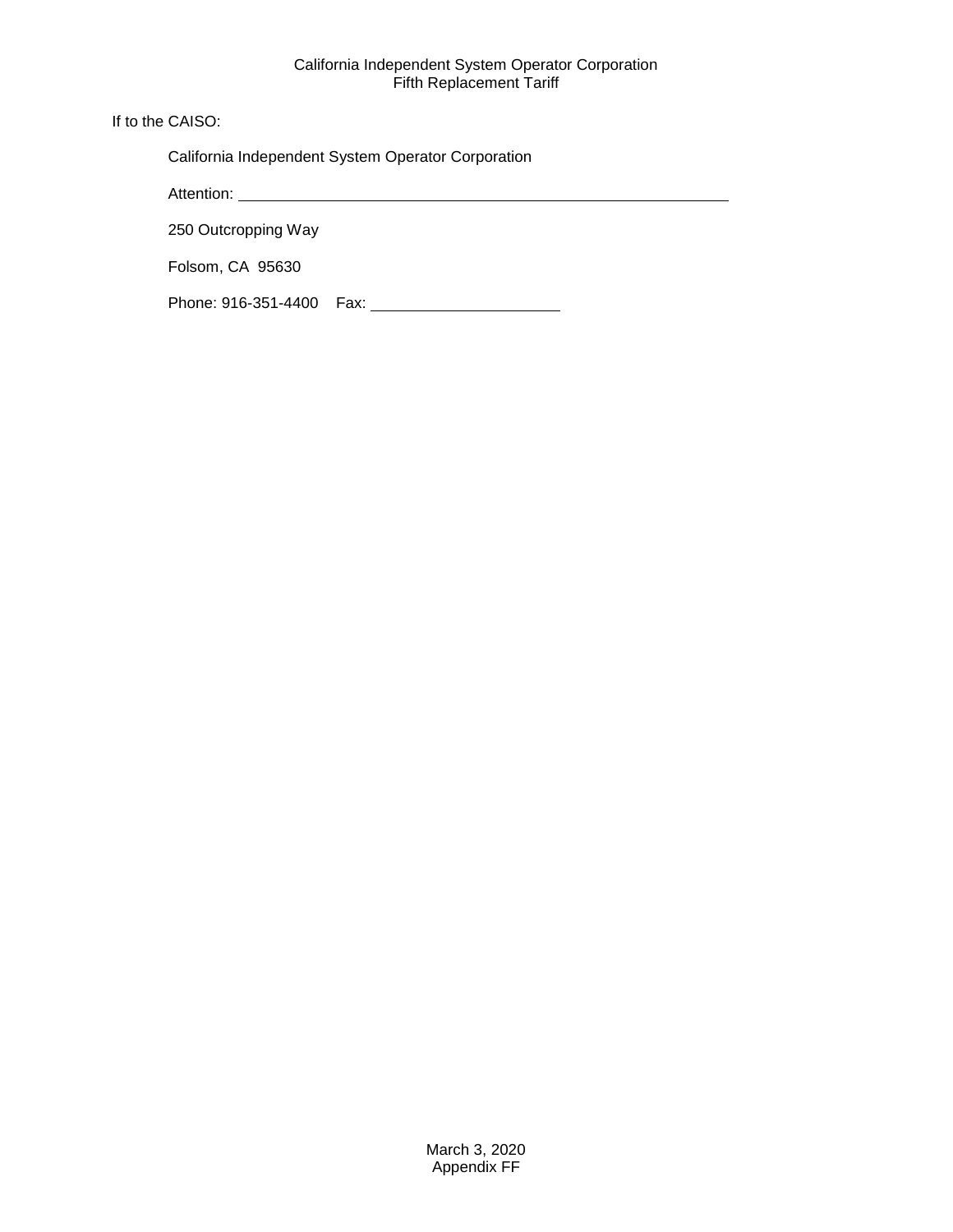If to the CAISO:

California Independent System Operator Corporation

Attention: ______________________________________________

250 Outcropping Way

Folsom, CA  95630

Phone: 916-351-4400    Fax: ____________________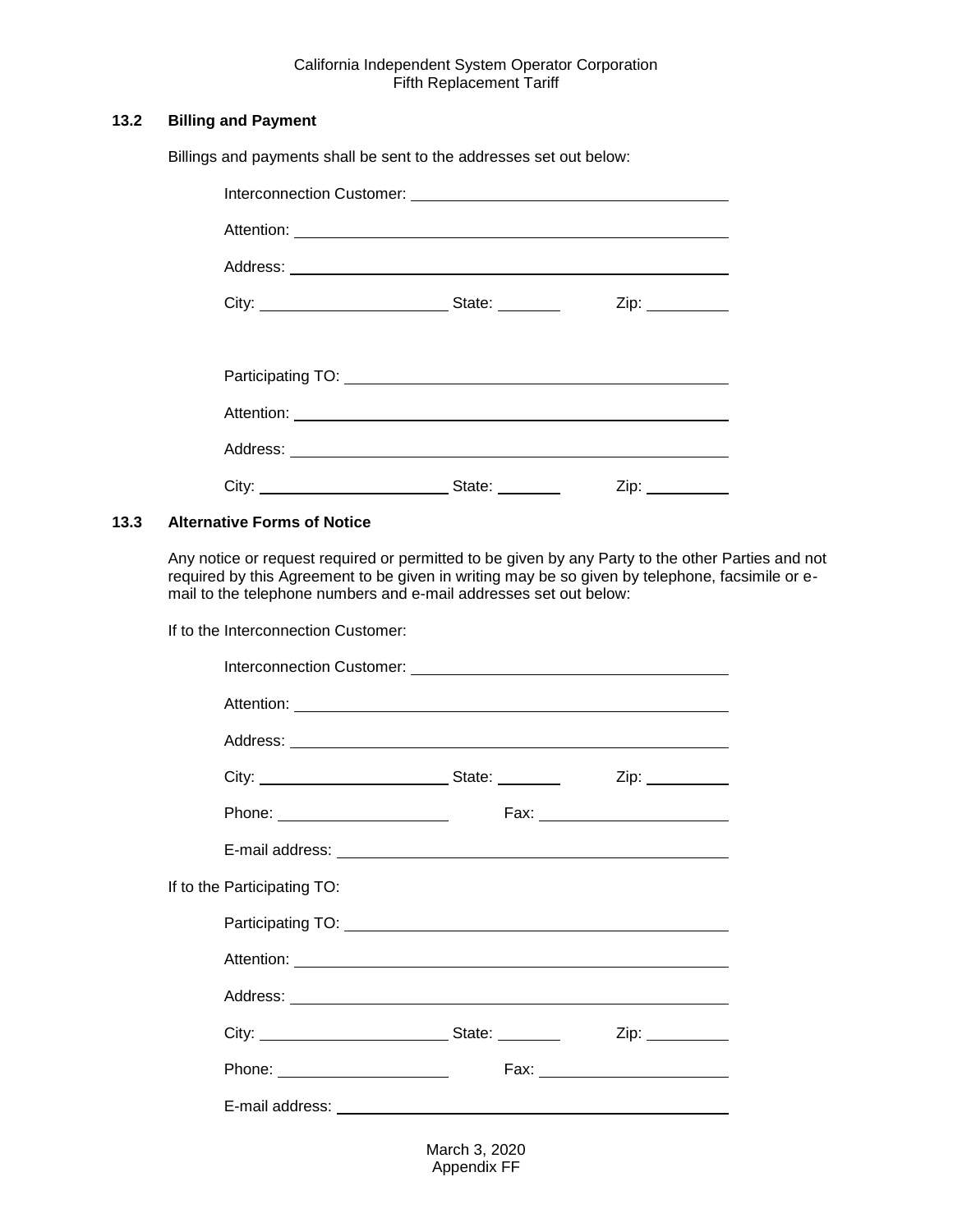### 13.2 Billing and Payment

Billings and payments shall be sent to the addresses set out below:

Interconnection Customer: ___________________________________

Attention: ___________________________________

Address: ___________________________________

City: ______________________ State: ________ Zip: __________

Participating TO: ___________________________________

Attention: ___________________________________

Address: ___________________________________

City: ______________________ State: ________ Zip: __________

### 13.3 Alternative Forms of Notice

Any notice or request required or permitted to be given by any Party to the other Parties and not required by this Agreement to be given in writing may be so given by telephone, facsimile or e-mail to the telephone numbers and e-mail addresses set out below:

If to the Interconnection Customer:

Interconnection Customer: ___________________________________

Attention: ___________________________________

Address: ___________________________________

City: ______________________ State: ________ Zip: __________

Phone: ____________________ Fax: ______________________

E-mail address: ___________________________________

If to the Participating TO:

Participating TO: ___________________________________

Attention: ___________________________________

Address: ___________________________________

City: ______________________ State: ________ Zip: __________

Phone: ____________________ Fax: ______________________

E-mail address: ___________________________________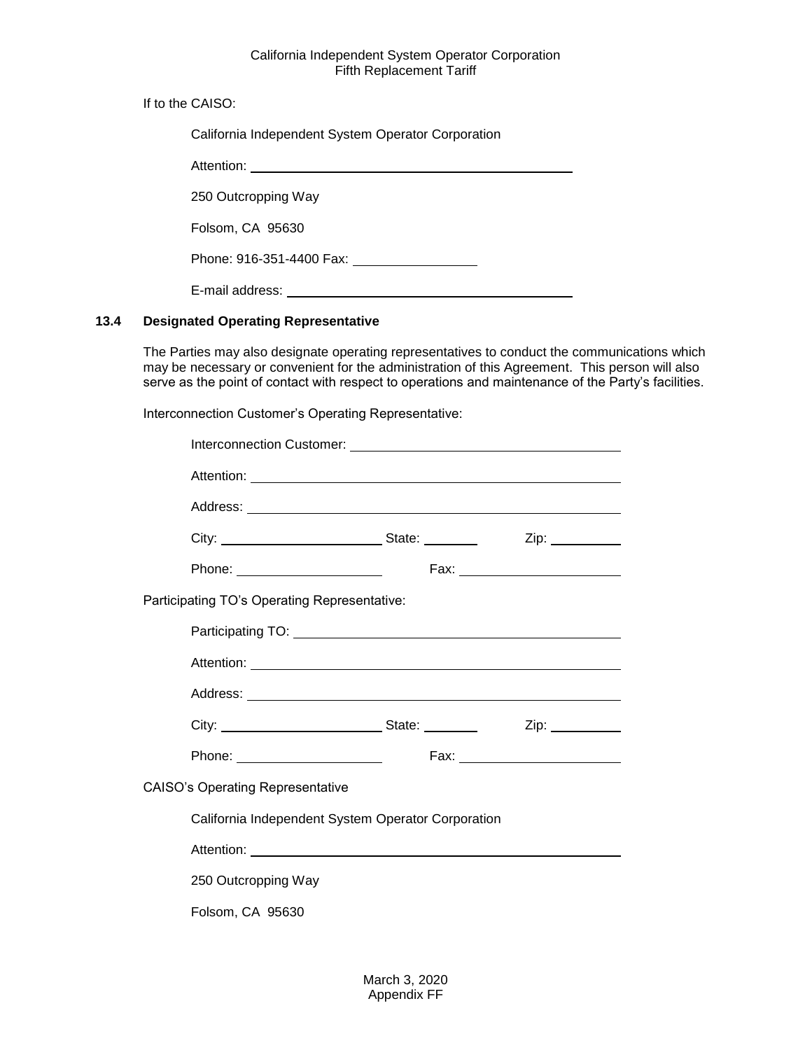If to the CAISO:

California Independent System Operator Corporation

Attention: ______________________________________________

250 Outcropping Way

Folsom, CA 95630

Phone: 916-351-4400 Fax: ________________

E-mail address: ______________________________________

### 13.4 Designated Operating Representative

The Parties may also designate operating representatives to conduct the communications which may be necessary or convenient for the administration of this Agreement. This person will also serve as the point of contact with respect to operations and maintenance of the Party's facilities.

Interconnection Customer's Operating Representative:

Interconnection Customer: ____________________________________

Attention: ______________________________________________

Address: ______________________________________________

City: ______________________ State: ________ Zip: __________

Phone: ____________________ Fax: ______________________

Participating TO's Operating Representative:

Participating TO: __________________________________________

Attention: ______________________________________________

Address: ______________________________________________

City: ______________________ State: ________ Zip: __________

Phone: ____________________ Fax: ______________________

CAISO's Operating Representative

California Independent System Operator Corporation

Attention: ______________________________________________

250 Outcropping Way

Folsom, CA 95630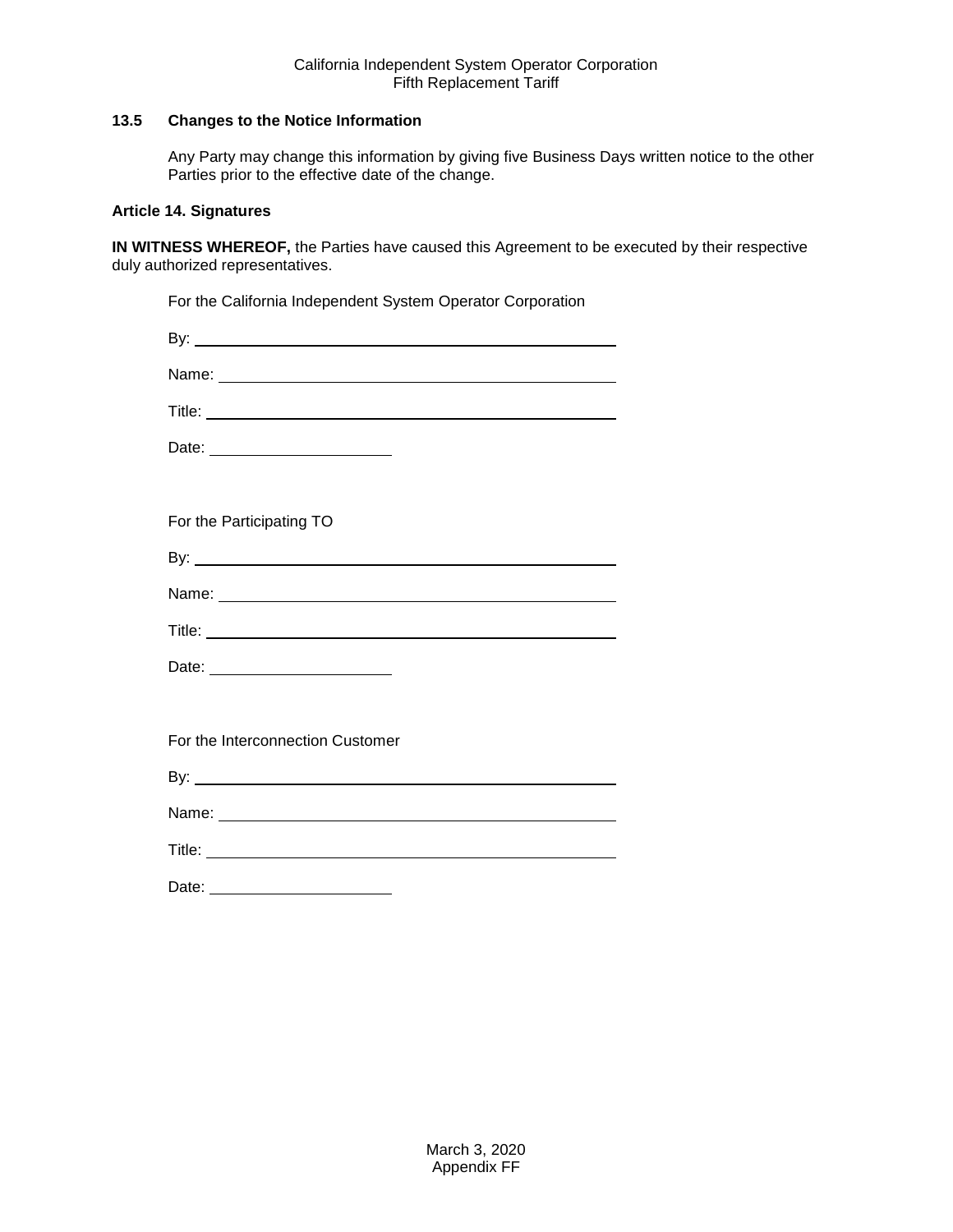### 13.5 Changes to the Notice Information

Any Party may change this information by giving five Business Days written notice to the other Parties prior to the effective date of the change.

### Article 14. Signatures

**IN WITNESS WHEREOF,** the Parties have caused this Agreement to be executed by their respective duly authorized representatives.

For the California Independent System Operator Corporation

By: ______________________________________________

Name: ____________________________________________

Title: _____________________________________________

Date: ____________________

For the Participating TO

By: ______________________________________________

Name: ____________________________________________

Title: _____________________________________________

Date: ____________________

For the Interconnection Customer

By: ______________________________________________

Name: ____________________________________________

Title: _____________________________________________

Date: ____________________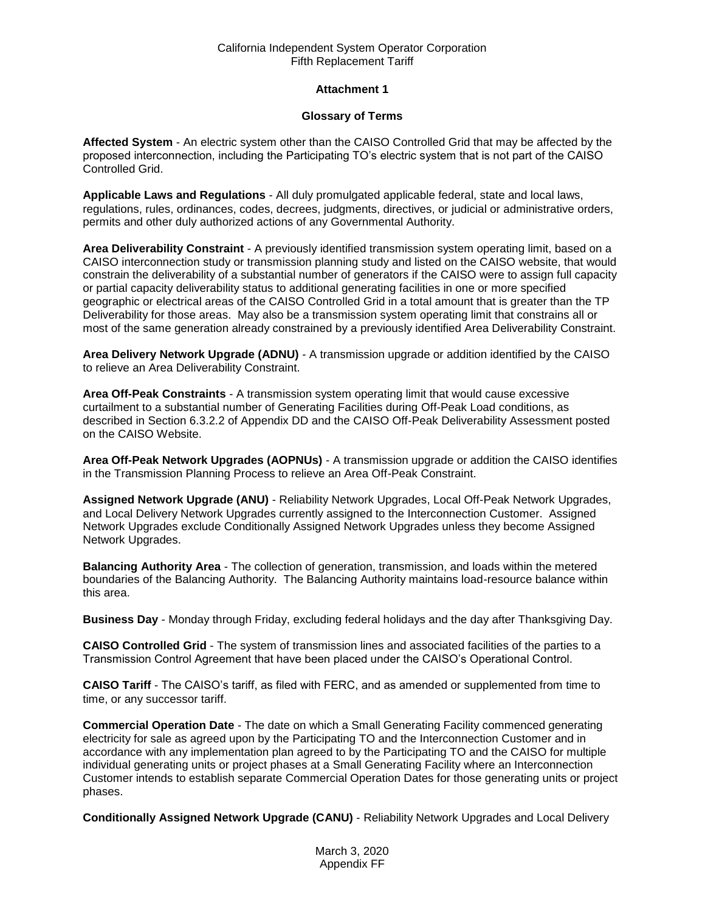## Attachment 1

### Glossary of Terms

**Affected System** - An electric system other than the CAISO Controlled Grid that may be affected by the proposed interconnection, including the Participating TO's electric system that is not part of the CAISO Controlled Grid.

**Applicable Laws and Regulations** - All duly promulgated applicable federal, state and local laws, regulations, rules, ordinances, codes, decrees, judgments, directives, or judicial or administrative orders, permits and other duly authorized actions of any Governmental Authority.

**Area Deliverability Constraint** - A previously identified transmission system operating limit, based on a CAISO interconnection study or transmission planning study and listed on the CAISO website, that would constrain the deliverability of a substantial number of generators if the CAISO were to assign full capacity or partial capacity deliverability status to additional generating facilities in one or more specified geographic or electrical areas of the CAISO Controlled Grid in a total amount that is greater than the TP Deliverability for those areas. May also be a transmission system operating limit that constrains all or most of the same generation already constrained by a previously identified Area Deliverability Constraint.

**Area Delivery Network Upgrade (ADNU)** - A transmission upgrade or addition identified by the CAISO to relieve an Area Deliverability Constraint.

**Area Off-Peak Constraints** - A transmission system operating limit that would cause excessive curtailment to a substantial number of Generating Facilities during Off-Peak Load conditions, as described in Section 6.3.2.2 of Appendix DD and the CAISO Off-Peak Deliverability Assessment posted on the CAISO Website.

**Area Off-Peak Network Upgrades (AOPNUs)** - A transmission upgrade or addition the CAISO identifies in the Transmission Planning Process to relieve an Area Off-Peak Constraint.

**Assigned Network Upgrade (ANU)** - Reliability Network Upgrades, Local Off-Peak Network Upgrades, and Local Delivery Network Upgrades currently assigned to the Interconnection Customer. Assigned Network Upgrades exclude Conditionally Assigned Network Upgrades unless they become Assigned Network Upgrades.

**Balancing Authority Area** - The collection of generation, transmission, and loads within the metered boundaries of the Balancing Authority. The Balancing Authority maintains load-resource balance within this area.

**Business Day** - Monday through Friday, excluding federal holidays and the day after Thanksgiving Day.

**CAISO Controlled Grid** - The system of transmission lines and associated facilities of the parties to a Transmission Control Agreement that have been placed under the CAISO's Operational Control.

**CAISO Tariff** - The CAISO's tariff, as filed with FERC, and as amended or supplemented from time to time, or any successor tariff.

**Commercial Operation Date** - The date on which a Small Generating Facility commenced generating electricity for sale as agreed upon by the Participating TO and the Interconnection Customer and in accordance with any implementation plan agreed to by the Participating TO and the CAISO for multiple individual generating units or project phases at a Small Generating Facility where an Interconnection Customer intends to establish separate Commercial Operation Dates for those generating units or project phases.

**Conditionally Assigned Network Upgrade (CANU)** - Reliability Network Upgrades and Local Delivery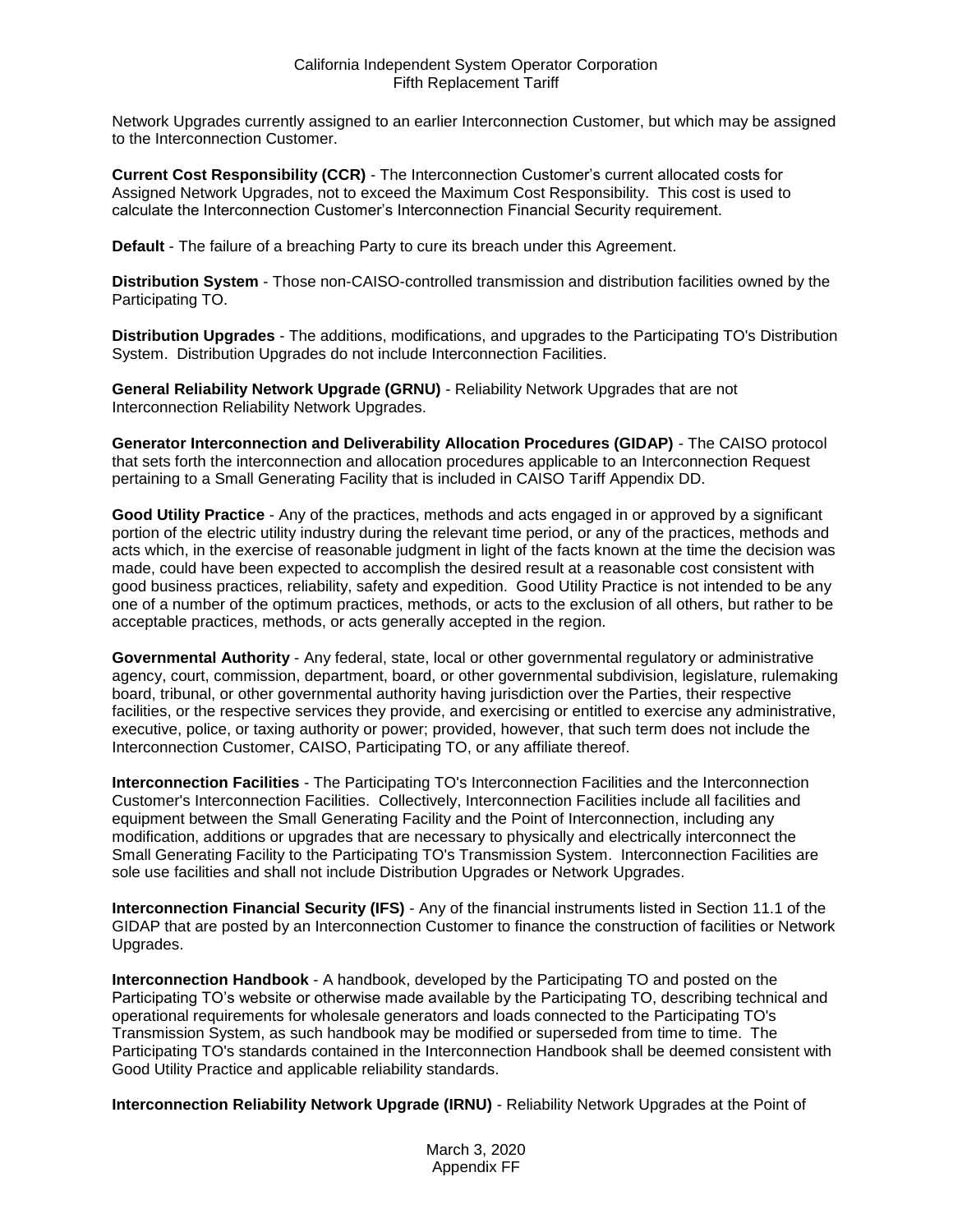Network Upgrades currently assigned to an earlier Interconnection Customer, but which may be assigned to the Interconnection Customer.

**Current Cost Responsibility (CCR)** - The Interconnection Customer's current allocated costs for Assigned Network Upgrades, not to exceed the Maximum Cost Responsibility. This cost is used to calculate the Interconnection Customer's Interconnection Financial Security requirement.

**Default** - The failure of a breaching Party to cure its breach under this Agreement.

**Distribution System** - Those non-CAISO-controlled transmission and distribution facilities owned by the Participating TO.

**Distribution Upgrades** - The additions, modifications, and upgrades to the Participating TO's Distribution System. Distribution Upgrades do not include Interconnection Facilities.

**General Reliability Network Upgrade (GRNU)** - Reliability Network Upgrades that are not Interconnection Reliability Network Upgrades.

**Generator Interconnection and Deliverability Allocation Procedures (GIDAP)** - The CAISO protocol that sets forth the interconnection and allocation procedures applicable to an Interconnection Request pertaining to a Small Generating Facility that is included in CAISO Tariff Appendix DD.

**Good Utility Practice** - Any of the practices, methods and acts engaged in or approved by a significant portion of the electric utility industry during the relevant time period, or any of the practices, methods and acts which, in the exercise of reasonable judgment in light of the facts known at the time the decision was made, could have been expected to accomplish the desired result at a reasonable cost consistent with good business practices, reliability, safety and expedition. Good Utility Practice is not intended to be any one of a number of the optimum practices, methods, or acts to the exclusion of all others, but rather to be acceptable practices, methods, or acts generally accepted in the region.

**Governmental Authority** - Any federal, state, local or other governmental regulatory or administrative agency, court, commission, department, board, or other governmental subdivision, legislature, rulemaking board, tribunal, or other governmental authority having jurisdiction over the Parties, their respective facilities, or the respective services they provide, and exercising or entitled to exercise any administrative, executive, police, or taxing authority or power; provided, however, that such term does not include the Interconnection Customer, CAISO, Participating TO, or any affiliate thereof.

**Interconnection Facilities** - The Participating TO's Interconnection Facilities and the Interconnection Customer's Interconnection Facilities. Collectively, Interconnection Facilities include all facilities and equipment between the Small Generating Facility and the Point of Interconnection, including any modification, additions or upgrades that are necessary to physically and electrically interconnect the Small Generating Facility to the Participating TO's Transmission System. Interconnection Facilities are sole use facilities and shall not include Distribution Upgrades or Network Upgrades.

**Interconnection Financial Security (IFS)** - Any of the financial instruments listed in Section 11.1 of the GIDAP that are posted by an Interconnection Customer to finance the construction of facilities or Network Upgrades.

**Interconnection Handbook** - A handbook, developed by the Participating TO and posted on the Participating TO's website or otherwise made available by the Participating TO, describing technical and operational requirements for wholesale generators and loads connected to the Participating TO's Transmission System, as such handbook may be modified or superseded from time to time. The Participating TO's standards contained in the Interconnection Handbook shall be deemed consistent with Good Utility Practice and applicable reliability standards.

**Interconnection Reliability Network Upgrade (IRNU)** - Reliability Network Upgrades at the Point of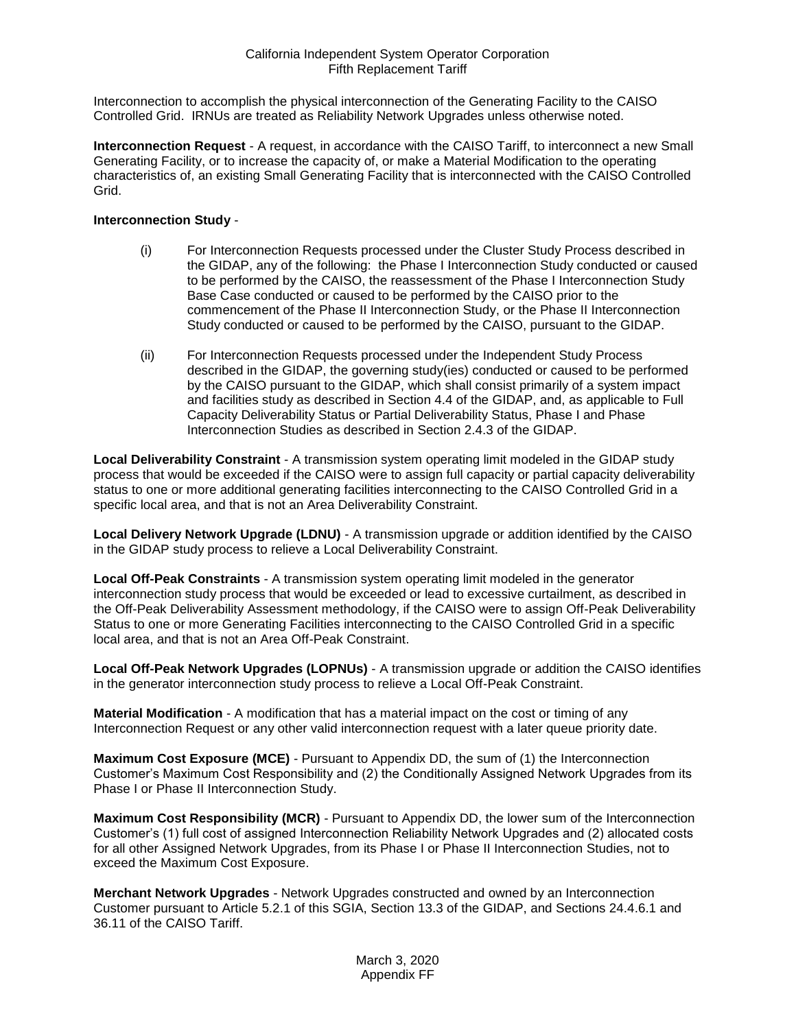Interconnection to accomplish the physical interconnection of the Generating Facility to the CAISO Controlled Grid. IRNUs are treated as Reliability Network Upgrades unless otherwise noted.

**Interconnection Request** - A request, in accordance with the CAISO Tariff, to interconnect a new Small Generating Facility, or to increase the capacity of, or make a Material Modification to the operating characteristics of, an existing Small Generating Facility that is interconnected with the CAISO Controlled Grid.

**Interconnection Study** -

(i) For Interconnection Requests processed under the Cluster Study Process described in the GIDAP, any of the following: the Phase I Interconnection Study conducted or caused to be performed by the CAISO, the reassessment of the Phase I Interconnection Study Base Case conducted or caused to be performed by the CAISO prior to the commencement of the Phase II Interconnection Study, or the Phase II Interconnection Study conducted or caused to be performed by the CAISO, pursuant to the GIDAP.

(ii) For Interconnection Requests processed under the Independent Study Process described in the GIDAP, the governing study(ies) conducted or caused to be performed by the CAISO pursuant to the GIDAP, which shall consist primarily of a system impact and facilities study as described in Section 4.4 of the GIDAP, and, as applicable to Full Capacity Deliverability Status or Partial Deliverability Status, Phase I and Phase Interconnection Studies as described in Section 2.4.3 of the GIDAP.

**Local Deliverability Constraint** - A transmission system operating limit modeled in the GIDAP study process that would be exceeded if the CAISO were to assign full capacity or partial capacity deliverability status to one or more additional generating facilities interconnecting to the CAISO Controlled Grid in a specific local area, and that is not an Area Deliverability Constraint.

**Local Delivery Network Upgrade (LDNU)** - A transmission upgrade or addition identified by the CAISO in the GIDAP study process to relieve a Local Deliverability Constraint.

**Local Off-Peak Constraints** - A transmission system operating limit modeled in the generator interconnection study process that would be exceeded or lead to excessive curtailment, as described in the Off-Peak Deliverability Assessment methodology, if the CAISO were to assign Off-Peak Deliverability Status to one or more Generating Facilities interconnecting to the CAISO Controlled Grid in a specific local area, and that is not an Area Off-Peak Constraint.

**Local Off-Peak Network Upgrades (LOPNUs)** - A transmission upgrade or addition the CAISO identifies in the generator interconnection study process to relieve a Local Off-Peak Constraint.

**Material Modification** - A modification that has a material impact on the cost or timing of any Interconnection Request or any other valid interconnection request with a later queue priority date.

**Maximum Cost Exposure (MCE)** - Pursuant to Appendix DD, the sum of (1) the Interconnection Customer's Maximum Cost Responsibility and (2) the Conditionally Assigned Network Upgrades from its Phase I or Phase II Interconnection Study.

**Maximum Cost Responsibility (MCR)** - Pursuant to Appendix DD, the lower sum of the Interconnection Customer's (1) full cost of assigned Interconnection Reliability Network Upgrades and (2) allocated costs for all other Assigned Network Upgrades, from its Phase I or Phase II Interconnection Studies, not to exceed the Maximum Cost Exposure.

**Merchant Network Upgrades** - Network Upgrades constructed and owned by an Interconnection Customer pursuant to Article 5.2.1 of this SGIA, Section 13.3 of the GIDAP, and Sections 24.4.6.1 and 36.11 of the CAISO Tariff.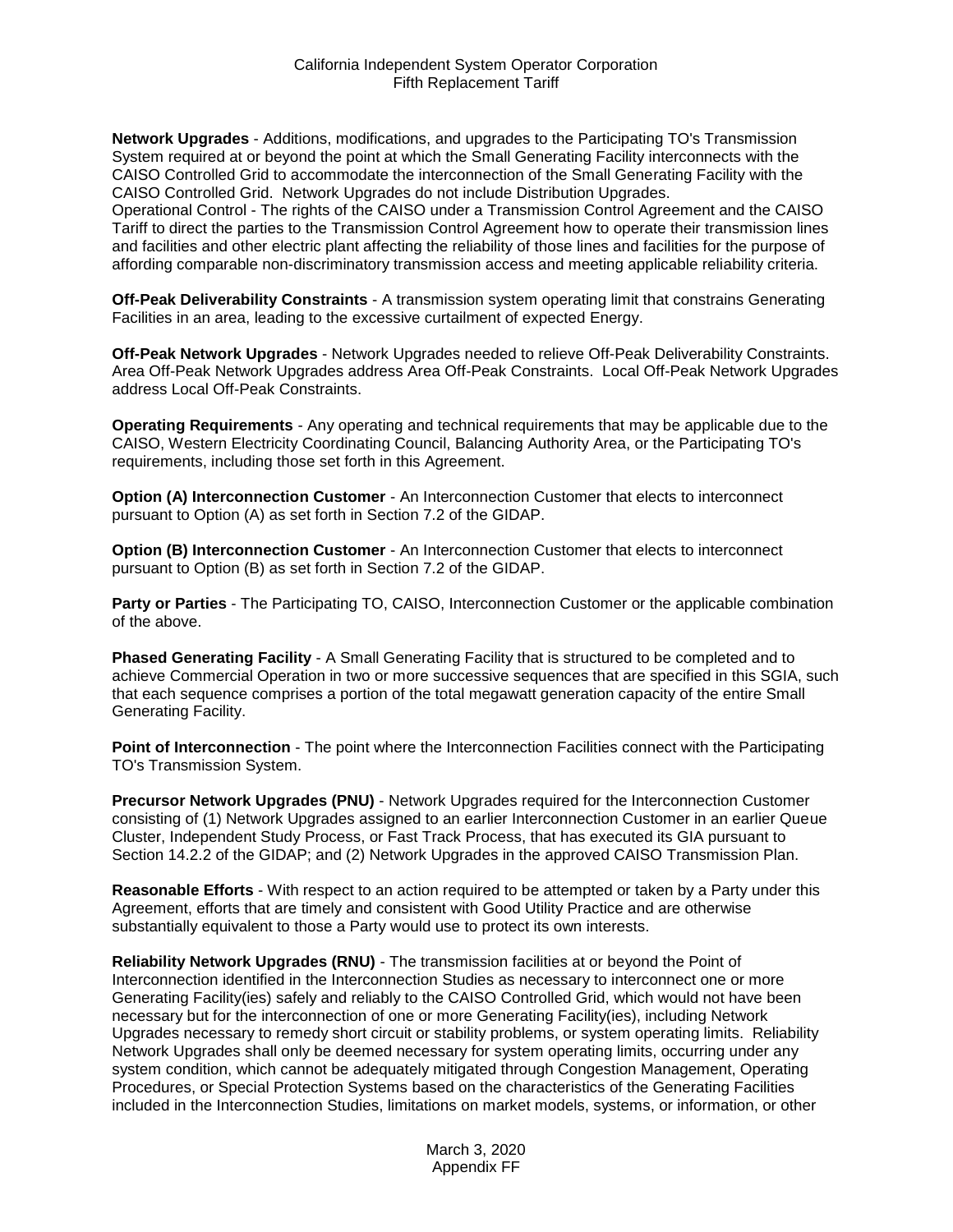**Network Upgrades** - Additions, modifications, and upgrades to the Participating TO's Transmission System required at or beyond the point at which the Small Generating Facility interconnects with the CAISO Controlled Grid to accommodate the interconnection of the Small Generating Facility with the CAISO Controlled Grid. Network Upgrades do not include Distribution Upgrades.
Operational Control - The rights of the CAISO under a Transmission Control Agreement and the CAISO Tariff to direct the parties to the Transmission Control Agreement how to operate their transmission lines and facilities and other electric plant affecting the reliability of those lines and facilities for the purpose of affording comparable non-discriminatory transmission access and meeting applicable reliability criteria.

**Off-Peak Deliverability Constraints** - A transmission system operating limit that constrains Generating Facilities in an area, leading to the excessive curtailment of expected Energy.

**Off-Peak Network Upgrades** - Network Upgrades needed to relieve Off-Peak Deliverability Constraints. Area Off-Peak Network Upgrades address Area Off-Peak Constraints. Local Off-Peak Network Upgrades address Local Off-Peak Constraints.

**Operating Requirements** - Any operating and technical requirements that may be applicable due to the CAISO, Western Electricity Coordinating Council, Balancing Authority Area, or the Participating TO's requirements, including those set forth in this Agreement.

**Option (A) Interconnection Customer** - An Interconnection Customer that elects to interconnect pursuant to Option (A) as set forth in Section 7.2 of the GIDAP.

**Option (B) Interconnection Customer** - An Interconnection Customer that elects to interconnect pursuant to Option (B) as set forth in Section 7.2 of the GIDAP.

**Party or Parties** - The Participating TO, CAISO, Interconnection Customer or the applicable combination of the above.

**Phased Generating Facility** - A Small Generating Facility that is structured to be completed and to achieve Commercial Operation in two or more successive sequences that are specified in this SGIA, such that each sequence comprises a portion of the total megawatt generation capacity of the entire Small Generating Facility.

**Point of Interconnection** - The point where the Interconnection Facilities connect with the Participating TO's Transmission System.

**Precursor Network Upgrades (PNU)** - Network Upgrades required for the Interconnection Customer consisting of (1) Network Upgrades assigned to an earlier Interconnection Customer in an earlier Queue Cluster, Independent Study Process, or Fast Track Process, that has executed its GIA pursuant to Section 14.2.2 of the GIDAP; and (2) Network Upgrades in the approved CAISO Transmission Plan.

**Reasonable Efforts** - With respect to an action required to be attempted or taken by a Party under this Agreement, efforts that are timely and consistent with Good Utility Practice and are otherwise substantially equivalent to those a Party would use to protect its own interests.

**Reliability Network Upgrades (RNU)** - The transmission facilities at or beyond the Point of Interconnection identified in the Interconnection Studies as necessary to interconnect one or more Generating Facility(ies) safely and reliably to the CAISO Controlled Grid, which would not have been necessary but for the interconnection of one or more Generating Facility(ies), including Network Upgrades necessary to remedy short circuit or stability problems, or system operating limits. Reliability Network Upgrades shall only be deemed necessary for system operating limits, occurring under any system condition, which cannot be adequately mitigated through Congestion Management, Operating Procedures, or Special Protection Systems based on the characteristics of the Generating Facilities included in the Interconnection Studies, limitations on market models, systems, or information, or other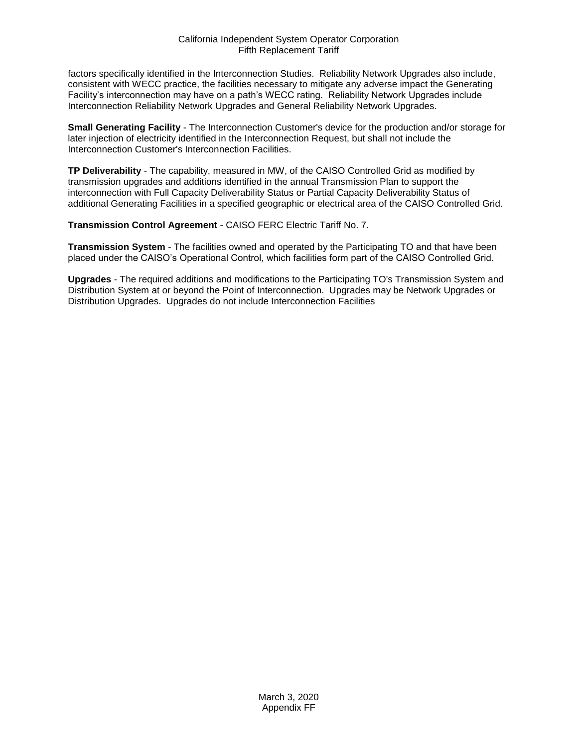factors specifically identified in the Interconnection Studies. Reliability Network Upgrades also include, consistent with WECC practice, the facilities necessary to mitigate any adverse impact the Generating Facility's interconnection may have on a path's WECC rating. Reliability Network Upgrades include Interconnection Reliability Network Upgrades and General Reliability Network Upgrades.

**Small Generating Facility** - The Interconnection Customer's device for the production and/or storage for later injection of electricity identified in the Interconnection Request, but shall not include the Interconnection Customer's Interconnection Facilities.

**TP Deliverability** - The capability, measured in MW, of the CAISO Controlled Grid as modified by transmission upgrades and additions identified in the annual Transmission Plan to support the interconnection with Full Capacity Deliverability Status or Partial Capacity Deliverability Status of additional Generating Facilities in a specified geographic or electrical area of the CAISO Controlled Grid.

**Transmission Control Agreement** - CAISO FERC Electric Tariff No. 7.

**Transmission System** - The facilities owned and operated by the Participating TO and that have been placed under the CAISO's Operational Control, which facilities form part of the CAISO Controlled Grid.

**Upgrades** - The required additions and modifications to the Participating TO's Transmission System and Distribution System at or beyond the Point of Interconnection. Upgrades may be Network Upgrades or Distribution Upgrades. Upgrades do not include Interconnection Facilities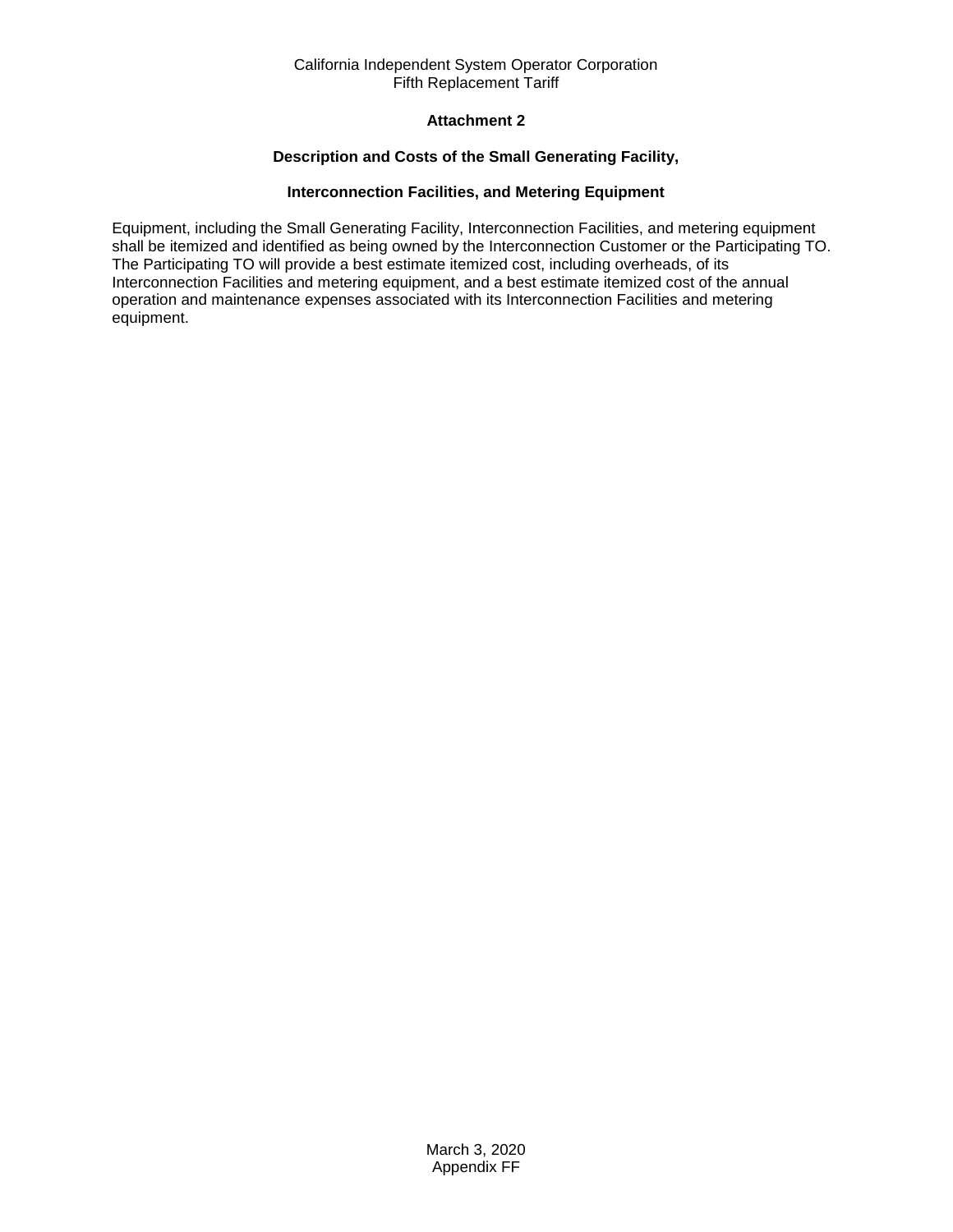## Attachment 2

### Description and Costs of the Small Generating Facility,

### Interconnection Facilities, and Metering Equipment

Equipment, including the Small Generating Facility, Interconnection Facilities, and metering equipment shall be itemized and identified as being owned by the Interconnection Customer or the Participating TO. The Participating TO will provide a best estimate itemized cost, including overheads, of its Interconnection Facilities and metering equipment, and a best estimate itemized cost of the annual operation and maintenance expenses associated with its Interconnection Facilities and metering equipment.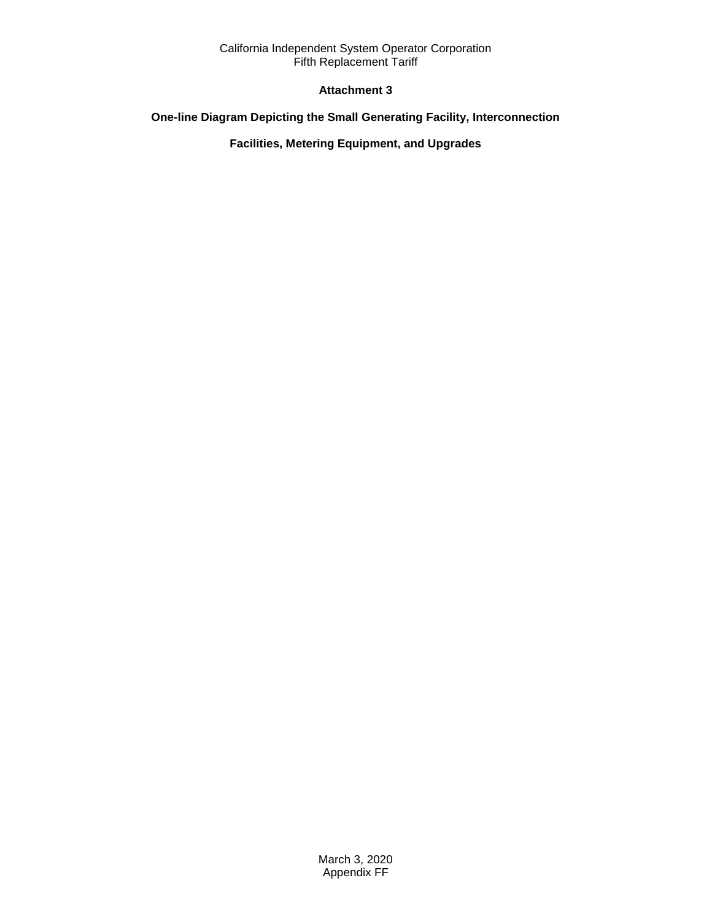## Attachment 3

## One-line Diagram Depicting the Small Generating Facility, Interconnection Facilities, Metering Equipment, and Upgrades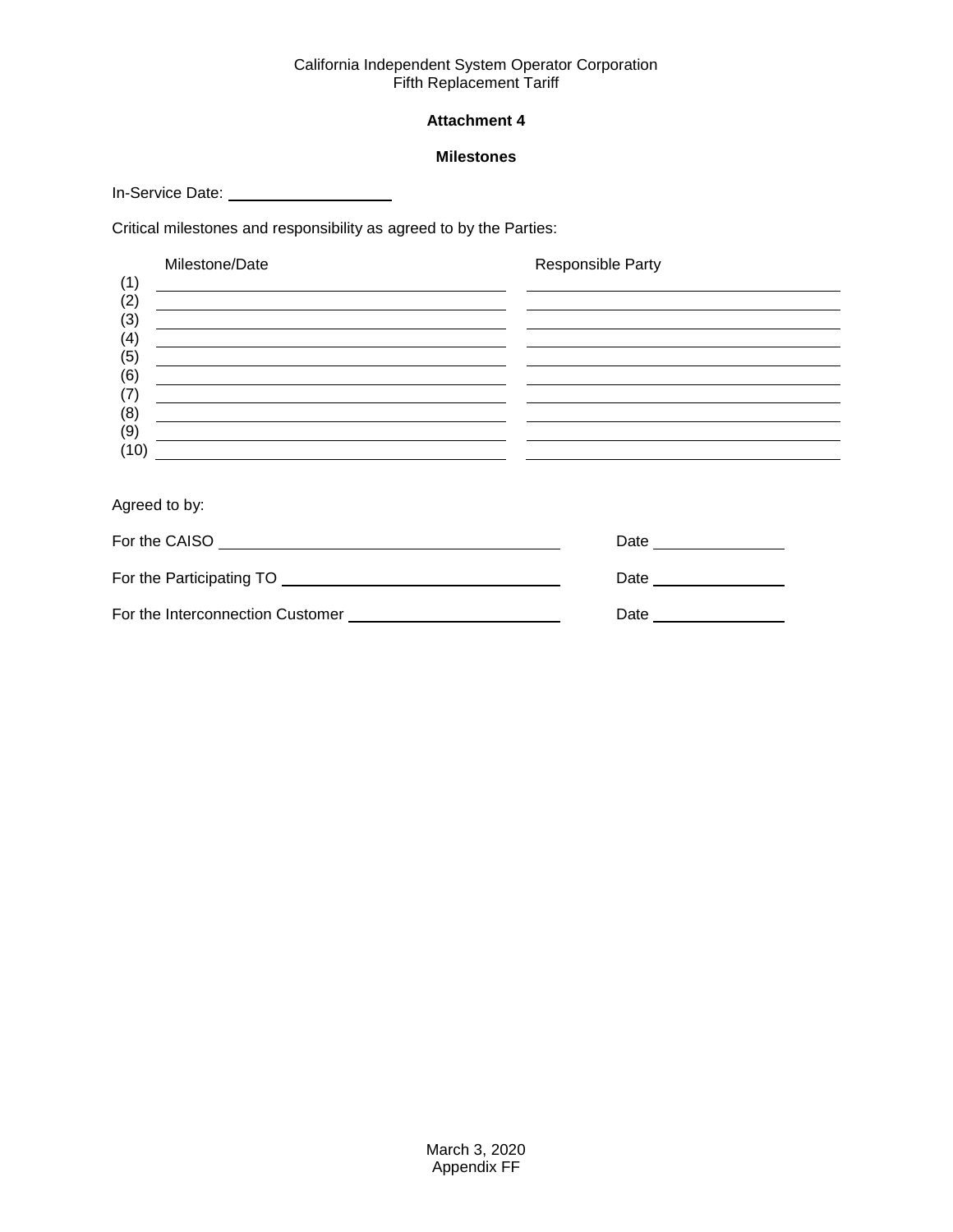## Attachment 4

### Milestones

In-Service Date: ____________________

Critical milestones and responsibility as agreed to by the Parties:

| | Milestone/Date | Responsible Party |
|---|---|---|
| (1) | | |
| (2) | | |
| (3) | | |
| (4) | | |
| (5) | | |
| (6) | | |
| (7) | | |
| (8) | | |
| (9) | | |
| (10) | | |

Agreed to by:

For the CAISO ________________________________________ Date _______________

For the Participating TO ________________________________ Date _______________

For the Interconnection Customer __________________________ Date _______________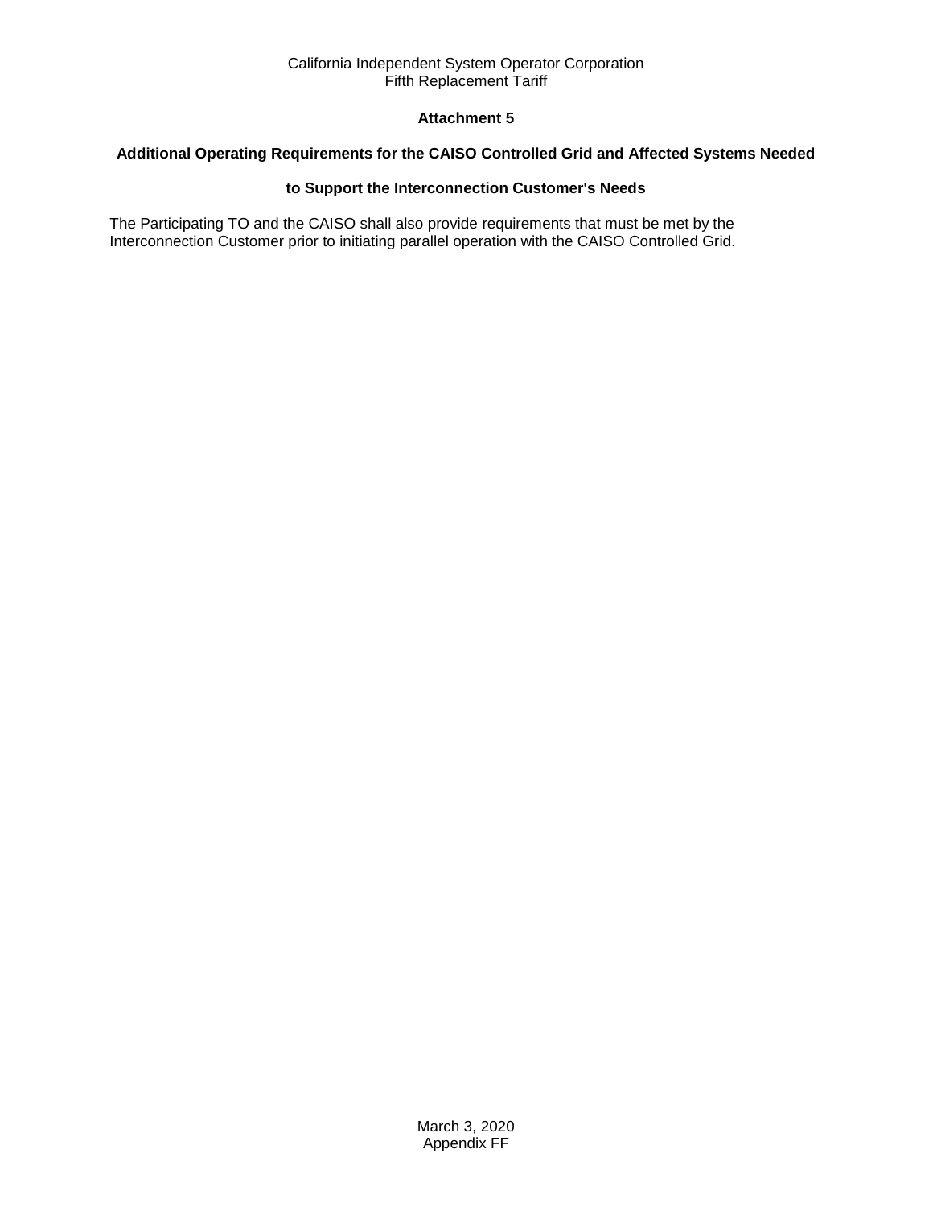## Attachment 5

### Additional Operating Requirements for the CAISO Controlled Grid and Affected Systems Needed to Support the Interconnection Customer's Needs

The Participating TO and the CAISO shall also provide requirements that must be met by the Interconnection Customer prior to initiating parallel operation with the CAISO Controlled Grid.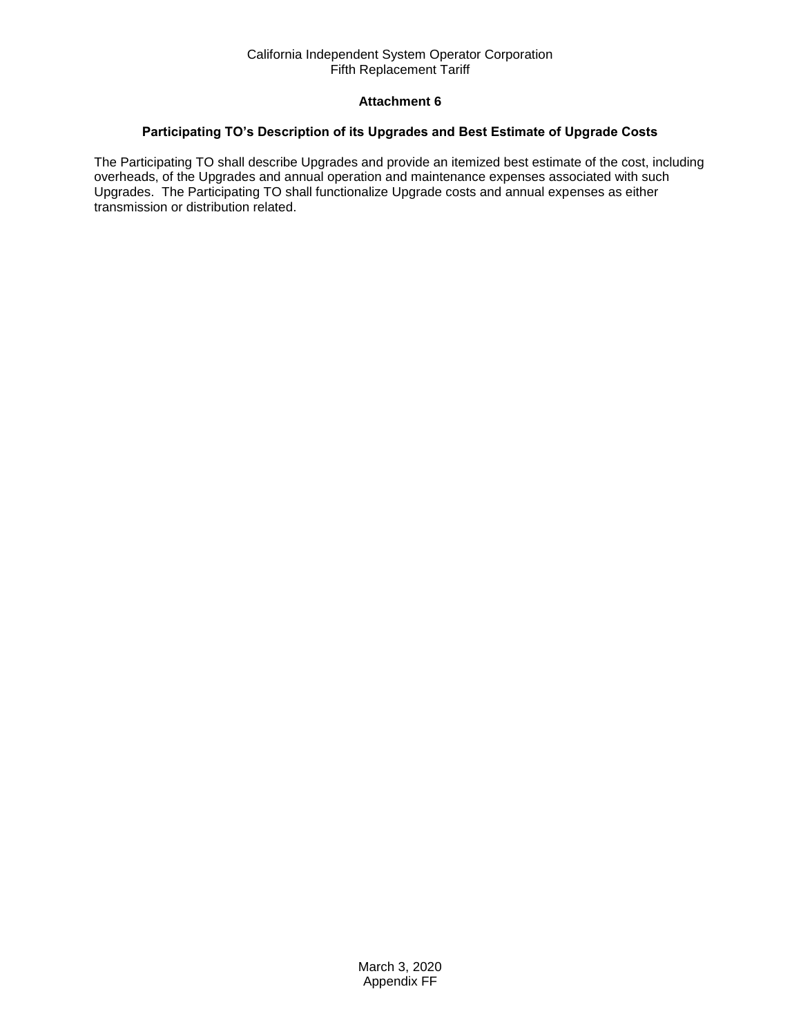# Attachment 6

## Participating TO's Description of its Upgrades and Best Estimate of Upgrade Costs

The Participating TO shall describe Upgrades and provide an itemized best estimate of the cost, including overheads, of the Upgrades and annual operation and maintenance expenses associated with such Upgrades. The Participating TO shall functionalize Upgrade costs and annual expenses as either transmission or distribution related.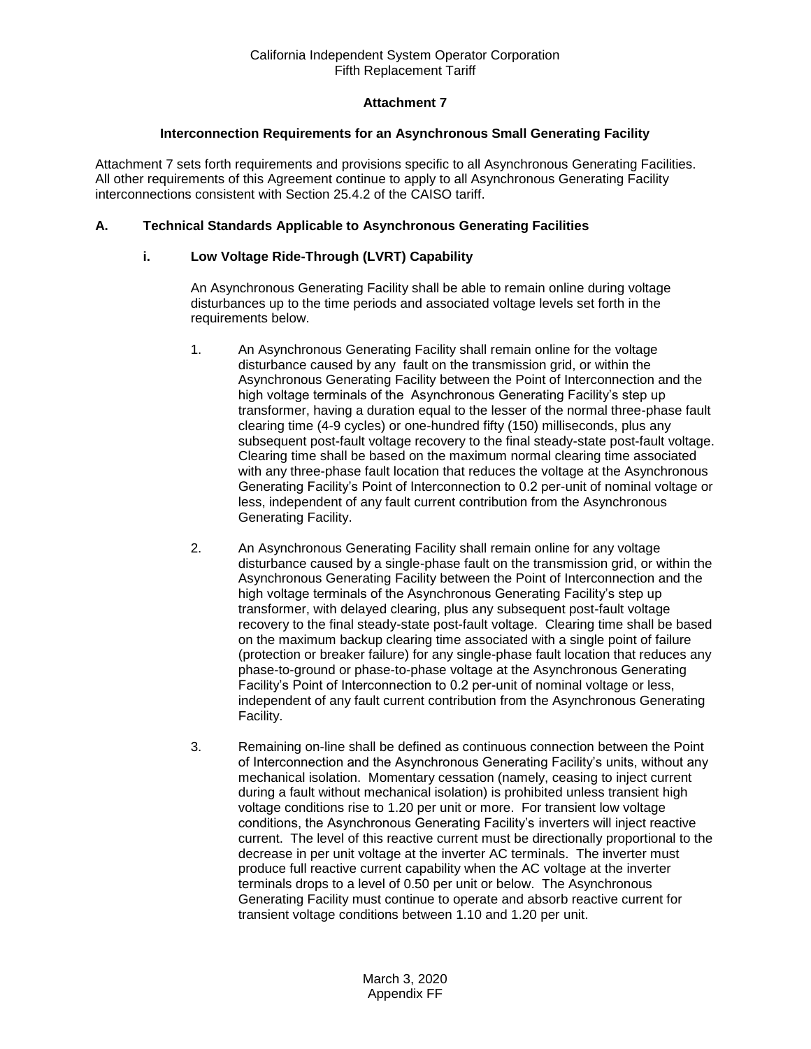# Attachment 7

## Interconnection Requirements for an Asynchronous Small Generating Facility

Attachment 7 sets forth requirements and provisions specific to all Asynchronous Generating Facilities. All other requirements of this Agreement continue to apply to all Asynchronous Generating Facility interconnections consistent with Section 25.4.2 of the CAISO tariff.

### A. Technical Standards Applicable to Asynchronous Generating Facilities

#### i. Low Voltage Ride-Through (LVRT) Capability

An Asynchronous Generating Facility shall be able to remain online during voltage disturbances up to the time periods and associated voltage levels set forth in the requirements below.

1. An Asynchronous Generating Facility shall remain online for the voltage disturbance caused by any fault on the transmission grid, or within the Asynchronous Generating Facility between the Point of Interconnection and the high voltage terminals of the Asynchronous Generating Facility's step up transformer, having a duration equal to the lesser of the normal three-phase fault clearing time (4-9 cycles) or one-hundred fifty (150) milliseconds, plus any subsequent post-fault voltage recovery to the final steady-state post-fault voltage. Clearing time shall be based on the maximum normal clearing time associated with any three-phase fault location that reduces the voltage at the Asynchronous Generating Facility's Point of Interconnection to 0.2 per-unit of nominal voltage or less, independent of any fault current contribution from the Asynchronous Generating Facility.

2. An Asynchronous Generating Facility shall remain online for any voltage disturbance caused by a single-phase fault on the transmission grid, or within the Asynchronous Generating Facility between the Point of Interconnection and the high voltage terminals of the Asynchronous Generating Facility's step up transformer, with delayed clearing, plus any subsequent post-fault voltage recovery to the final steady-state post-fault voltage. Clearing time shall be based on the maximum backup clearing time associated with a single point of failure (protection or breaker failure) for any single-phase fault location that reduces any phase-to-ground or phase-to-phase voltage at the Asynchronous Generating Facility's Point of Interconnection to 0.2 per-unit of nominal voltage or less, independent of any fault current contribution from the Asynchronous Generating Facility.

3. Remaining on-line shall be defined as continuous connection between the Point of Interconnection and the Asynchronous Generating Facility's units, without any mechanical isolation. Momentary cessation (namely, ceasing to inject current during a fault without mechanical isolation) is prohibited unless transient high voltage conditions rise to 1.20 per unit or more. For transient low voltage conditions, the Asynchronous Generating Facility's inverters will inject reactive current. The level of this reactive current must be directionally proportional to the decrease in per unit voltage at the inverter AC terminals. The inverter must produce full reactive current capability when the AC voltage at the inverter terminals drops to a level of 0.50 per unit or below. The Asynchronous Generating Facility must continue to operate and absorb reactive current for transient voltage conditions between 1.10 and 1.20 per unit.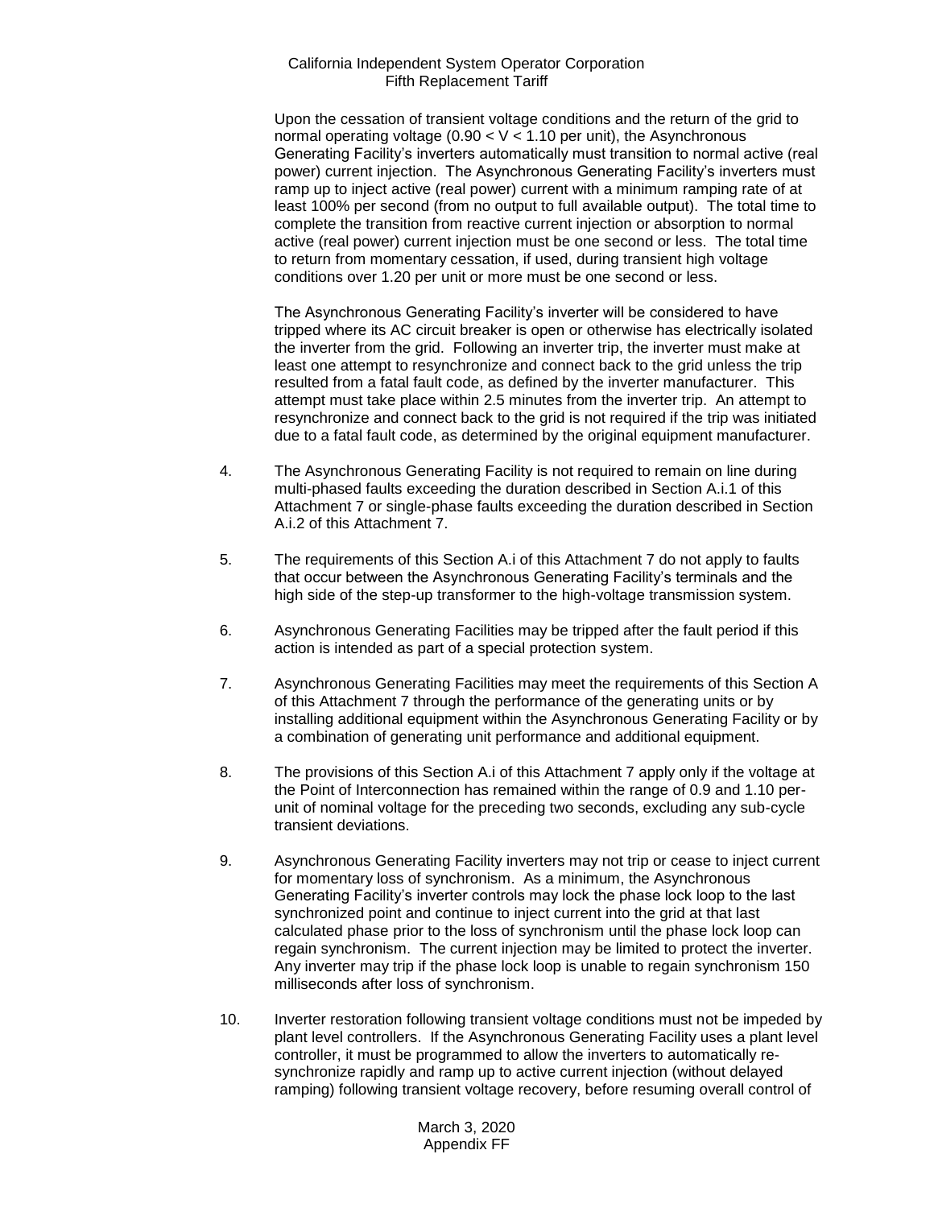Upon the cessation of transient voltage conditions and the return of the grid to normal operating voltage ($0.90 < V < 1.10$ per unit), the Asynchronous Generating Facility's inverters automatically must transition to normal active (real power) current injection. The Asynchronous Generating Facility's inverters must ramp up to inject active (real power) current with a minimum ramping rate of at least 100% per second (from no output to full available output). The total time to complete the transition from reactive current injection or absorption to normal active (real power) current injection must be one second or less. The total time to return from momentary cessation, if used, during transient high voltage conditions over 1.20 per unit or more must be one second or less.

The Asynchronous Generating Facility's inverter will be considered to have tripped where its AC circuit breaker is open or otherwise has electrically isolated the inverter from the grid. Following an inverter trip, the inverter must make at least one attempt to resynchronize and connect back to the grid unless the trip resulted from a fatal fault code, as defined by the inverter manufacturer. This attempt must take place within 2.5 minutes from the inverter trip. An attempt to resynchronize and connect back to the grid is not required if the trip was initiated due to a fatal fault code, as determined by the original equipment manufacturer.

4. The Asynchronous Generating Facility is not required to remain on line during multi-phased faults exceeding the duration described in Section A.i.1 of this Attachment 7 or single-phase faults exceeding the duration described in Section A.i.2 of this Attachment 7.

5. The requirements of this Section A.i of this Attachment 7 do not apply to faults that occur between the Asynchronous Generating Facility's terminals and the high side of the step-up transformer to the high-voltage transmission system.

6. Asynchronous Generating Facilities may be tripped after the fault period if this action is intended as part of a special protection system.

7. Asynchronous Generating Facilities may meet the requirements of this Section A of this Attachment 7 through the performance of the generating units or by installing additional equipment within the Asynchronous Generating Facility or by a combination of generating unit performance and additional equipment.

8. The provisions of this Section A.i of this Attachment 7 apply only if the voltage at the Point of Interconnection has remained within the range of 0.9 and 1.10 per-unit of nominal voltage for the preceding two seconds, excluding any sub-cycle transient deviations.

9. Asynchronous Generating Facility inverters may not trip or cease to inject current for momentary loss of synchronism. As a minimum, the Asynchronous Generating Facility's inverter controls may lock the phase lock loop to the last synchronized point and continue to inject current into the grid at that last calculated phase prior to the loss of synchronism until the phase lock loop can regain synchronism. The current injection may be limited to protect the inverter. Any inverter may trip if the phase lock loop is unable to regain synchronism 150 milliseconds after loss of synchronism.

10. Inverter restoration following transient voltage conditions must not be impeded by plant level controllers. If the Asynchronous Generating Facility uses a plant level controller, it must be programmed to allow the inverters to automatically re-synchronize rapidly and ramp up to active current injection (without delayed ramping) following transient voltage recovery, before resuming overall control of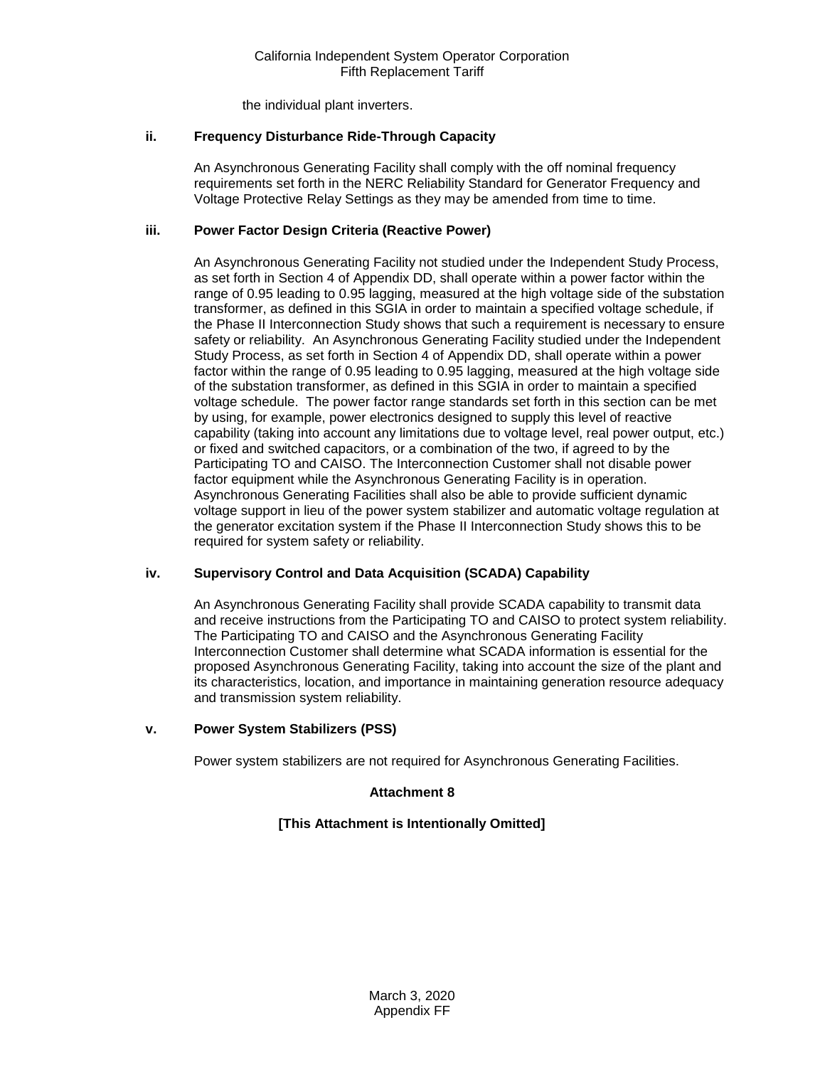the individual plant inverters.

**ii. Frequency Disturbance Ride-Through Capacity**

An Asynchronous Generating Facility shall comply with the off nominal frequency requirements set forth in the NERC Reliability Standard for Generator Frequency and Voltage Protective Relay Settings as they may be amended from time to time.

**iii. Power Factor Design Criteria (Reactive Power)**

An Asynchronous Generating Facility not studied under the Independent Study Process, as set forth in Section 4 of Appendix DD, shall operate within a power factor within the range of 0.95 leading to 0.95 lagging, measured at the high voltage side of the substation transformer, as defined in this SGIA in order to maintain a specified voltage schedule, if the Phase II Interconnection Study shows that such a requirement is necessary to ensure safety or reliability. An Asynchronous Generating Facility studied under the Independent Study Process, as set forth in Section 4 of Appendix DD, shall operate within a power factor within the range of 0.95 leading to 0.95 lagging, measured at the high voltage side of the substation transformer, as defined in this SGIA in order to maintain a specified voltage schedule. The power factor range standards set forth in this section can be met by using, for example, power electronics designed to supply this level of reactive capability (taking into account any limitations due to voltage level, real power output, etc.) or fixed and switched capacitors, or a combination of the two, if agreed to by the Participating TO and CAISO. The Interconnection Customer shall not disable power factor equipment while the Asynchronous Generating Facility is in operation. Asynchronous Generating Facilities shall also be able to provide sufficient dynamic voltage support in lieu of the power system stabilizer and automatic voltage regulation at the generator excitation system if the Phase II Interconnection Study shows this to be required for system safety or reliability.

**iv. Supervisory Control and Data Acquisition (SCADA) Capability**

An Asynchronous Generating Facility shall provide SCADA capability to transmit data and receive instructions from the Participating TO and CAISO to protect system reliability. The Participating TO and CAISO and the Asynchronous Generating Facility Interconnection Customer shall determine what SCADA information is essential for the proposed Asynchronous Generating Facility, taking into account the size of the plant and its characteristics, location, and importance in maintaining generation resource adequacy and transmission system reliability.

**v. Power System Stabilizers (PSS)**

Power system stabilizers are not required for Asynchronous Generating Facilities.

**Attachment 8**

**[This Attachment is Intentionally Omitted]**